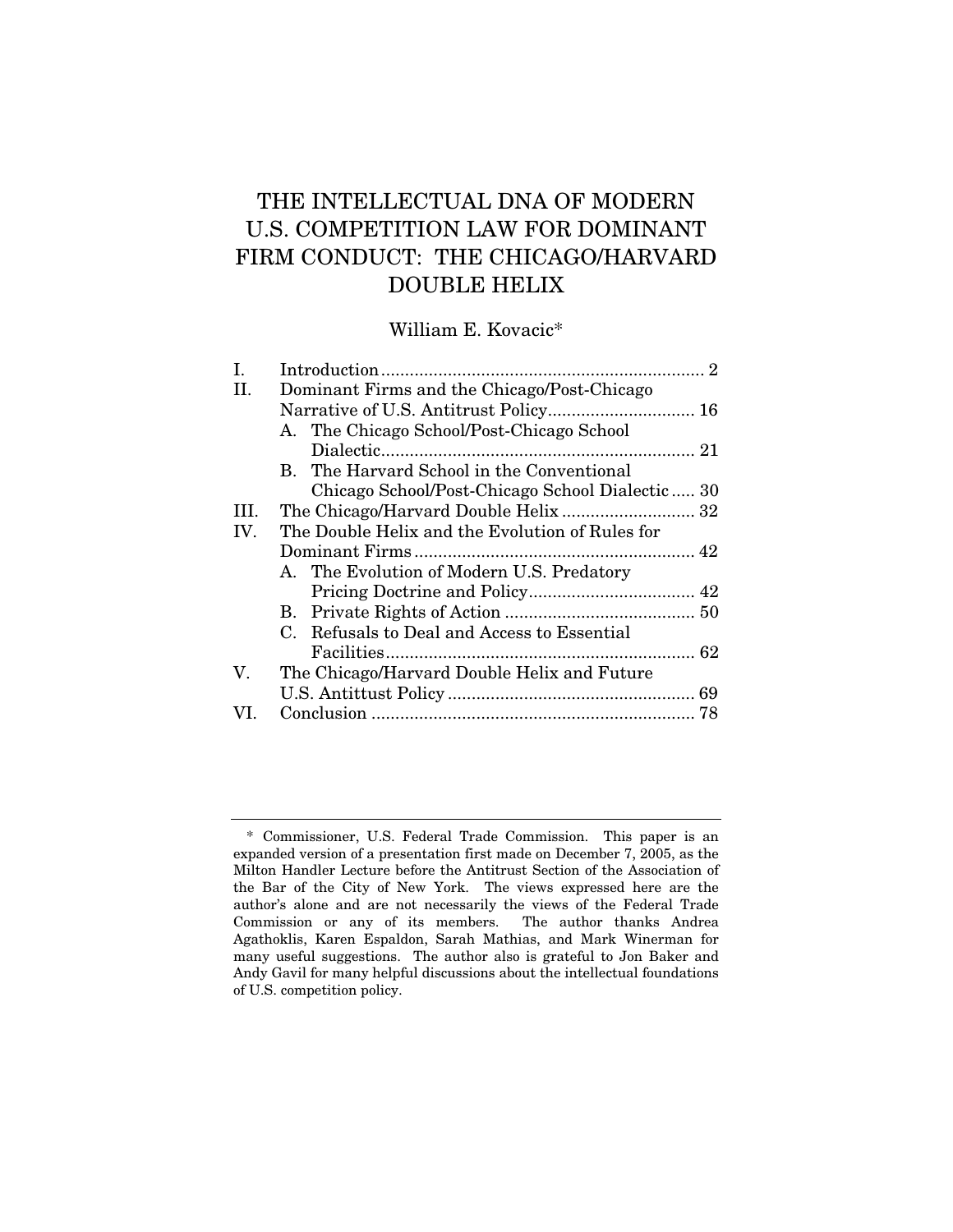# THE INTELLECTUAL DNA OF MODERN U.S. COMPETITION LAW FOR DOMINANT FIRM CONDUCT: THE CHICAGO/HARVARD DOUBLE HELIX

William E. Kovacic*

I. Introduction .................................................................... 2

II. Dominant Firms and the Chicago/Post-Chicago Narrative of U.S. Antitrust Policy............................... 16

  A. The Chicago School/Post-Chicago School Dialectic.................................................................. 21

  B. The Harvard School in the Conventional Chicago School/Post-Chicago School Dialectic..... 30

III. The Chicago/Harvard Double Helix ............................ 32

IV. The Double Helix and the Evolution of Rules for Dominant Firms........................................................... 42

  A. The Evolution of Modern U.S. Predatory Pricing Doctrine and Policy................................... 42

  B. Private Rights of Action ........................................ 50

  C. Refusals to Deal and Access to Essential Facilities................................................................. 62

V. The Chicago/Harvard Double Helix and Future U.S. Antittust Policy .................................................... 69

VI. Conclusion .................................................................... 78

---

\* Commissioner, U.S. Federal Trade Commission. This paper is an expanded version of a presentation first made on December 7, 2005, as the Milton Handler Lecture before the Antitrust Section of the Association of the Bar of the City of New York. The views expressed here are the author's alone and are not necessarily the views of the Federal Trade Commission or any of its members. The author thanks Andrea Agathoklis, Karen Espaldon, Sarah Mathias, and Mark Winerman for many useful suggestions. The author also is grateful to Jon Baker and Andy Gavil for many helpful discussions about the intellectual foundations of U.S. competition policy.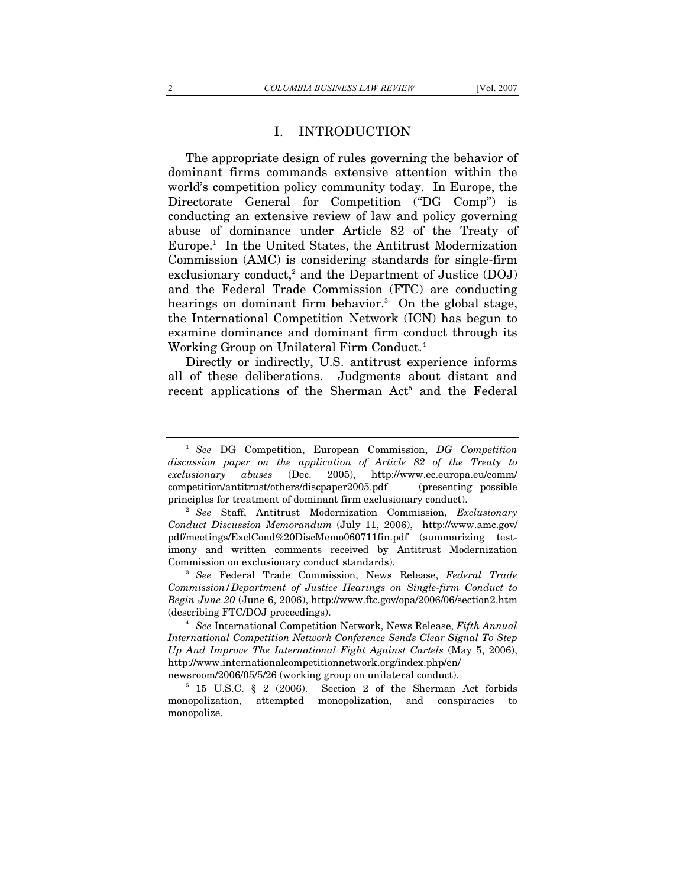# I. INTRODUCTION

The appropriate design of rules governing the behavior of dominant firms commands extensive attention within the world's competition policy community today. In Europe, the Directorate General for Competition ("DG Comp") is conducting an extensive review of law and policy governing abuse of dominance under Article 82 of the Treaty of Europe.[1] In the United States, the Antitrust Modernization Commission (AMC) is considering standards for single-firm exclusionary conduct,[2] and the Department of Justice (DOJ) and the Federal Trade Commission (FTC) are conducting hearings on dominant firm behavior.[3] On the global stage, the International Competition Network (ICN) has begun to examine dominance and dominant firm conduct through its Working Group on Unilateral Firm Conduct.[4]

Directly or indirectly, U.S. antitrust experience informs all of these deliberations. Judgments about distant and recent applications of the Sherman Act[5] and the Federal

---

[1] *See* DG Competition, European Commission, *DG Competition discussion paper on the application of Article 82 of the Treaty to exclusionary abuses* (Dec. 2005), http://www.ec.europa.eu/comm/competition/antitrust/others/discpaper2005.pdf (presenting possible principles for treatment of dominant firm exclusionary conduct).

[2] *See* Staff, Antitrust Modernization Commission, *Exclusionary Conduct Discussion Memorandum* (July 11, 2006), http://www.amc.gov/pdf/meetings/ExclCond%20DiscMemo060711fin.pdf (summarizing testimony and written comments received by Antitrust Modernization Commission on exclusionary conduct standards).

[3] *See* Federal Trade Commission, News Release, *Federal Trade Commission/Department of Justice Hearings on Single-firm Conduct to Begin June 20* (June 6, 2006), http://www.ftc.gov/opa/2006/06/section2.htm (describing FTC/DOJ proceedings).

[4] *See* International Competition Network, News Release, *Fifth Annual International Competition Network Conference Sends Clear Signal To Step Up And Improve The International Fight Against Cartels* (May 5, 2006), http://www.internationalcompetitionnetwork.org/index.php/en/newsroom/2006/05/5/26 (working group on unilateral conduct).

[5] 15 U.S.C. § 2 (2006). Section 2 of the Sherman Act forbids monopolization, attempted monopolization, and conspiracies to monopolize.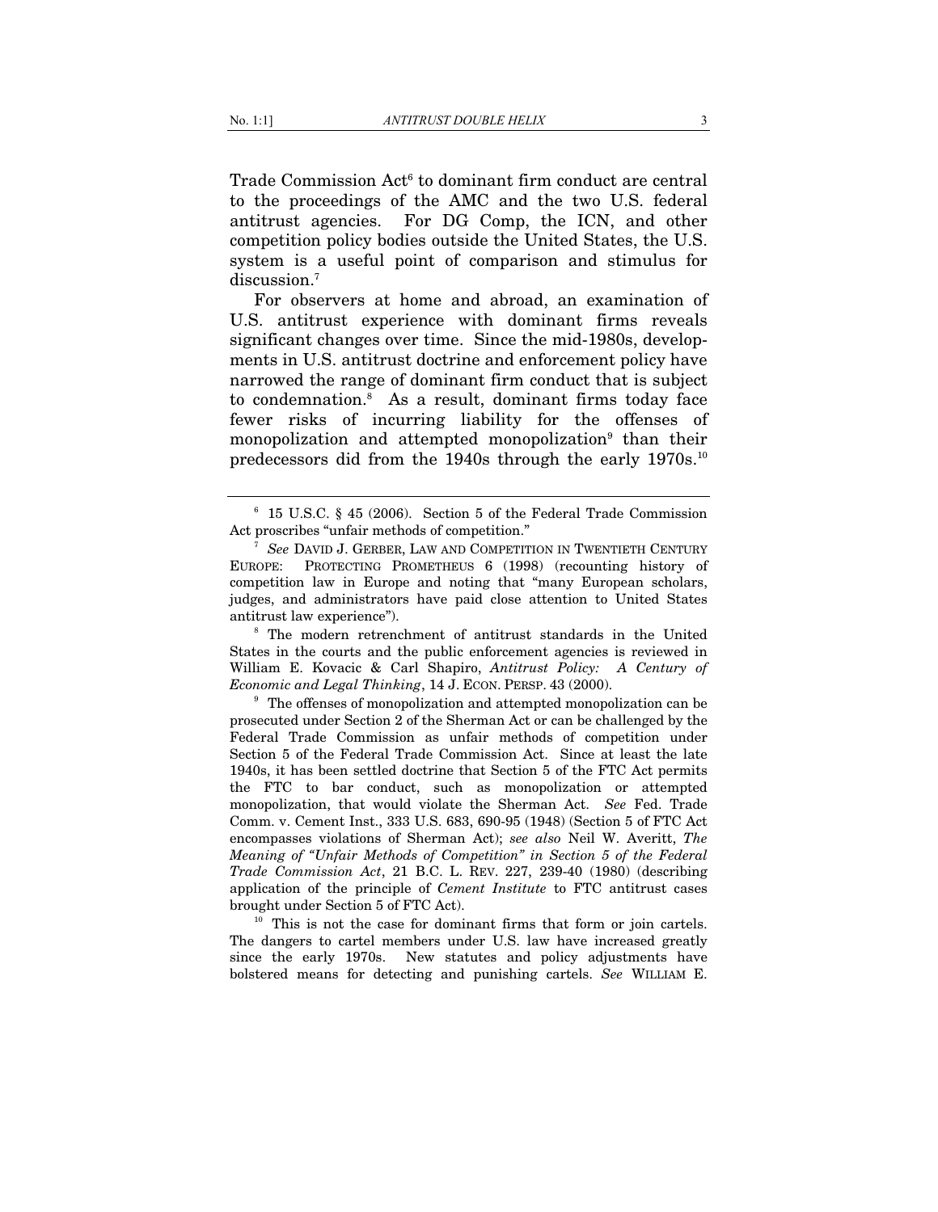Trade Commission Act[6] to dominant firm conduct are central to the proceedings of the AMC and the two U.S. federal antitrust agencies. For DG Comp, the ICN, and other competition policy bodies outside the United States, the U.S. system is a useful point of comparison and stimulus for discussion.[7]

For observers at home and abroad, an examination of U.S. antitrust experience with dominant firms reveals significant changes over time. Since the mid-1980s, developments in U.S. antitrust doctrine and enforcement policy have narrowed the range of dominant firm conduct that is subject to condemnation.[8] As a result, dominant firms today face fewer risks of incurring liability for the offenses of monopolization and attempted monopolization[9] than their predecessors did from the 1940s through the early 1970s.[10]

---

[6] 15 U.S.C. § 45 (2006). Section 5 of the Federal Trade Commission Act proscribes "unfair methods of competition."

[7] *See* DAVID J. GERBER, LAW AND COMPETITION IN TWENTIETH CENTURY EUROPE: PROTECTING PROMETHEUS 6 (1998) (recounting history of competition law in Europe and noting that "many European scholars, judges, and administrators have paid close attention to United States antitrust law experience").

[8] The modern retrenchment of antitrust standards in the United States in the courts and the public enforcement agencies is reviewed in William E. Kovacic & Carl Shapiro, *Antitrust Policy: A Century of Economic and Legal Thinking*, 14 J. ECON. PERSP. 43 (2000).

[9] The offenses of monopolization and attempted monopolization can be prosecuted under Section 2 of the Sherman Act or can be challenged by the Federal Trade Commission as unfair methods of competition under Section 5 of the Federal Trade Commission Act. Since at least the late 1940s, it has been settled doctrine that Section 5 of the FTC Act permits the FTC to bar conduct, such as monopolization or attempted monopolization, that would violate the Sherman Act. *See* Fed. Trade Comm. v. Cement Inst., 333 U.S. 683, 690-95 (1948) (Section 5 of FTC Act encompasses violations of Sherman Act); *see also* Neil W. Averitt, *The Meaning of "Unfair Methods of Competition" in Section 5 of the Federal Trade Commission Act*, 21 B.C. L. REV. 227, 239-40 (1980) (describing application of the principle of *Cement Institute* to FTC antitrust cases brought under Section 5 of FTC Act).

[10] This is not the case for dominant firms that form or join cartels. The dangers to cartel members under U.S. law have increased greatly since the early 1970s. New statutes and policy adjustments have bolstered means for detecting and punishing cartels. *See* WILLIAM E.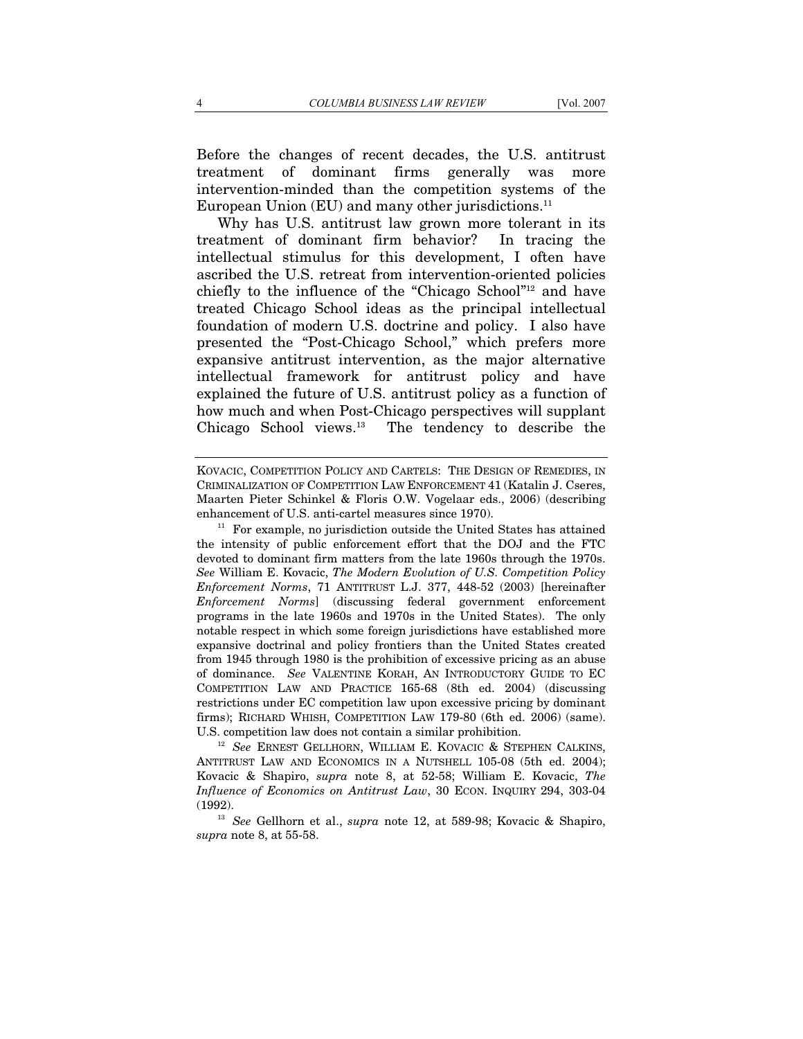Before the changes of recent decades, the U.S. antitrust treatment of dominant firms generally was more intervention-minded than the competition systems of the European Union (EU) and many other jurisdictions.[11]

Why has U.S. antitrust law grown more tolerant in its treatment of dominant firm behavior? In tracing the intellectual stimulus for this development, I often have ascribed the U.S. retreat from intervention-oriented policies chiefly to the influence of the "Chicago School"[12] and have treated Chicago School ideas as the principal intellectual foundation of modern U.S. doctrine and policy. I also have presented the "Post-Chicago School," which prefers more expansive antitrust intervention, as the major alternative intellectual framework for antitrust policy and have explained the future of U.S. antitrust policy as a function of how much and when Post-Chicago perspectives will supplant Chicago School views.[13] The tendency to describe the

---

KOVACIC, COMPETITION POLICY AND CARTELS: THE DESIGN OF REMEDIES, IN CRIMINALIZATION OF COMPETITION LAW ENFORCEMENT 41 (Katalin J. Cseres, Maarten Pieter Schinkel & Floris O.W. Vogelaar eds., 2006) (describing enhancement of U.S. anti-cartel measures since 1970).

[11] For example, no jurisdiction outside the United States has attained the intensity of public enforcement effort that the DOJ and the FTC devoted to dominant firm matters from the late 1960s through the 1970s. *See* William E. Kovacic, *The Modern Evolution of U.S. Competition Policy Enforcement Norms*, 71 ANTITRUST L.J. 377, 448-52 (2003) [hereinafter *Enforcement Norms*] (discussing federal government enforcement programs in the late 1960s and 1970s in the United States). The only notable respect in which some foreign jurisdictions have established more expansive doctrinal and policy frontiers than the United States created from 1945 through 1980 is the prohibition of excessive pricing as an abuse of dominance. *See* VALENTINE KORAH, AN INTRODUCTORY GUIDE TO EC COMPETITION LAW AND PRACTICE 165-68 (8th ed. 2004) (discussing restrictions under EC competition law upon excessive pricing by dominant firms); RICHARD WHISH, COMPETITION LAW 179-80 (6th ed. 2006) (same). U.S. competition law does not contain a similar prohibition.

[12] *See* ERNEST GELLHORN, WILLIAM E. KOVACIC & STEPHEN CALKINS, ANTITRUST LAW AND ECONOMICS IN A NUTSHELL 105-08 (5th ed. 2004); Kovacic & Shapiro, *supra* note 8, at 52-58; William E. Kovacic, *The Influence of Economics on Antitrust Law*, 30 ECON. INQUIRY 294, 303-04 (1992).

[13] *See* Gellhorn et al., *supra* note 12, at 589-98; Kovacic & Shapiro, *supra* note 8, at 55-58.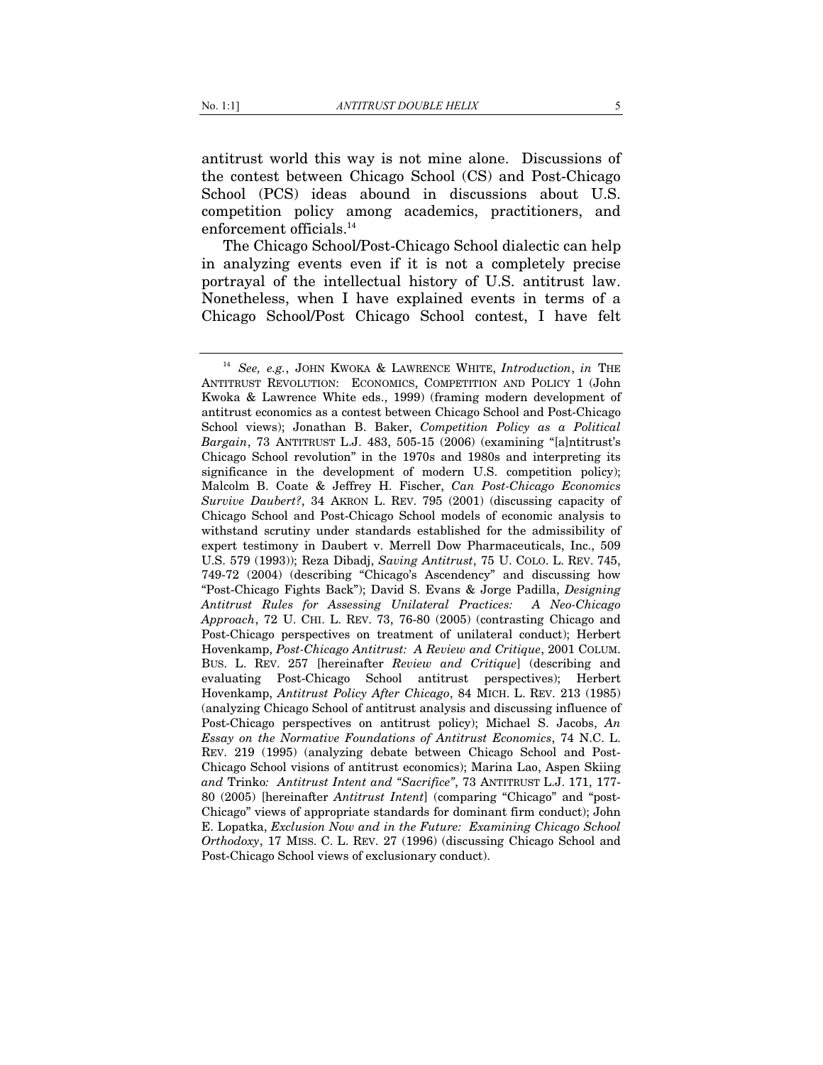antitrust world this way is not mine alone. Discussions of the contest between Chicago School (CS) and Post-Chicago School (PCS) ideas abound in discussions about U.S. competition policy among academics, practitioners, and enforcement officials.[14]

The Chicago School/Post-Chicago School dialectic can help in analyzing events even if it is not a completely precise portrayal of the intellectual history of U.S. antitrust law. Nonetheless, when I have explained events in terms of a Chicago School/Post Chicago School contest, I have felt

---

[14] *See, e.g.*, JOHN KWOKA & LAWRENCE WHITE, *Introduction*, *in* THE ANTITRUST REVOLUTION: ECONOMICS, COMPETITION AND POLICY 1 (John Kwoka & Lawrence White eds., 1999) (framing modern development of antitrust economics as a contest between Chicago School and Post-Chicago School views); Jonathan B. Baker, *Competition Policy as a Political Bargain*, 73 ANTITRUST L.J. 483, 505-15 (2006) (examining "[a]ntitrust's Chicago School revolution" in the 1970s and 1980s and interpreting its significance in the development of modern U.S. competition policy); Malcolm B. Coate & Jeffrey H. Fischer, *Can Post-Chicago Economics Survive Daubert?*, 34 AKRON L. REV. 795 (2001) (discussing capacity of Chicago School and Post-Chicago School models of economic analysis to withstand scrutiny under standards established for the admissibility of expert testimony in Daubert v. Merrell Dow Pharmaceuticals, Inc., 509 U.S. 579 (1993)); Reza Dibadj, *Saving Antitrust*, 75 U. COLO. L. REV. 745, 749-72 (2004) (describing "Chicago's Ascendency" and discussing how "Post-Chicago Fights Back"); David S. Evans & Jorge Padilla, *Designing Antitrust Rules for Assessing Unilateral Practices: A Neo-Chicago Approach*, 72 U. CHI. L. REV. 73, 76-80 (2005) (contrasting Chicago and Post-Chicago perspectives on treatment of unilateral conduct); Herbert Hovenkamp, *Post-Chicago Antitrust: A Review and Critique*, 2001 COLUM. BUS. L. REV. 257 [hereinafter *Review and Critique*] (describing and evaluating Post-Chicago School antitrust perspectives); Herbert Hovenkamp, *Antitrust Policy After Chicago*, 84 MICH. L. REV. 213 (1985) (analyzing Chicago School of antitrust analysis and discussing influence of Post-Chicago perspectives on antitrust policy); Michael S. Jacobs, *An Essay on the Normative Foundations of Antitrust Economics*, 74 N.C. L. REV. 219 (1995) (analyzing debate between Chicago School and Post-Chicago School visions of antitrust economics); Marina Lao, Aspen Skiing *and* Trinko*: Antitrust Intent and "Sacrifice"*, 73 ANTITRUST L.J. 171, 177-80 (2005) [hereinafter *Antitrust Intent*] (comparing "Chicago" and "post-Chicago" views of appropriate standards for dominant firm conduct); John E. Lopatka, *Exclusion Now and in the Future: Examining Chicago School Orthodoxy*, 17 MISS. C. L. REV. 27 (1996) (discussing Chicago School and Post-Chicago School views of exclusionary conduct).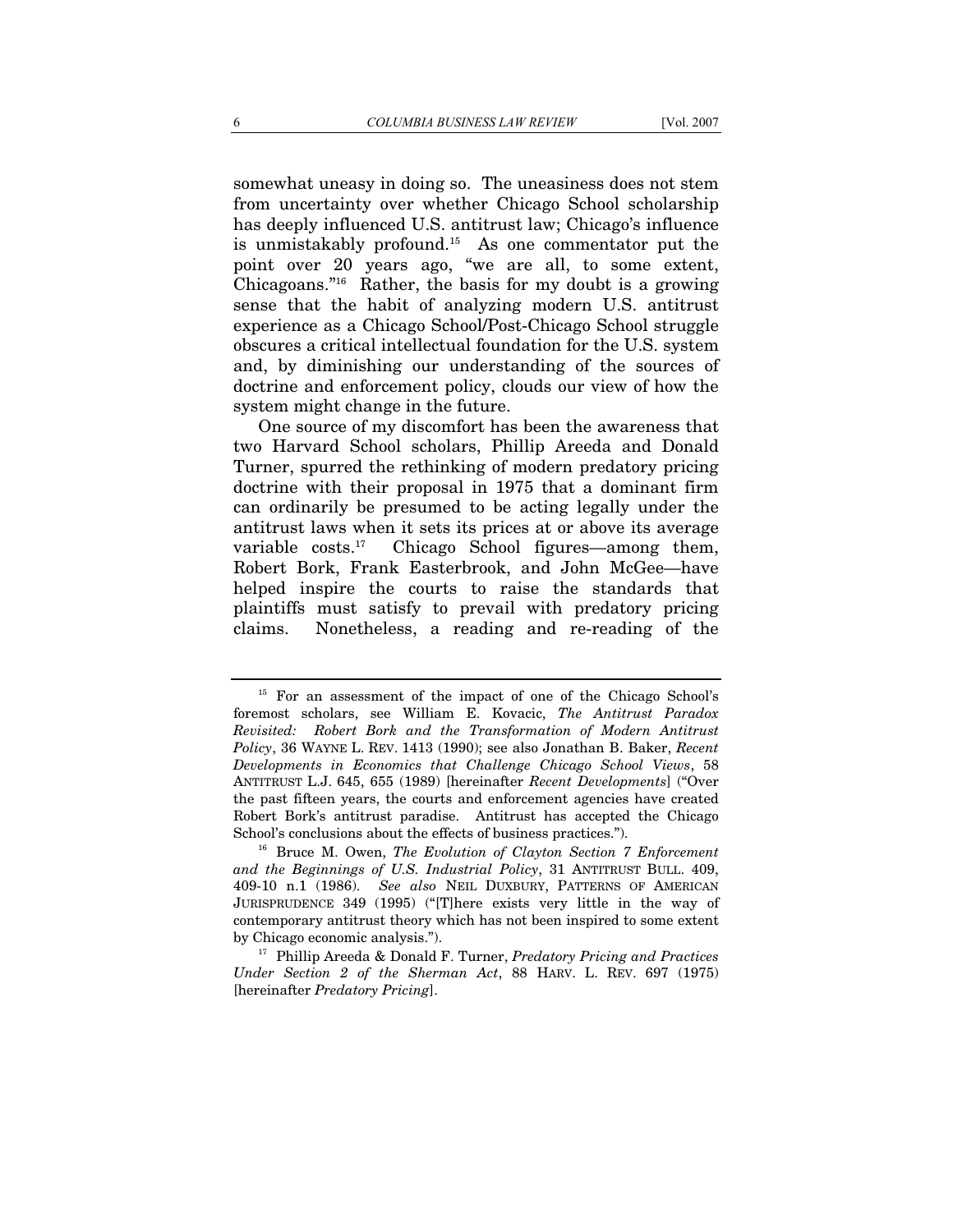somewhat uneasy in doing so. The uneasiness does not stem from uncertainty over whether Chicago School scholarship has deeply influenced U.S. antitrust law; Chicago's influence is unmistakably profound.[15] As one commentator put the point over 20 years ago, "we are all, to some extent, Chicagoans."[16] Rather, the basis for my doubt is a growing sense that the habit of analyzing modern U.S. antitrust experience as a Chicago School/Post-Chicago School struggle obscures a critical intellectual foundation for the U.S. system and, by diminishing our understanding of the sources of doctrine and enforcement policy, clouds our view of how the system might change in the future.

One source of my discomfort has been the awareness that two Harvard School scholars, Phillip Areeda and Donald Turner, spurred the rethinking of modern predatory pricing doctrine with their proposal in 1975 that a dominant firm can ordinarily be presumed to be acting legally under the antitrust laws when it sets its prices at or above its average variable costs.[17] Chicago School figures—among them, Robert Bork, Frank Easterbrook, and John McGee—have helped inspire the courts to raise the standards that plaintiffs must satisfy to prevail with predatory pricing claims. Nonetheless, a reading and re-reading of the

---

[15] For an assessment of the impact of one of the Chicago School's foremost scholars, see William E. Kovacic, *The Antitrust Paradox Revisited: Robert Bork and the Transformation of Modern Antitrust Policy*, 36 WAYNE L. REV. 1413 (1990); see also Jonathan B. Baker, *Recent Developments in Economics that Challenge Chicago School Views*, 58 ANTITRUST L.J. 645, 655 (1989) [hereinafter *Recent Developments*] ("Over the past fifteen years, the courts and enforcement agencies have created Robert Bork's antitrust paradise. Antitrust has accepted the Chicago School's conclusions about the effects of business practices.").

[16] Bruce M. Owen, *The Evolution of Clayton Section 7 Enforcement and the Beginnings of U.S. Industrial Policy*, 31 ANTITRUST BULL. 409, 409-10 n.1 (1986). *See also* NEIL DUXBURY, PATTERNS OF AMERICAN JURISPRUDENCE 349 (1995) ("[T]here exists very little in the way of contemporary antitrust theory which has not been inspired to some extent by Chicago economic analysis.").

[17] Phillip Areeda & Donald F. Turner, *Predatory Pricing and Practices Under Section 2 of the Sherman Act*, 88 HARV. L. REV. 697 (1975) [hereinafter *Predatory Pricing*].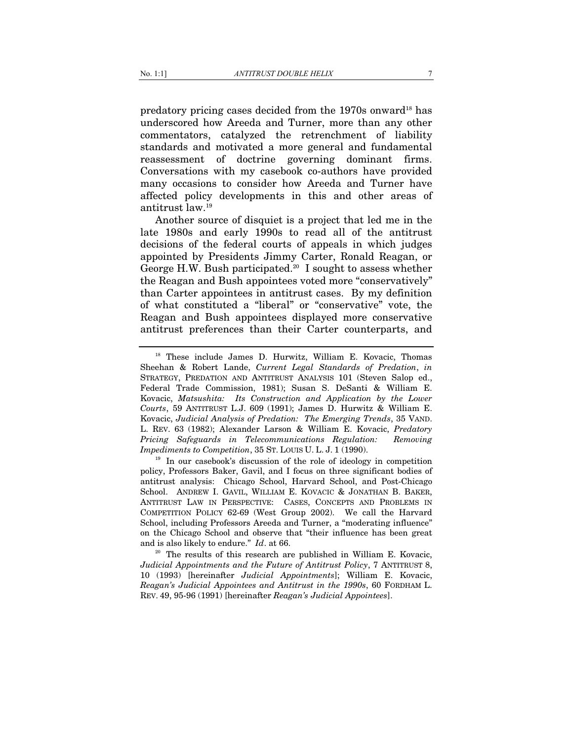predatory pricing cases decided from the 1970s onward[18] has underscored how Areeda and Turner, more than any other commentators, catalyzed the retrenchment of liability standards and motivated a more general and fundamental reassessment of doctrine governing dominant firms. Conversations with my casebook co-authors have provided many occasions to consider how Areeda and Turner have affected policy developments in this and other areas of antitrust law.[19]

Another source of disquiet is a project that led me in the late 1980s and early 1990s to read all of the antitrust decisions of the federal courts of appeals in which judges appointed by Presidents Jimmy Carter, Ronald Reagan, or George H.W. Bush participated.[20] I sought to assess whether the Reagan and Bush appointees voted more "conservatively" than Carter appointees in antitrust cases. By my definition of what constituted a "liberal" or "conservative" vote, the Reagan and Bush appointees displayed more conservative antitrust preferences than their Carter counterparts, and

---

[18] These include James D. Hurwitz, William E. Kovacic, Thomas Sheehan & Robert Lande, *Current Legal Standards of Predation*, *in* STRATEGY, PREDATION AND ANTITRUST ANALYSIS 101 (Steven Salop ed., Federal Trade Commission, 1981); Susan S. DeSanti & William E. Kovacic, *Matsushita: Its Construction and Application by the Lower Courts*, 59 ANTITRUST L.J. 609 (1991); James D. Hurwitz & William E. Kovacic, *Judicial Analysis of Predation: The Emerging Trends*, 35 VAND. L. REV. 63 (1982); Alexander Larson & William E. Kovacic, *Predatory Pricing Safeguards in Telecommunications Regulation: Removing Impediments to Competition*, 35 ST. LOUIS U. L. J. 1 (1990).

[19] In our casebook's discussion of the role of ideology in competition policy, Professors Baker, Gavil, and I focus on three significant bodies of antitrust analysis: Chicago School, Harvard School, and Post-Chicago School. ANDREW I. GAVIL, WILLIAM E. KOVACIC & JONATHAN B. BAKER, ANTITRUST LAW IN PERSPECTIVE: CASES, CONCEPTS AND PROBLEMS IN COMPETITION POLICY 62-69 (West Group 2002). We call the Harvard School, including Professors Areeda and Turner, a "moderating influence" on the Chicago School and observe that "their influence has been great and is also likely to endure." *Id*. at 66.

[20] The results of this research are published in William E. Kovacic, *Judicial Appointments and the Future of Antitrust Policy*, 7 ANTITRUST 8, 10 (1993) [hereinafter *Judicial Appointments*]; William E. Kovacic, *Reagan's Judicial Appointees and Antitrust in the 1990s*, 60 FORDHAM L. REV. 49, 95-96 (1991) [hereinafter *Reagan's Judicial Appointees*].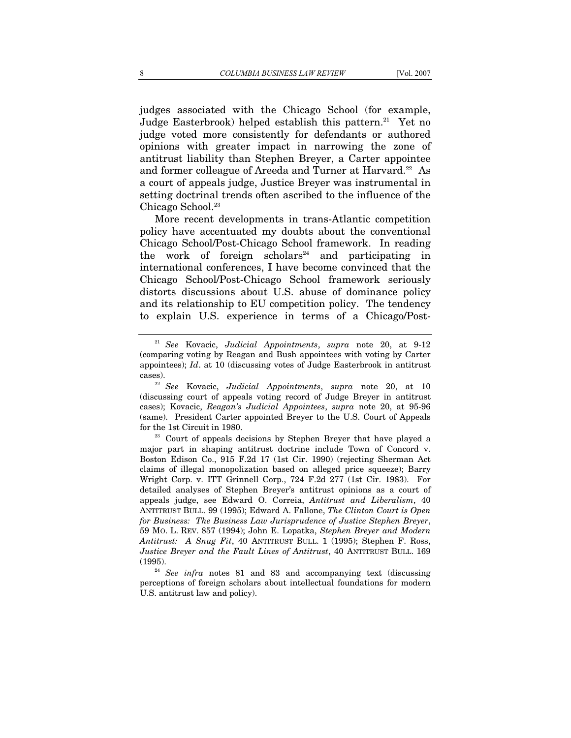judges associated with the Chicago School (for example, Judge Easterbrook) helped establish this pattern.[21] Yet no judge voted more consistently for defendants or authored opinions with greater impact in narrowing the zone of antitrust liability than Stephen Breyer, a Carter appointee and former colleague of Areeda and Turner at Harvard.[22] As a court of appeals judge, Justice Breyer was instrumental in setting doctrinal trends often ascribed to the influence of the Chicago School.[23]

More recent developments in trans-Atlantic competition policy have accentuated my doubts about the conventional Chicago School/Post-Chicago School framework. In reading the work of foreign scholars[24] and participating in international conferences, I have become convinced that the Chicago School/Post-Chicago School framework seriously distorts discussions about U.S. abuse of dominance policy and its relationship to EU competition policy. The tendency to explain U.S. experience in terms of a Chicago/Post-

---

[21] *See* Kovacic, *Judicial Appointments*, *supra* note 20, at 9-12 (comparing voting by Reagan and Bush appointees with voting by Carter appointees); *Id*. at 10 (discussing votes of Judge Easterbrook in antitrust cases).

[22] *See* Kovacic, *Judicial Appointments*, *supra* note 20, at 10 (discussing court of appeals voting record of Judge Breyer in antitrust cases); Kovacic, *Reagan's Judicial Appointees*, *supra* note 20, at 95-96 (same). President Carter appointed Breyer to the U.S. Court of Appeals for the 1st Circuit in 1980.

[23] Court of appeals decisions by Stephen Breyer that have played a major part in shaping antitrust doctrine include Town of Concord v. Boston Edison Co., 915 F.2d 17 (1st Cir. 1990) (rejecting Sherman Act claims of illegal monopolization based on alleged price squeeze); Barry Wright Corp. v. ITT Grinnell Corp., 724 F.2d 277 (1st Cir. 1983). For detailed analyses of Stephen Breyer's antitrust opinions as a court of appeals judge, see Edward O. Correia, *Antitrust and Liberalism*, 40 ANTITRUST BULL. 99 (1995); Edward A. Fallone, *The Clinton Court is Open for Business: The Business Law Jurisprudence of Justice Stephen Breyer*, 59 MO. L. REV. 857 (1994); John E. Lopatka, *Stephen Breyer and Modern Antitrust: A Snug Fit*, 40 ANTITRUST BULL. 1 (1995); Stephen F. Ross, *Justice Breyer and the Fault Lines of Antitrust*, 40 ANTITRUST BULL. 169 (1995).

[24] *See infra* notes 81 and 83 and accompanying text (discussing perceptions of foreign scholars about intellectual foundations for modern U.S. antitrust law and policy).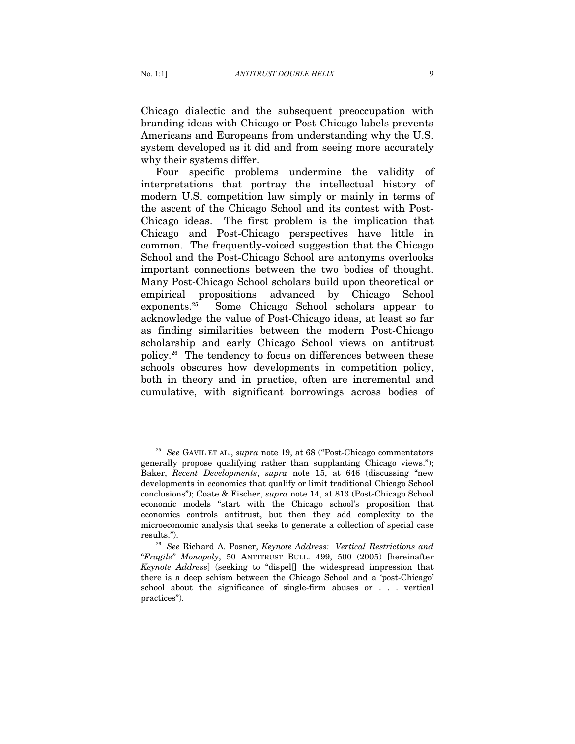Chicago dialectic and the subsequent preoccupation with branding ideas with Chicago or Post-Chicago labels prevents Americans and Europeans from understanding why the U.S. system developed as it did and from seeing more accurately why their systems differ.

Four specific problems undermine the validity of interpretations that portray the intellectual history of modern U.S. competition law simply or mainly in terms of the ascent of the Chicago School and its contest with Post-Chicago ideas. The first problem is the implication that Chicago and Post-Chicago perspectives have little in common. The frequently-voiced suggestion that the Chicago School and the Post-Chicago School are antonyms overlooks important connections between the two bodies of thought. Many Post-Chicago School scholars build upon theoretical or empirical propositions advanced by Chicago School exponents.[25] Some Chicago School scholars appear to acknowledge the value of Post-Chicago ideas, at least so far as finding similarities between the modern Post-Chicago scholarship and early Chicago School views on antitrust policy.[26] The tendency to focus on differences between these schools obscures how developments in competition policy, both in theory and in practice, often are incremental and cumulative, with significant borrowings across bodies of

---

[25] *See* GAVIL ET AL., *supra* note 19, at 68 ("Post-Chicago commentators generally propose qualifying rather than supplanting Chicago views."); Baker, *Recent Developments*, *supra* note 15, at 646 (discussing "new developments in economics that qualify or limit traditional Chicago School conclusions"); Coate & Fischer, *supra* note 14, at 813 (Post-Chicago School economic models "start with the Chicago school's proposition that economics controls antitrust, but then they add complexity to the microeconomic analysis that seeks to generate a collection of special case results.").

[26] *See* Richard A. Posner, *Keynote Address: Vertical Restrictions and "Fragile" Monopoly*, 50 ANTITRUST BULL. 499, 500 (2005) [hereinafter *Keynote Address*] (seeking to "dispel[] the widespread impression that there is a deep schism between the Chicago School and a 'post-Chicago' school about the significance of single-firm abuses or . . . vertical practices").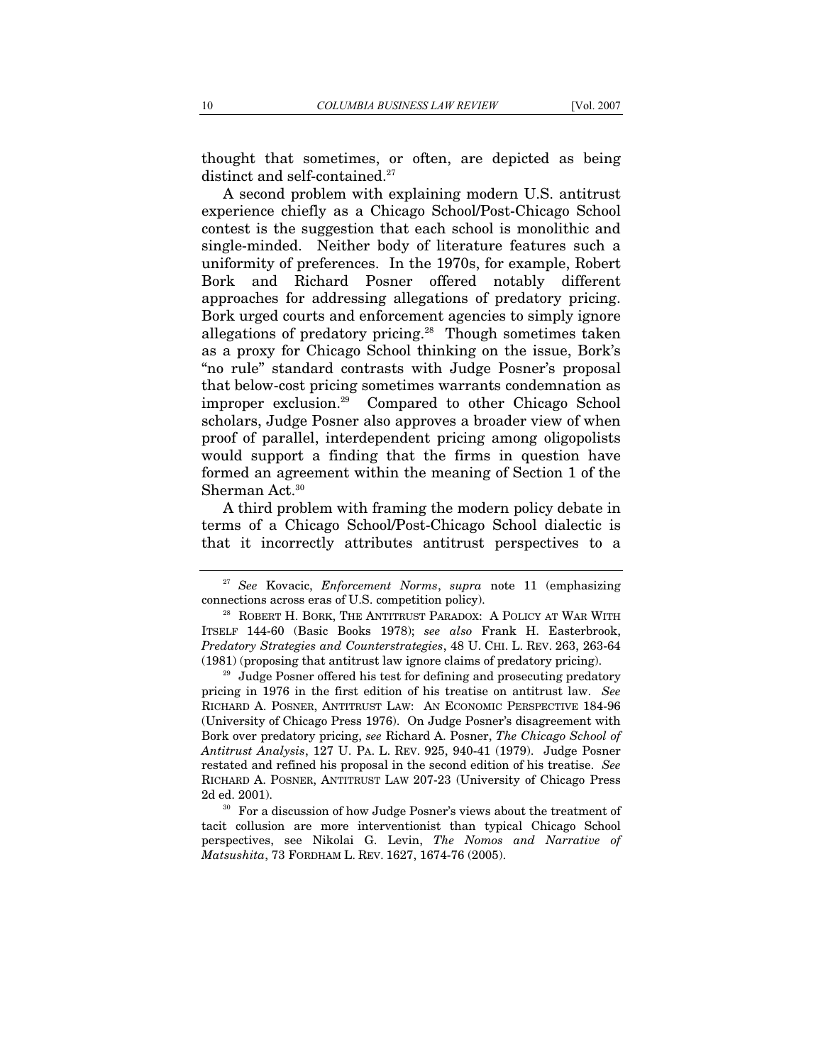thought that sometimes, or often, are depicted as being distinct and self-contained.[27]

A second problem with explaining modern U.S. antitrust experience chiefly as a Chicago School/Post-Chicago School contest is the suggestion that each school is monolithic and single-minded. Neither body of literature features such a uniformity of preferences. In the 1970s, for example, Robert Bork and Richard Posner offered notably different approaches for addressing allegations of predatory pricing. Bork urged courts and enforcement agencies to simply ignore allegations of predatory pricing.[28] Though sometimes taken as a proxy for Chicago School thinking on the issue, Bork's "no rule" standard contrasts with Judge Posner's proposal that below-cost pricing sometimes warrants condemnation as improper exclusion.[29] Compared to other Chicago School scholars, Judge Posner also approves a broader view of when proof of parallel, interdependent pricing among oligopolists would support a finding that the firms in question have formed an agreement within the meaning of Section 1 of the Sherman Act.[30]

A third problem with framing the modern policy debate in terms of a Chicago School/Post-Chicago School dialectic is that it incorrectly attributes antitrust perspectives to a

---

[27] *See* Kovacic, *Enforcement Norms*, *supra* note 11 (emphasizing connections across eras of U.S. competition policy).

[28] ROBERT H. BORK, THE ANTITRUST PARADOX: A POLICY AT WAR WITH ITSELF 144-60 (Basic Books 1978); *see also* Frank H. Easterbrook, *Predatory Strategies and Counterstrategies*, 48 U. CHI. L. REV. 263, 263-64 (1981) (proposing that antitrust law ignore claims of predatory pricing).

[29] Judge Posner offered his test for defining and prosecuting predatory pricing in 1976 in the first edition of his treatise on antitrust law. *See* RICHARD A. POSNER, ANTITRUST LAW: AN ECONOMIC PERSPECTIVE 184-96 (University of Chicago Press 1976). On Judge Posner's disagreement with Bork over predatory pricing, *see* Richard A. Posner, *The Chicago School of Antitrust Analysis*, 127 U. PA. L. REV. 925, 940-41 (1979). Judge Posner restated and refined his proposal in the second edition of his treatise. *See* RICHARD A. POSNER, ANTITRUST LAW 207-23 (University of Chicago Press 2d ed. 2001).

[30] For a discussion of how Judge Posner's views about the treatment of tacit collusion are more interventionist than typical Chicago School perspectives, see Nikolai G. Levin, *The Nomos and Narrative of Matsushita*, 73 FORDHAM L. REV. 1627, 1674-76 (2005).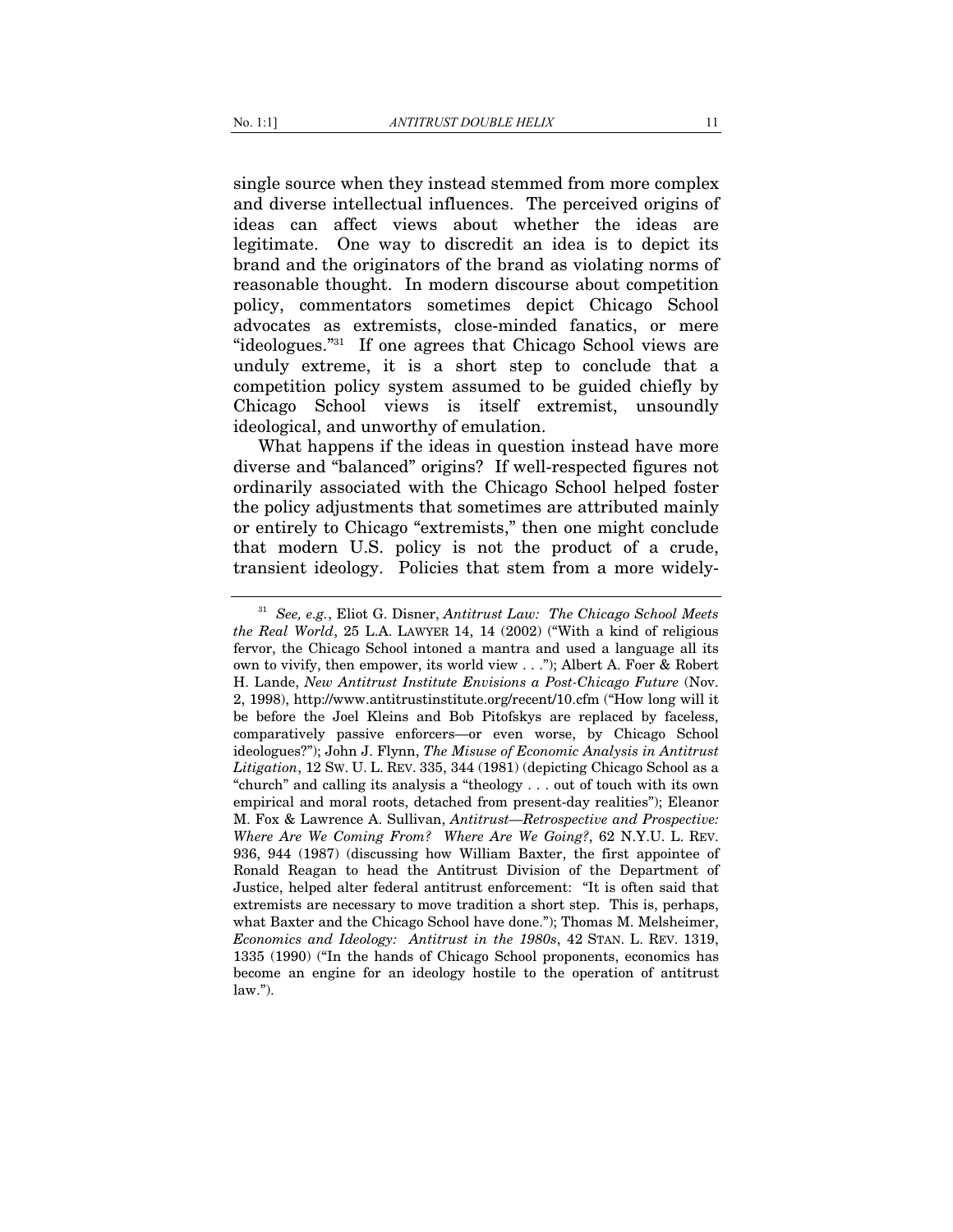single source when they instead stemmed from more complex and diverse intellectual influences. The perceived origins of ideas can affect views about whether the ideas are legitimate. One way to discredit an idea is to depict its brand and the originators of the brand as violating norms of reasonable thought. In modern discourse about competition policy, commentators sometimes depict Chicago School advocates as extremists, close-minded fanatics, or mere "ideologues."[31] If one agrees that Chicago School views are unduly extreme, it is a short step to conclude that a competition policy system assumed to be guided chiefly by Chicago School views is itself extremist, unsoundly ideological, and unworthy of emulation.

What happens if the ideas in question instead have more diverse and "balanced" origins? If well-respected figures not ordinarily associated with the Chicago School helped foster the policy adjustments that sometimes are attributed mainly or entirely to Chicago "extremists," then one might conclude that modern U.S. policy is not the product of a crude, transient ideology. Policies that stem from a more widely-

---

[31] *See, e.g.*, Eliot G. Disner, *Antitrust Law: The Chicago School Meets the Real World*, 25 L.A. LAWYER 14, 14 (2002) ("With a kind of religious fervor, the Chicago School intoned a mantra and used a language all its own to vivify, then empower, its world view . . ."); Albert A. Foer & Robert H. Lande, *New Antitrust Institute Envisions a Post-Chicago Future* (Nov. 2, 1998), http://www.antitrustinstitute.org/recent/10.cfm ("How long will it be before the Joel Kleins and Bob Pitofskys are replaced by faceless, comparatively passive enforcers—or even worse, by Chicago School ideologues?"); John J. Flynn, *The Misuse of Economic Analysis in Antitrust Litigation*, 12 SW. U. L. REV. 335, 344 (1981) (depicting Chicago School as a "church" and calling its analysis a "theology . . . out of touch with its own empirical and moral roots, detached from present-day realities"); Eleanor M. Fox & Lawrence A. Sullivan, *Antitrust—Retrospective and Prospective: Where Are We Coming From? Where Are We Going?*, 62 N.Y.U. L. REV. 936, 944 (1987) (discussing how William Baxter, the first appointee of Ronald Reagan to head the Antitrust Division of the Department of Justice, helped alter federal antitrust enforcement: "It is often said that extremists are necessary to move tradition a short step. This is, perhaps, what Baxter and the Chicago School have done."); Thomas M. Melsheimer, *Economics and Ideology: Antitrust in the 1980s*, 42 STAN. L. REV. 1319, 1335 (1990) ("In the hands of Chicago School proponents, economics has become an engine for an ideology hostile to the operation of antitrust law.").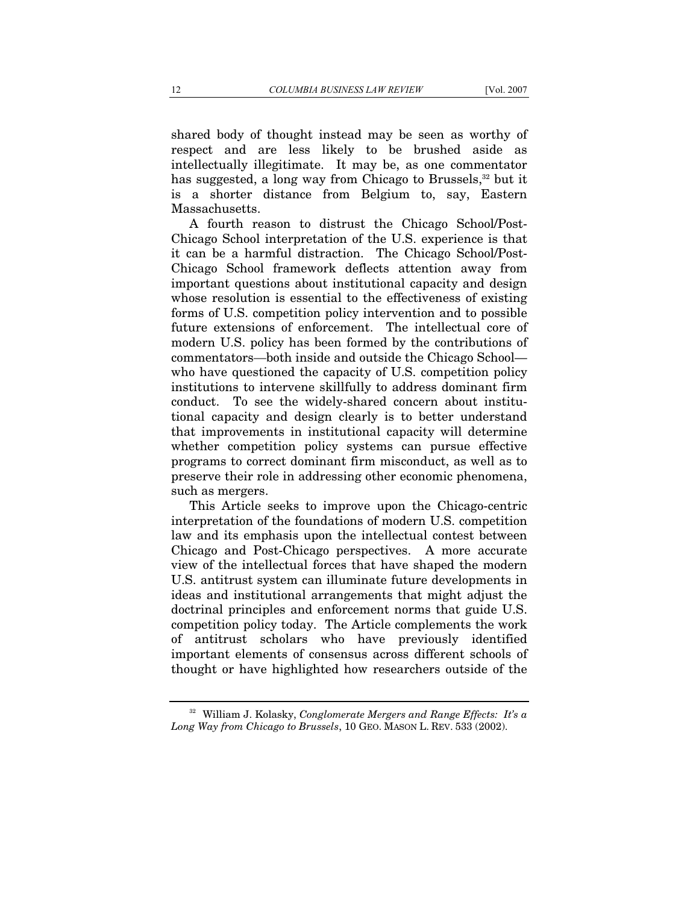shared body of thought instead may be seen as worthy of respect and are less likely to be brushed aside as intellectually illegitimate. It may be, as one commentator has suggested, a long way from Chicago to Brussels,[32] but it is a shorter distance from Belgium to, say, Eastern Massachusetts.

A fourth reason to distrust the Chicago School/Post-Chicago School interpretation of the U.S. experience is that it can be a harmful distraction. The Chicago School/Post-Chicago School framework deflects attention away from important questions about institutional capacity and design whose resolution is essential to the effectiveness of existing forms of U.S. competition policy intervention and to possible future extensions of enforcement. The intellectual core of modern U.S. policy has been formed by the contributions of commentators—both inside and outside the Chicago School—who have questioned the capacity of U.S. competition policy institutions to intervene skillfully to address dominant firm conduct. To see the widely-shared concern about institutional capacity and design clearly is to better understand that improvements in institutional capacity will determine whether competition policy systems can pursue effective programs to correct dominant firm misconduct, as well as to preserve their role in addressing other economic phenomena, such as mergers.

This Article seeks to improve upon the Chicago-centric interpretation of the foundations of modern U.S. competition law and its emphasis upon the intellectual contest between Chicago and Post-Chicago perspectives. A more accurate view of the intellectual forces that have shaped the modern U.S. antitrust system can illuminate future developments in ideas and institutional arrangements that might adjust the doctrinal principles and enforcement norms that guide U.S. competition policy today. The Article complements the work of antitrust scholars who have previously identified important elements of consensus across different schools of thought or have highlighted how researchers outside of the

---

[32] William J. Kolasky, *Conglomerate Mergers and Range Effects: It's a Long Way from Chicago to Brussels*, 10 GEO. MASON L. REV. 533 (2002).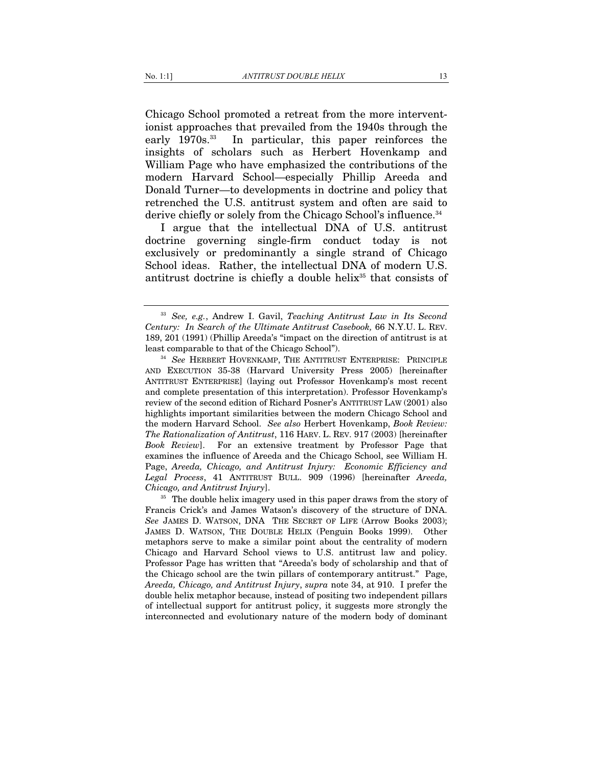Chicago School promoted a retreat from the more interventionist approaches that prevailed from the 1940s through the early 1970s.[33] In particular, this paper reinforces the insights of scholars such as Herbert Hovenkamp and William Page who have emphasized the contributions of the modern Harvard School—especially Phillip Areeda and Donald Turner—to developments in doctrine and policy that retrenched the U.S. antitrust system and often are said to derive chiefly or solely from the Chicago School's influence.[34]

I argue that the intellectual DNA of U.S. antitrust doctrine governing single-firm conduct today is not exclusively or predominantly a single strand of Chicago School ideas. Rather, the intellectual DNA of modern U.S. antitrust doctrine is chiefly a double helix[35] that consists of

---

[33] *See, e.g.*, Andrew I. Gavil, *Teaching Antitrust Law in Its Second Century: In Search of the Ultimate Antitrust Casebook,* 66 N.Y.U. L. REV. 189, 201 (1991) (Phillip Areeda's "impact on the direction of antitrust is at least comparable to that of the Chicago School").

[34] *See* HERBERT HOVENKAMP, THE ANTITRUST ENTERPRISE: PRINCIPLE AND EXECUTION 35-38 (Harvard University Press 2005) [hereinafter ANTITRUST ENTERPRISE] (laying out Professor Hovenkamp's most recent and complete presentation of this interpretation). Professor Hovenkamp's review of the second edition of Richard Posner's ANTITRUST LAW (2001) also highlights important similarities between the modern Chicago School and the modern Harvard School. *See also* Herbert Hovenkamp, *Book Review: The Rationalization of Antitrust*, 116 HARV. L. REV. 917 (2003) [hereinafter *Book Review*]. For an extensive treatment by Professor Page that examines the influence of Areeda and the Chicago School, see William H. Page, *Areeda, Chicago, and Antitrust Injury: Economic Efficiency and Legal Process*, 41 ANTITRUST BULL. 909 (1996) [hereinafter *Areeda, Chicago, and Antitrust Injury*].

[35] The double helix imagery used in this paper draws from the story of Francis Crick's and James Watson's discovery of the structure of DNA. *See* JAMES D. WATSON, DNA THE SECRET OF LIFE (Arrow Books 2003); JAMES D. WATSON, THE DOUBLE HELIX (Penguin Books 1999). Other metaphors serve to make a similar point about the centrality of modern Chicago and Harvard School views to U.S. antitrust law and policy. Professor Page has written that "Areeda's body of scholarship and that of the Chicago school are the twin pillars of contemporary antitrust." Page, *Areeda, Chicago, and Antitrust Injury*, *supra* note 34, at 910. I prefer the double helix metaphor because, instead of positing two independent pillars of intellectual support for antitrust policy, it suggests more strongly the interconnected and evolutionary nature of the modern body of dominant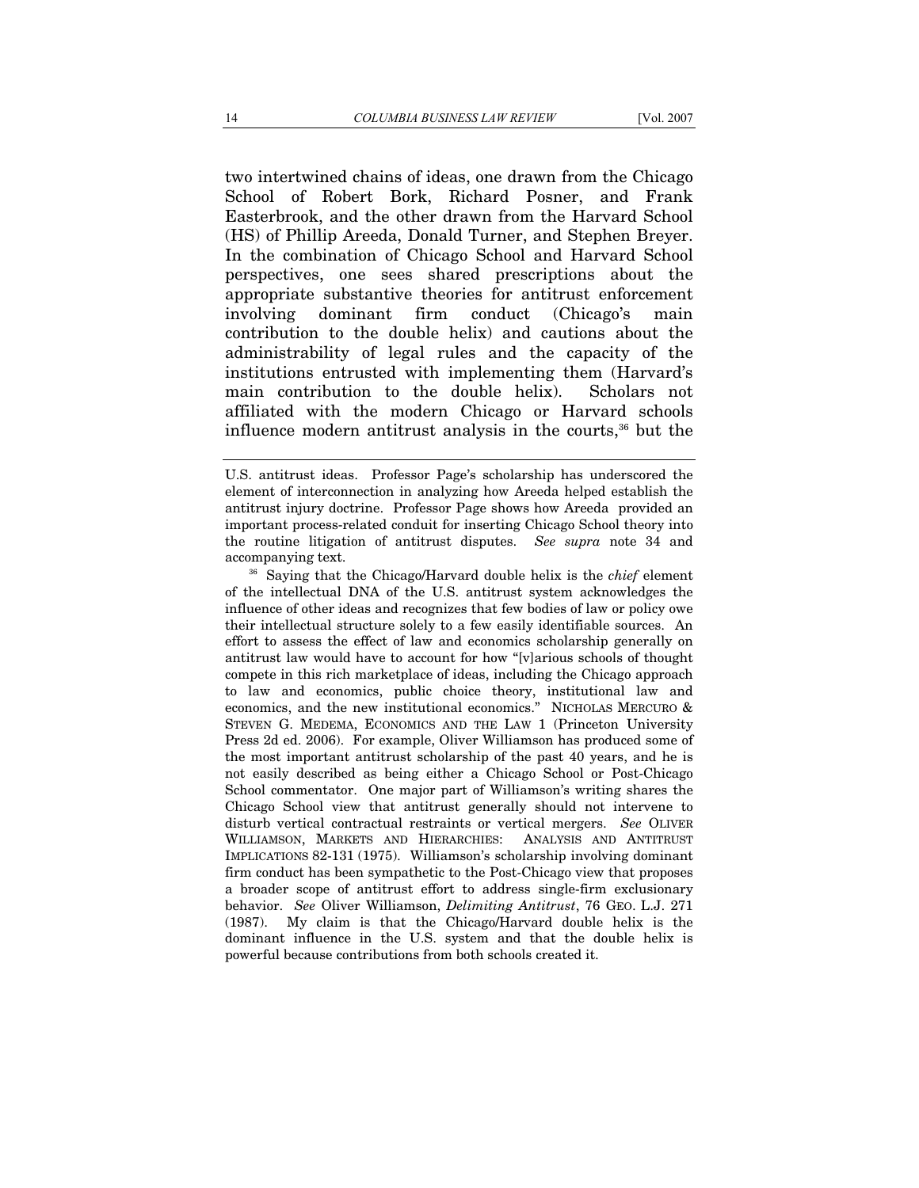two intertwined chains of ideas, one drawn from the Chicago School of Robert Bork, Richard Posner, and Frank Easterbrook, and the other drawn from the Harvard School (HS) of Phillip Areeda, Donald Turner, and Stephen Breyer. In the combination of Chicago School and Harvard School perspectives, one sees shared prescriptions about the appropriate substantive theories for antitrust enforcement involving dominant firm conduct (Chicago's main contribution to the double helix) and cautions about the administrability of legal rules and the capacity of the institutions entrusted with implementing them (Harvard's main contribution to the double helix). Scholars not affiliated with the modern Chicago or Harvard schools influence modern antitrust analysis in the courts,[36] but the

---

U.S. antitrust ideas. Professor Page's scholarship has underscored the element of interconnection in analyzing how Areeda helped establish the antitrust injury doctrine. Professor Page shows how Areeda provided an important process-related conduit for inserting Chicago School theory into the routine litigation of antitrust disputes. *See supra* note 34 and accompanying text.

[36] Saying that the Chicago/Harvard double helix is the *chief* element of the intellectual DNA of the U.S. antitrust system acknowledges the influence of other ideas and recognizes that few bodies of law or policy owe their intellectual structure solely to a few easily identifiable sources. An effort to assess the effect of law and economics scholarship generally on antitrust law would have to account for how "[v]arious schools of thought compete in this rich marketplace of ideas, including the Chicago approach to law and economics, public choice theory, institutional law and economics, and the new institutional economics." NICHOLAS MERCURO & STEVEN G. MEDEMA, ECONOMICS AND THE LAW 1 (Princeton University Press 2d ed. 2006). For example, Oliver Williamson has produced some of the most important antitrust scholarship of the past 40 years, and he is not easily described as being either a Chicago School or Post-Chicago School commentator. One major part of Williamson's writing shares the Chicago School view that antitrust generally should not intervene to disturb vertical contractual restraints or vertical mergers. *See* OLIVER WILLIAMSON, MARKETS AND HIERARCHIES: ANALYSIS AND ANTITRUST IMPLICATIONS 82-131 (1975). Williamson's scholarship involving dominant firm conduct has been sympathetic to the Post-Chicago view that proposes a broader scope of antitrust effort to address single-firm exclusionary behavior. *See* Oliver Williamson, *Delimiting Antitrust*, 76 GEO. L.J. 271 (1987). My claim is that the Chicago/Harvard double helix is the dominant influence in the U.S. system and that the double helix is powerful because contributions from both schools created it.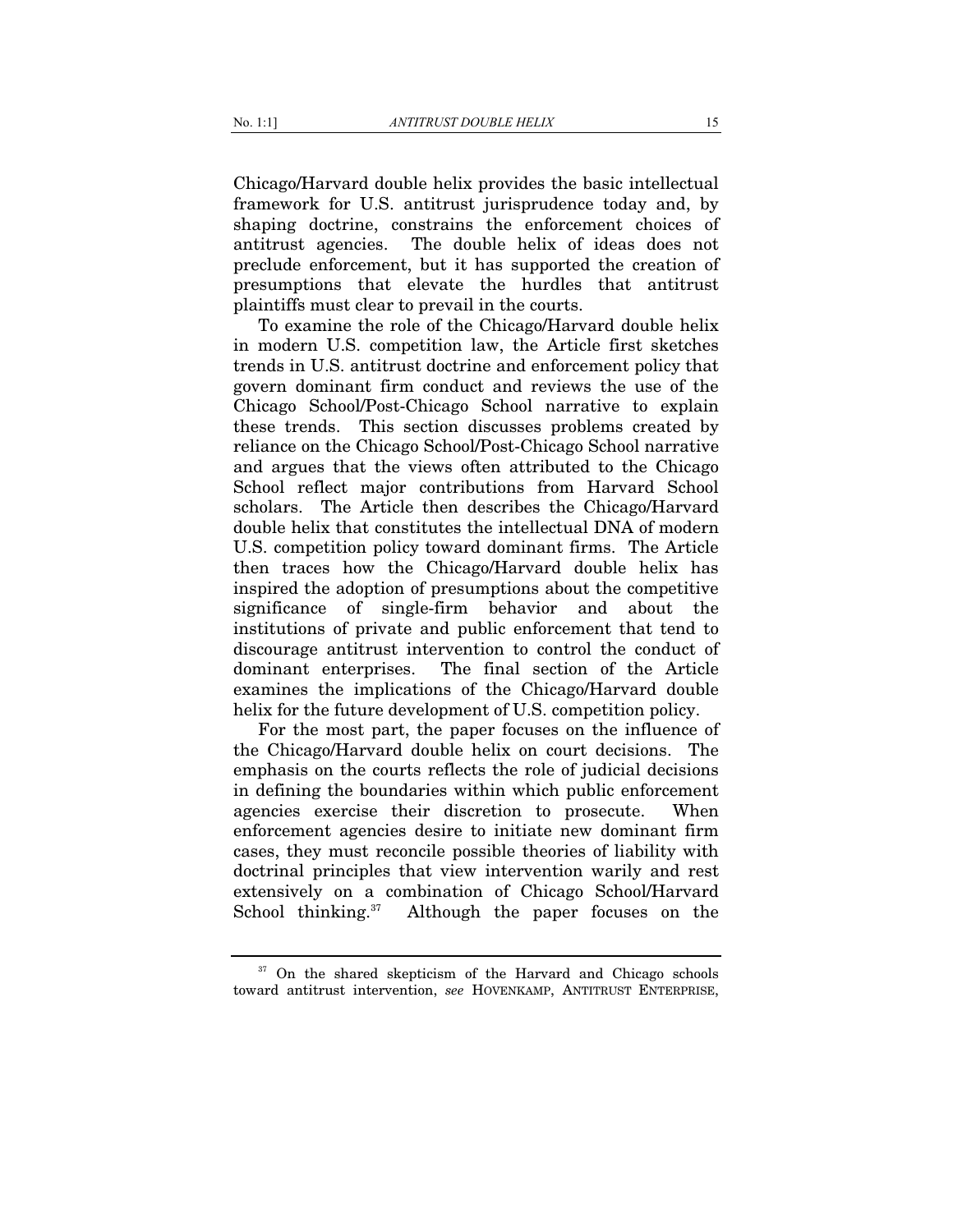Chicago/Harvard double helix provides the basic intellectual framework for U.S. antitrust jurisprudence today and, by shaping doctrine, constrains the enforcement choices of antitrust agencies. The double helix of ideas does not preclude enforcement, but it has supported the creation of presumptions that elevate the hurdles that antitrust plaintiffs must clear to prevail in the courts.

To examine the role of the Chicago/Harvard double helix in modern U.S. competition law, the Article first sketches trends in U.S. antitrust doctrine and enforcement policy that govern dominant firm conduct and reviews the use of the Chicago School/Post-Chicago School narrative to explain these trends. This section discusses problems created by reliance on the Chicago School/Post-Chicago School narrative and argues that the views often attributed to the Chicago School reflect major contributions from Harvard School scholars. The Article then describes the Chicago/Harvard double helix that constitutes the intellectual DNA of modern U.S. competition policy toward dominant firms. The Article then traces how the Chicago/Harvard double helix has inspired the adoption of presumptions about the competitive significance of single-firm behavior and about the institutions of private and public enforcement that tend to discourage antitrust intervention to control the conduct of dominant enterprises. The final section of the Article examines the implications of the Chicago/Harvard double helix for the future development of U.S. competition policy.

For the most part, the paper focuses on the influence of the Chicago/Harvard double helix on court decisions. The emphasis on the courts reflects the role of judicial decisions in defining the boundaries within which public enforcement agencies exercise their discretion to prosecute. When enforcement agencies desire to initiate new dominant firm cases, they must reconcile possible theories of liability with doctrinal principles that view intervention warily and rest extensively on a combination of Chicago School/Harvard School thinking.[37] Although the paper focuses on the

---

[37] On the shared skepticism of the Harvard and Chicago schools toward antitrust intervention, *see* HOVENKAMP, ANTITRUST ENTERPRISE,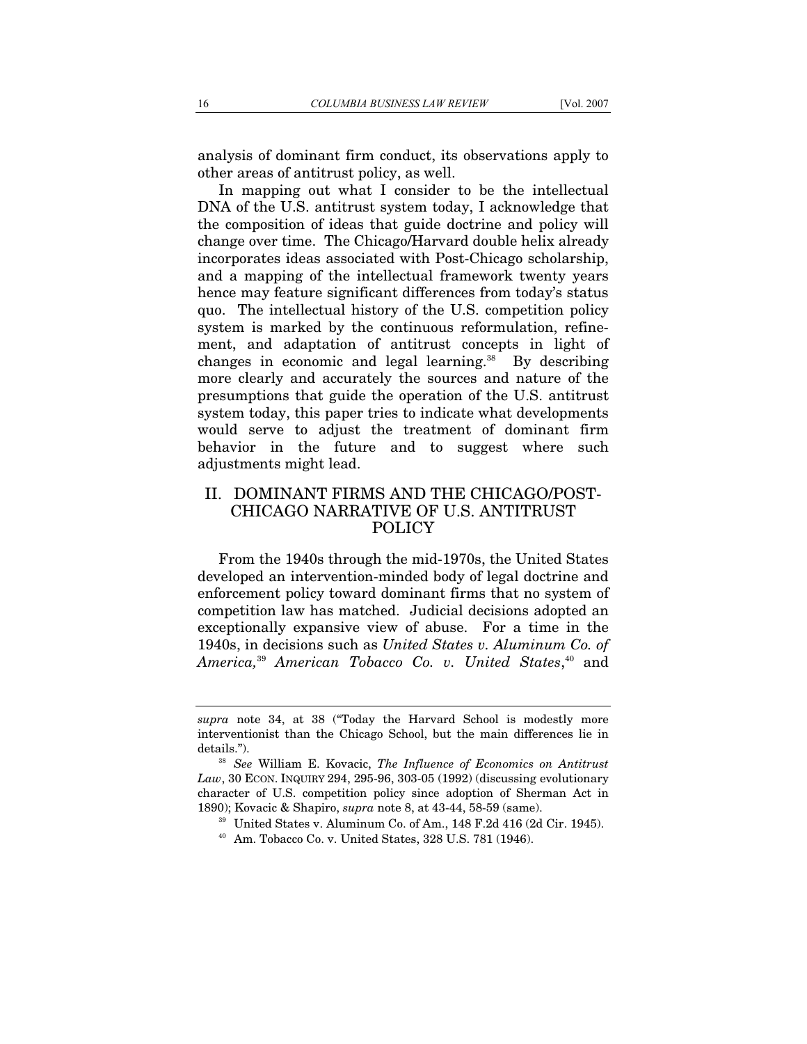analysis of dominant firm conduct, its observations apply to other areas of antitrust policy, as well.

In mapping out what I consider to be the intellectual DNA of the U.S. antitrust system today, I acknowledge that the composition of ideas that guide doctrine and policy will change over time. The Chicago/Harvard double helix already incorporates ideas associated with Post-Chicago scholarship, and a mapping of the intellectual framework twenty years hence may feature significant differences from today's status quo. The intellectual history of the U.S. competition policy system is marked by the continuous reformulation, refinement, and adaptation of antitrust concepts in light of changes in economic and legal learning.[38] By describing more clearly and accurately the sources and nature of the presumptions that guide the operation of the U.S. antitrust system today, this paper tries to indicate what developments would serve to adjust the treatment of dominant firm behavior in the future and to suggest where such adjustments might lead.

## II. DOMINANT FIRMS AND THE CHICAGO/POST-CHICAGO NARRATIVE OF U.S. ANTITRUST POLICY

From the 1940s through the mid-1970s, the United States developed an intervention-minded body of legal doctrine and enforcement policy toward dominant firms that no system of competition law has matched. Judicial decisions adopted an exceptionally expansive view of abuse. For a time in the 1940s, in decisions such as *United States v. Aluminum Co. of America,*[39] *American Tobacco Co. v. United States*,[40] and

---

*supra* note 34, at 38 ("Today the Harvard School is modestly more interventionist than the Chicago School, but the main differences lie in details.").

[38] *See* William E. Kovacic, *The Influence of Economics on Antitrust Law*, 30 ECON. INQUIRY 294, 295-96, 303-05 (1992) (discussing evolutionary character of U.S. competition policy since adoption of Sherman Act in 1890); Kovacic & Shapiro, *supra* note 8, at 43-44, 58-59 (same).

[39] United States v. Aluminum Co. of Am., 148 F.2d 416 (2d Cir. 1945).

[40] Am. Tobacco Co. v. United States, 328 U.S. 781 (1946).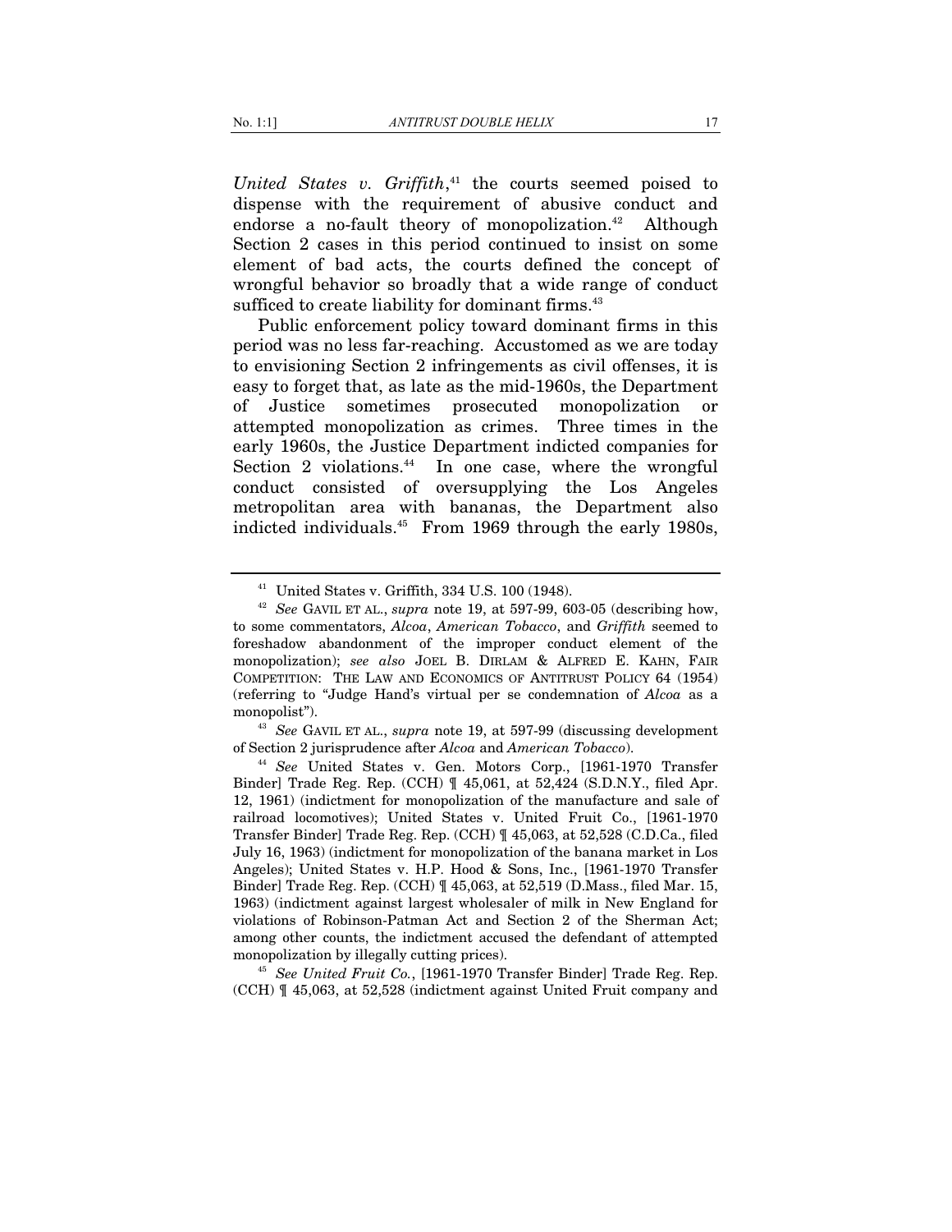*United States v. Griffith*,[41] the courts seemed poised to dispense with the requirement of abusive conduct and endorse a no-fault theory of monopolization.[42] Although Section 2 cases in this period continued to insist on some element of bad acts, the courts defined the concept of wrongful behavior so broadly that a wide range of conduct sufficed to create liability for dominant firms.[43]

Public enforcement policy toward dominant firms in this period was no less far-reaching. Accustomed as we are today to envisioning Section 2 infringements as civil offenses, it is easy to forget that, as late as the mid-1960s, the Department of Justice sometimes prosecuted monopolization or attempted monopolization as crimes. Three times in the early 1960s, the Justice Department indicted companies for Section 2 violations.[44] In one case, where the wrongful conduct consisted of oversupplying the Los Angeles metropolitan area with bananas, the Department also indicted individuals.[45] From 1969 through the early 1980s,

---

[41] United States v. Griffith, 334 U.S. 100 (1948).

[42] *See* GAVIL ET AL., *supra* note 19, at 597-99, 603-05 (describing how, to some commentators, *Alcoa*, *American Tobacco*, and *Griffith* seemed to foreshadow abandonment of the improper conduct element of the monopolization); *see also* JOEL B. DIRLAM & ALFRED E. KAHN, FAIR COMPETITION: THE LAW AND ECONOMICS OF ANTITRUST POLICY 64 (1954) (referring to "Judge Hand's virtual per se condemnation of *Alcoa* as a monopolist").

[43] *See* GAVIL ET AL., *supra* note 19, at 597-99 (discussing development of Section 2 jurisprudence after *Alcoa* and *American Tobacco*).

[44] *See* United States v. Gen. Motors Corp., [1961-1970 Transfer Binder] Trade Reg. Rep. (CCH) ¶ 45,061, at 52,424 (S.D.N.Y., filed Apr. 12, 1961) (indictment for monopolization of the manufacture and sale of railroad locomotives); United States v. United Fruit Co., [1961-1970 Transfer Binder] Trade Reg. Rep. (CCH) ¶ 45,063, at 52,528 (C.D.Ca., filed July 16, 1963) (indictment for monopolization of the banana market in Los Angeles); United States v. H.P. Hood & Sons, Inc., [1961-1970 Transfer Binder] Trade Reg. Rep. (CCH) ¶ 45,063, at 52,519 (D.Mass., filed Mar. 15, 1963) (indictment against largest wholesaler of milk in New England for violations of Robinson-Patman Act and Section 2 of the Sherman Act; among other counts, the indictment accused the defendant of attempted monopolization by illegally cutting prices).

[45] *See United Fruit Co.*, [1961-1970 Transfer Binder] Trade Reg. Rep. (CCH) ¶ 45,063, at 52,528 (indictment against United Fruit company and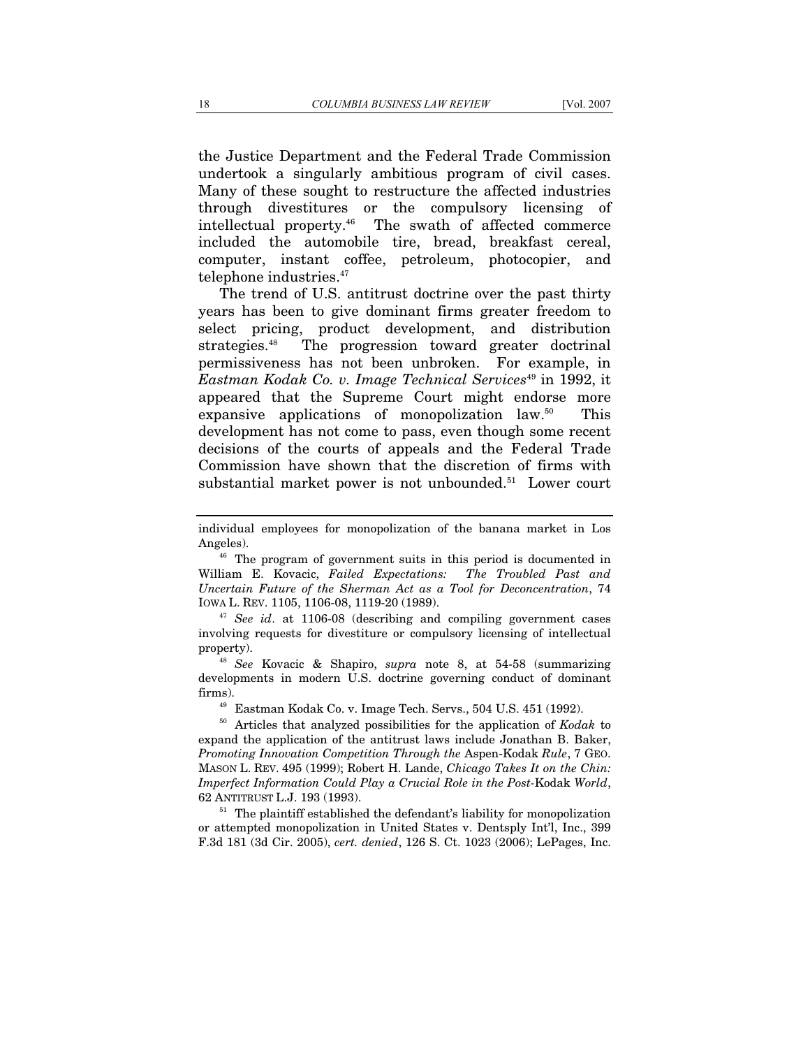the Justice Department and the Federal Trade Commission undertook a singularly ambitious program of civil cases. Many of these sought to restructure the affected industries through divestitures or the compulsory licensing of intellectual property.[46] The swath of affected commerce included the automobile tire, bread, breakfast cereal, computer, instant coffee, petroleum, photocopier, and telephone industries.[47]

The trend of U.S. antitrust doctrine over the past thirty years has been to give dominant firms greater freedom to select pricing, product development, and distribution strategies.[48] The progression toward greater doctrinal permissiveness has not been unbroken. For example, in *Eastman Kodak Co. v. Image Technical Services*[49] in 1992, it appeared that the Supreme Court might endorse more expansive applications of monopolization law.[50] This development has not come to pass, even though some recent decisions of the courts of appeals and the Federal Trade Commission have shown that the discretion of firms with substantial market power is not unbounded.[51] Lower court

---

individual employees for monopolization of the banana market in Los Angeles).

[46] The program of government suits in this period is documented in William E. Kovacic, *Failed Expectations: The Troubled Past and Uncertain Future of the Sherman Act as a Tool for Deconcentration*, 74 IOWA L. REV. 1105, 1106-08, 1119-20 (1989).

[47] *See id*. at 1106-08 (describing and compiling government cases involving requests for divestiture or compulsory licensing of intellectual property).

[48] *See* Kovacic & Shapiro, *supra* note 8, at 54-58 (summarizing developments in modern U.S. doctrine governing conduct of dominant firms).

[49] Eastman Kodak Co. v. Image Tech. Servs., 504 U.S. 451 (1992).

[50] Articles that analyzed possibilities for the application of *Kodak* to expand the application of the antitrust laws include Jonathan B. Baker, *Promoting Innovation Competition Through the* Aspen-Kodak *Rule*, 7 GEO. MASON L. REV. 495 (1999); Robert H. Lande, *Chicago Takes It on the Chin: Imperfect Information Could Play a Crucial Role in the Post-*Kodak *World*, 62 ANTITRUST L.J. 193 (1993).

[51] The plaintiff established the defendant's liability for monopolization or attempted monopolization in United States v. Dentsply Int'l, Inc., 399 F.3d 181 (3d Cir. 2005), *cert. denied*, 126 S. Ct. 1023 (2006); LePages, Inc.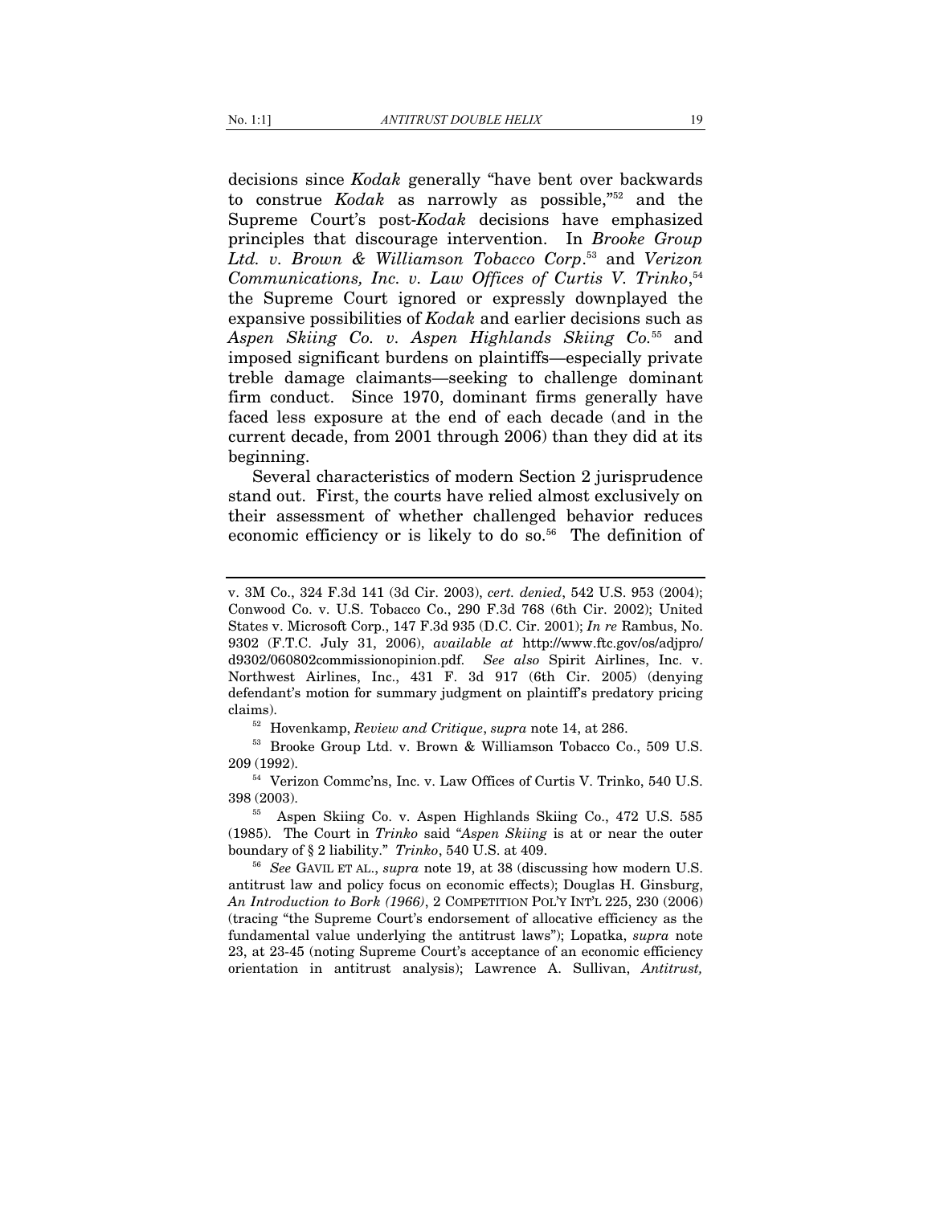decisions since *Kodak* generally "have bent over backwards to construe *Kodak* as narrowly as possible,"[52] and the Supreme Court's post-*Kodak* decisions have emphasized principles that discourage intervention. In *Brooke Group Ltd. v. Brown & Williamson Tobacco Corp*.[53] and *Verizon Communications, Inc. v. Law Offices of Curtis V. Trinko*,[54] the Supreme Court ignored or expressly downplayed the expansive possibilities of *Kodak* and earlier decisions such as *Aspen Skiing Co. v. Aspen Highlands Skiing Co.*[55] and imposed significant burdens on plaintiffs—especially private treble damage claimants—seeking to challenge dominant firm conduct. Since 1970, dominant firms generally have faced less exposure at the end of each decade (and in the current decade, from 2001 through 2006) than they did at its beginning.

Several characteristics of modern Section 2 jurisprudence stand out. First, the courts have relied almost exclusively on their assessment of whether challenged behavior reduces economic efficiency or is likely to do so.[56] The definition of

---

v. 3M Co., 324 F.3d 141 (3d Cir. 2003), *cert. denied*, 542 U.S. 953 (2004); Conwood Co. v. U.S. Tobacco Co., 290 F.3d 768 (6th Cir. 2002); United States v. Microsoft Corp., 147 F.3d 935 (D.C. Cir. 2001); *In re* Rambus, No. 9302 (F.T.C. July 31, 2006), *available at* http://www.ftc.gov/os/adjpro/d9302/060802commissionopinion.pdf. *See also* Spirit Airlines, Inc. v. Northwest Airlines, Inc., 431 F. 3d 917 (6th Cir. 2005) (denying defendant's motion for summary judgment on plaintiff's predatory pricing claims).

[52] Hovenkamp, *Review and Critique*, *supra* note 14, at 286.

[53] Brooke Group Ltd. v. Brown & Williamson Tobacco Co., 509 U.S. 209 (1992).

[54] Verizon Commc'ns, Inc. v. Law Offices of Curtis V. Trinko, 540 U.S. 398 (2003).

[55] Aspen Skiing Co. v. Aspen Highlands Skiing Co., 472 U.S. 585 (1985). The Court in *Trinko* said "*Aspen Skiing* is at or near the outer boundary of § 2 liability." *Trinko*, 540 U.S. at 409.

[56] *See* GAVIL ET AL., *supra* note 19, at 38 (discussing how modern U.S. antitrust law and policy focus on economic effects); Douglas H. Ginsburg, *An Introduction to Bork (1966)*, 2 COMPETITION POL'Y INT'L 225, 230 (2006) (tracing "the Supreme Court's endorsement of allocative efficiency as the fundamental value underlying the antitrust laws"); Lopatka, *supra* note 23, at 23-45 (noting Supreme Court's acceptance of an economic efficiency orientation in antitrust analysis); Lawrence A. Sullivan, *Antitrust,*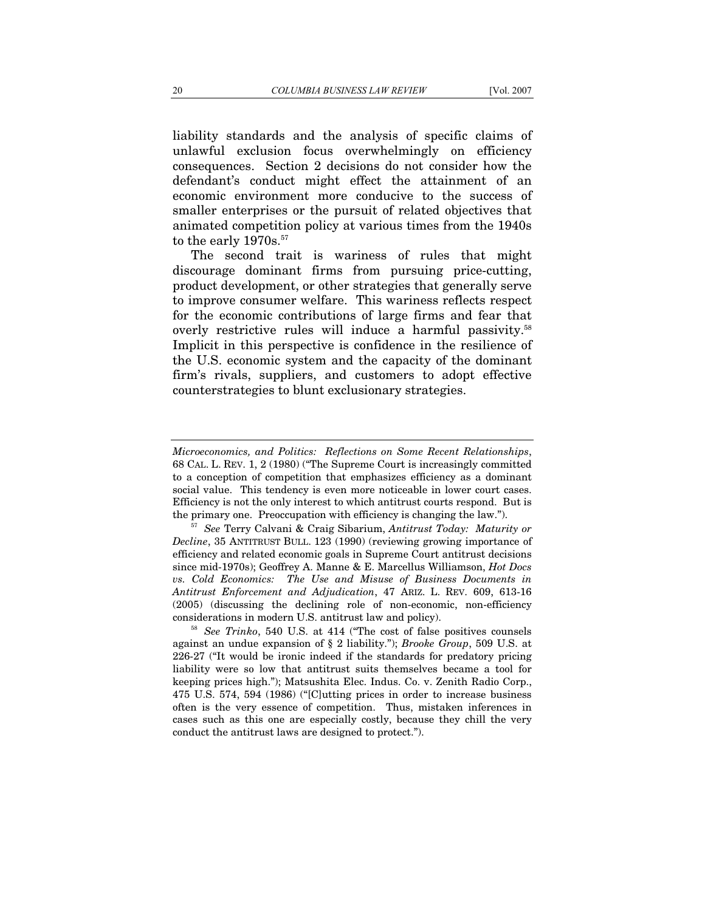liability standards and the analysis of specific claims of unlawful exclusion focus overwhelmingly on efficiency consequences. Section 2 decisions do not consider how the defendant's conduct might effect the attainment of an economic environment more conducive to the success of smaller enterprises or the pursuit of related objectives that animated competition policy at various times from the 1940s to the early 1970s.[57]

The second trait is wariness of rules that might discourage dominant firms from pursuing price-cutting, product development, or other strategies that generally serve to improve consumer welfare. This wariness reflects respect for the economic contributions of large firms and fear that overly restrictive rules will induce a harmful passivity.[58] Implicit in this perspective is confidence in the resilience of the U.S. economic system and the capacity of the dominant firm's rivals, suppliers, and customers to adopt effective counterstrategies to blunt exclusionary strategies.

---

*Microeconomics, and Politics: Reflections on Some Recent Relationships*, 68 CAL. L. REV. 1, 2 (1980) ("The Supreme Court is increasingly committed to a conception of competition that emphasizes efficiency as a dominant social value. This tendency is even more noticeable in lower court cases. Efficiency is not the only interest to which antitrust courts respond. But is the primary one. Preoccupation with efficiency is changing the law.").

[57] *See* Terry Calvani & Craig Sibarium, *Antitrust Today: Maturity or Decline*, 35 ANTITRUST BULL. 123 (1990) (reviewing growing importance of efficiency and related economic goals in Supreme Court antitrust decisions since mid-1970s); Geoffrey A. Manne & E. Marcellus Williamson, *Hot Docs vs. Cold Economics: The Use and Misuse of Business Documents in Antitrust Enforcement and Adjudication*, 47 ARIZ. L. REV. 609, 613-16 (2005) (discussing the declining role of non-economic, non-efficiency considerations in modern U.S. antitrust law and policy).

[58] *See Trinko*, 540 U.S. at 414 ("The cost of false positives counsels against an undue expansion of § 2 liability."); *Brooke Group*, 509 U.S. at 226-27 ("It would be ironic indeed if the standards for predatory pricing liability were so low that antitrust suits themselves became a tool for keeping prices high."); Matsushita Elec. Indus. Co. v. Zenith Radio Corp., 475 U.S. 574, 594 (1986) ("[C]utting prices in order to increase business often is the very essence of competition. Thus, mistaken inferences in cases such as this one are especially costly, because they chill the very conduct the antitrust laws are designed to protect.").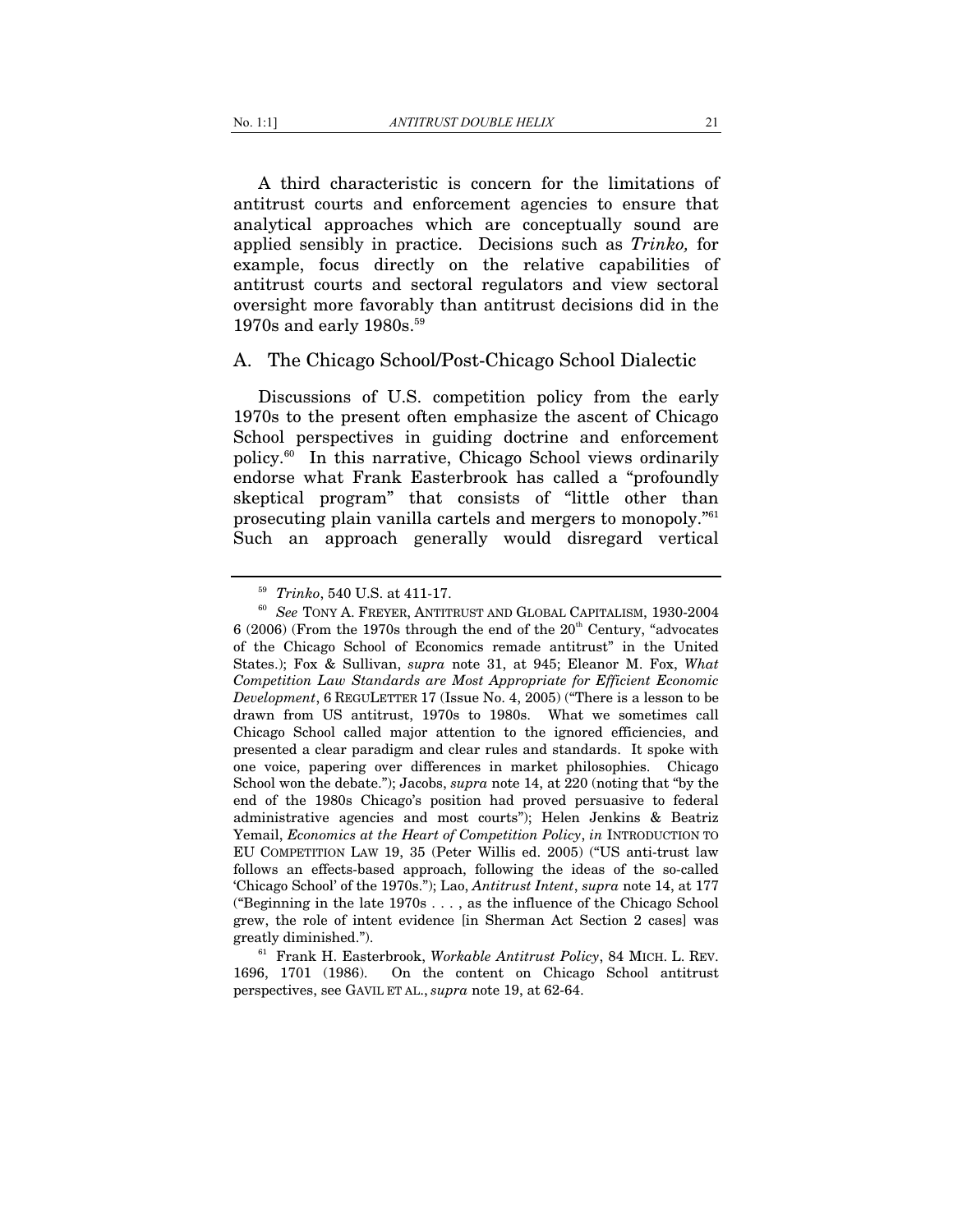A third characteristic is concern for the limitations of antitrust courts and enforcement agencies to ensure that analytical approaches which are conceptually sound are applied sensibly in practice. Decisions such as *Trinko,* for example, focus directly on the relative capabilities of antitrust courts and sectoral regulators and view sectoral oversight more favorably than antitrust decisions did in the 1970s and early 1980s.[59]

## A. The Chicago School/Post-Chicago School Dialectic

Discussions of U.S. competition policy from the early 1970s to the present often emphasize the ascent of Chicago School perspectives in guiding doctrine and enforcement policy.[60] In this narrative, Chicago School views ordinarily endorse what Frank Easterbrook has called a "profoundly skeptical program" that consists of "little other than prosecuting plain vanilla cartels and mergers to monopoly."[61] Such an approach generally would disregard vertical

---

[59] *Trinko*, 540 U.S. at 411-17.

[60] *See* TONY A. FREYER, ANTITRUST AND GLOBAL CAPITALISM, 1930-2004 6 (2006) (From the 1970s through the end of the 20th Century, "advocates of the Chicago School of Economics remade antitrust" in the United States.); Fox & Sullivan, *supra* note 31, at 945; Eleanor M. Fox, *What Competition Law Standards are Most Appropriate for Efficient Economic Development*, 6 REGULETTER 17 (Issue No. 4, 2005) ("There is a lesson to be drawn from US antitrust, 1970s to 1980s. What we sometimes call Chicago School called major attention to the ignored efficiencies, and presented a clear paradigm and clear rules and standards. It spoke with one voice, papering over differences in market philosophies. Chicago School won the debate."); Jacobs, *supra* note 14, at 220 (noting that "by the end of the 1980s Chicago's position had proved persuasive to federal administrative agencies and most courts"); Helen Jenkins & Beatriz Yemail, *Economics at the Heart of Competition Policy*, *in* INTRODUCTION TO EU COMPETITION LAW 19, 35 (Peter Willis ed. 2005) ("US anti-trust law follows an effects-based approach, following the ideas of the so-called 'Chicago School' of the 1970s."); Lao, *Antitrust Intent*, *supra* note 14, at 177 ("Beginning in the late 1970s . . . , as the influence of the Chicago School grew, the role of intent evidence [in Sherman Act Section 2 cases] was greatly diminished.").

[61] Frank H. Easterbrook, *Workable Antitrust Policy*, 84 MICH. L. REV. 1696, 1701 (1986). On the content on Chicago School antitrust perspectives, see GAVIL ET AL., *supra* note 19, at 62-64.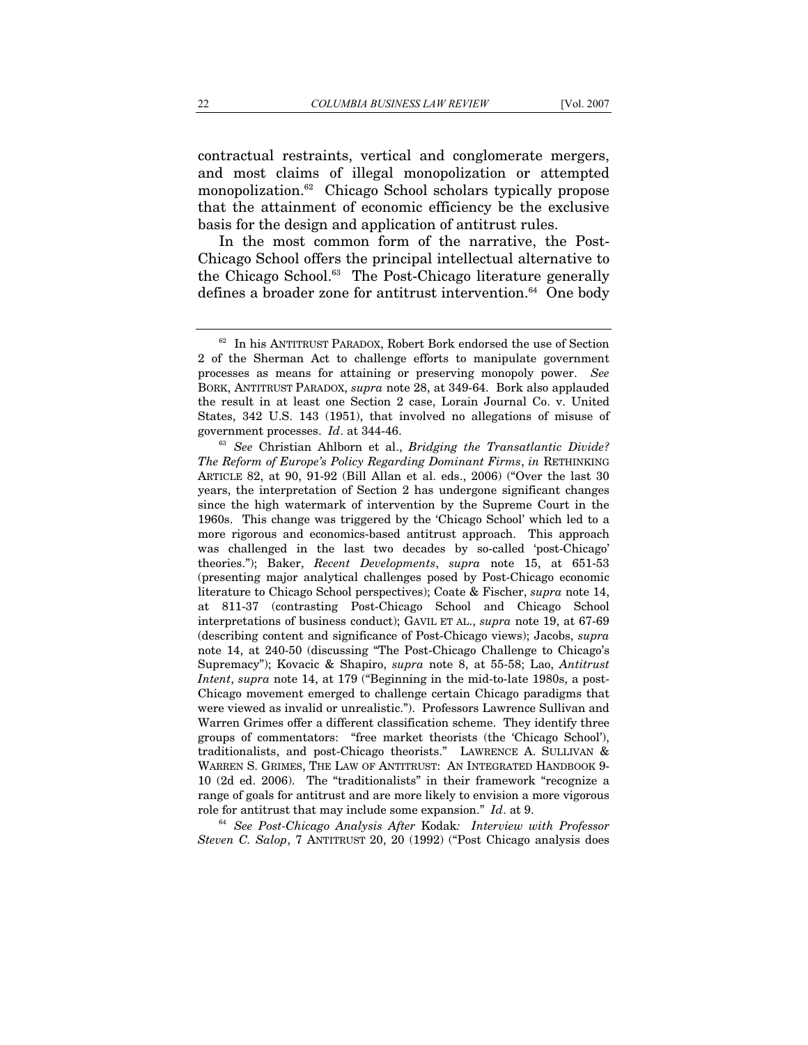contractual restraints, vertical and conglomerate mergers, and most claims of illegal monopolization or attempted monopolization.[62] Chicago School scholars typically propose that the attainment of economic efficiency be the exclusive basis for the design and application of antitrust rules.

In the most common form of the narrative, the Post-Chicago School offers the principal intellectual alternative to the Chicago School.[63] The Post-Chicago literature generally defines a broader zone for antitrust intervention.[64] One body

---

[62] In his ANTITRUST PARADOX, Robert Bork endorsed the use of Section 2 of the Sherman Act to challenge efforts to manipulate government processes as means for attaining or preserving monopoly power. *See* BORK, ANTITRUST PARADOX, *supra* note 28, at 349-64. Bork also applauded the result in at least one Section 2 case, Lorain Journal Co. v. United States, 342 U.S. 143 (1951), that involved no allegations of misuse of government processes. *Id*. at 344-46.

[63] *See* Christian Ahlborn et al., *Bridging the Transatlantic Divide? The Reform of Europe's Policy Regarding Dominant Firms*, *in* RETHINKING ARTICLE 82, at 90, 91-92 (Bill Allan et al. eds., 2006) ("Over the last 30 years, the interpretation of Section 2 has undergone significant changes since the high watermark of intervention by the Supreme Court in the 1960s. This change was triggered by the 'Chicago School' which led to a more rigorous and economics-based antitrust approach. This approach was challenged in the last two decades by so-called 'post-Chicago' theories."); Baker, *Recent Developments*, *supra* note 15, at 651-53 (presenting major analytical challenges posed by Post-Chicago economic literature to Chicago School perspectives); Coate & Fischer, *supra* note 14, at 811-37 (contrasting Post-Chicago School and Chicago School interpretations of business conduct); GAVIL ET AL., *supra* note 19, at 67-69 (describing content and significance of Post-Chicago views); Jacobs, *supra* note 14, at 240-50 (discussing "The Post-Chicago Challenge to Chicago's Supremacy"); Kovacic & Shapiro, *supra* note 8, at 55-58; Lao, *Antitrust Intent*, *supra* note 14, at 179 ("Beginning in the mid-to-late 1980s, a post-Chicago movement emerged to challenge certain Chicago paradigms that were viewed as invalid or unrealistic."). Professors Lawrence Sullivan and Warren Grimes offer a different classification scheme. They identify three groups of commentators: "free market theorists (the 'Chicago School'), traditionalists, and post-Chicago theorists." LAWRENCE A. SULLIVAN & WARREN S. GRIMES, THE LAW OF ANTITRUST: AN INTEGRATED HANDBOOK 9-10 (2d ed. 2006). The "traditionalists" in their framework "recognize a range of goals for antitrust and are more likely to envision a more vigorous role for antitrust that may include some expansion." *Id*. at 9.

[64] *See Post-Chicago Analysis After* Kodak*: Interview with Professor Steven C. Salop*, 7 ANTITRUST 20, 20 (1992) ("Post Chicago analysis does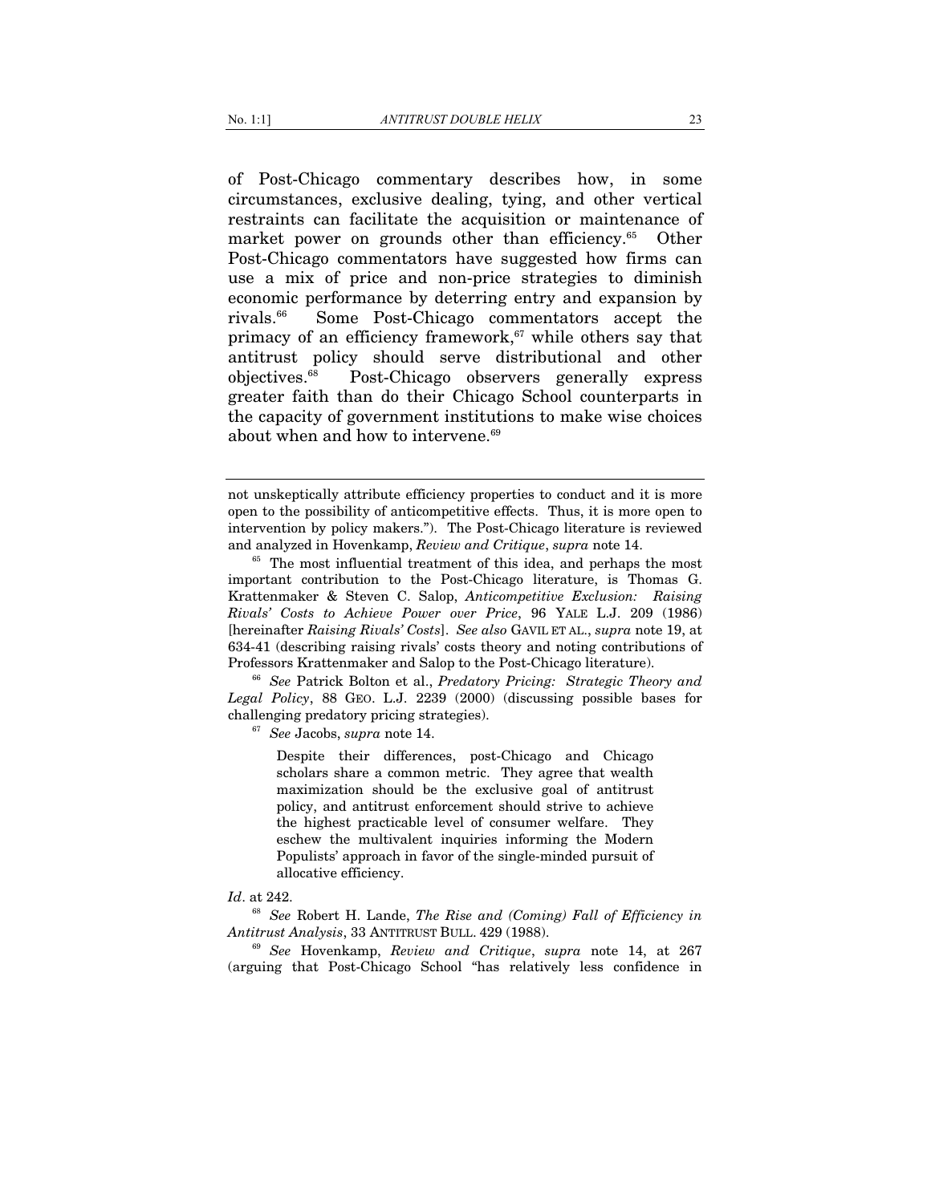of Post-Chicago commentary describes how, in some circumstances, exclusive dealing, tying, and other vertical restraints can facilitate the acquisition or maintenance of market power on grounds other than efficiency.[65] Other Post-Chicago commentators have suggested how firms can use a mix of price and non-price strategies to diminish economic performance by deterring entry and expansion by rivals.[66] Some Post-Chicago commentators accept the primacy of an efficiency framework,[67] while others say that antitrust policy should serve distributional and other objectives.[68] Post-Chicago observers generally express greater faith than do their Chicago School counterparts in the capacity of government institutions to make wise choices about when and how to intervene.[69]

---

not unskeptically attribute efficiency properties to conduct and it is more open to the possibility of anticompetitive effects. Thus, it is more open to intervention by policy makers."). The Post-Chicago literature is reviewed and analyzed in Hovenkamp, *Review and Critique*, *supra* note 14.

[65] The most influential treatment of this idea, and perhaps the most important contribution to the Post-Chicago literature, is Thomas G. Krattenmaker & Steven C. Salop, *Anticompetitive Exclusion: Raising Rivals' Costs to Achieve Power over Price*, 96 YALE L.J. 209 (1986) [hereinafter *Raising Rivals' Costs*]. *See also* GAVIL ET AL., *supra* note 19, at 634-41 (describing raising rivals' costs theory and noting contributions of Professors Krattenmaker and Salop to the Post-Chicago literature).

[66] *See* Patrick Bolton et al., *Predatory Pricing: Strategic Theory and Legal Policy*, 88 GEO. L.J. 2239 (2000) (discussing possible bases for challenging predatory pricing strategies).

[67] *See* Jacobs, *supra* note 14.

> Despite their differences, post-Chicago and Chicago scholars share a common metric. They agree that wealth maximization should be the exclusive goal of antitrust policy, and antitrust enforcement should strive to achieve the highest practicable level of consumer welfare. They eschew the multivalent inquiries informing the Modern Populists' approach in favor of the single-minded pursuit of allocative efficiency.

*Id*. at 242.

[68] *See* Robert H. Lande, *The Rise and (Coming) Fall of Efficiency in Antitrust Analysis*, 33 ANTITRUST BULL. 429 (1988).

[69] *See* Hovenkamp, *Review and Critique*, *supra* note 14, at 267 (arguing that Post-Chicago School "has relatively less confidence in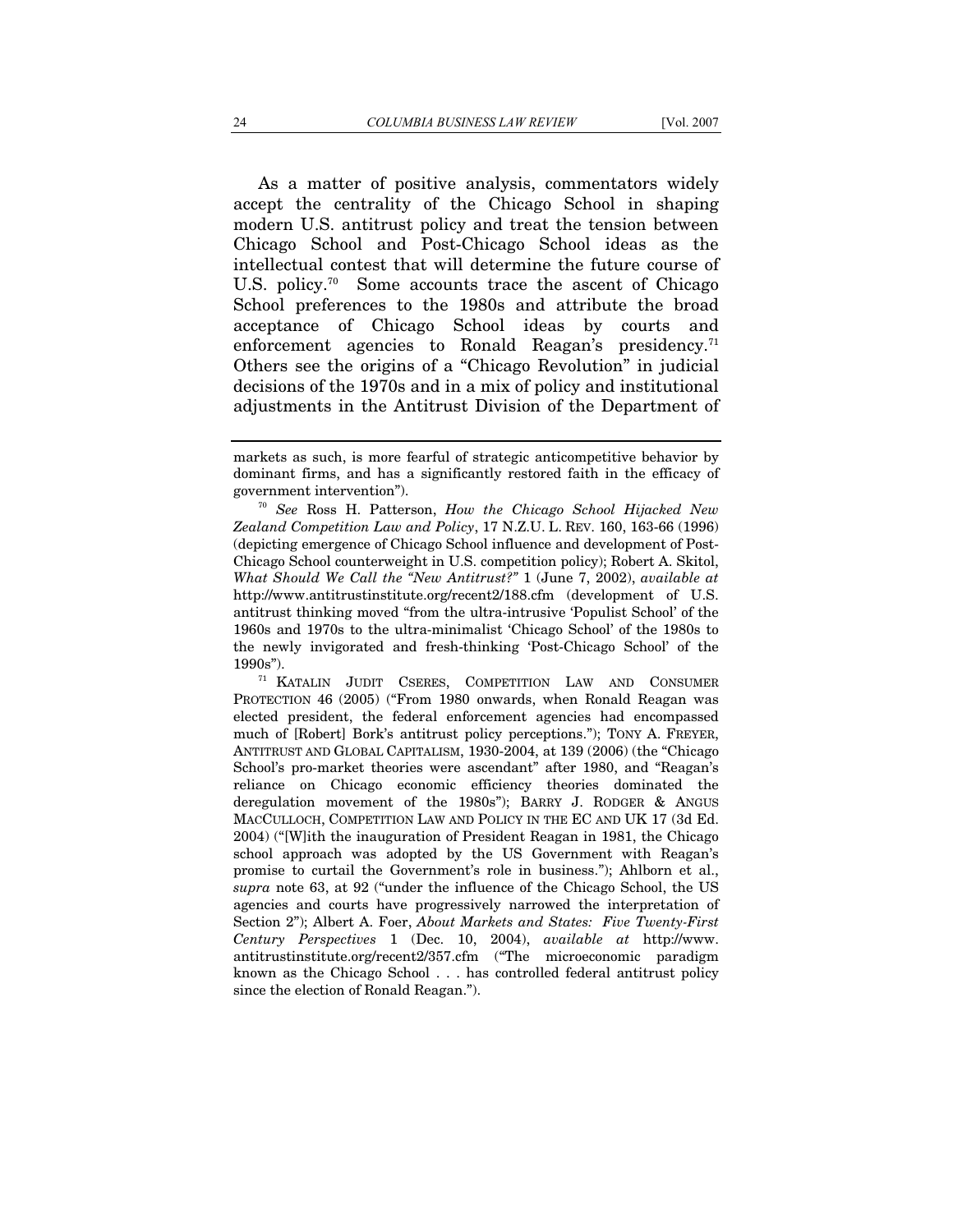As a matter of positive analysis, commentators widely accept the centrality of the Chicago School in shaping modern U.S. antitrust policy and treat the tension between Chicago School and Post-Chicago School ideas as the intellectual contest that will determine the future course of U.S. policy.[70] Some accounts trace the ascent of Chicago School preferences to the 1980s and attribute the broad acceptance of Chicago School ideas by courts and enforcement agencies to Ronald Reagan's presidency.[71] Others see the origins of a "Chicago Revolution" in judicial decisions of the 1970s and in a mix of policy and institutional adjustments in the Antitrust Division of the Department of

---

markets as such, is more fearful of strategic anticompetitive behavior by dominant firms, and has a significantly restored faith in the efficacy of government intervention").

[70] *See* Ross H. Patterson, *How the Chicago School Hijacked New Zealand Competition Law and Policy*, 17 N.Z.U. L. REV. 160, 163-66 (1996) (depicting emergence of Chicago School influence and development of Post-Chicago School counterweight in U.S. competition policy); Robert A. Skitol, *What Should We Call the "New Antitrust?"* 1 (June 7, 2002), *available at* http://www.antitrustinstitute.org/recent2/188.cfm (development of U.S. antitrust thinking moved "from the ultra-intrusive 'Populist School' of the 1960s and 1970s to the ultra-minimalist 'Chicago School' of the 1980s to the newly invigorated and fresh-thinking 'Post-Chicago School' of the 1990s").

[71] KATALIN JUDIT CSERES, COMPETITION LAW AND CONSUMER PROTECTION 46 (2005) ("From 1980 onwards, when Ronald Reagan was elected president, the federal enforcement agencies had encompassed much of [Robert] Bork's antitrust policy perceptions."); TONY A. FREYER, ANTITRUST AND GLOBAL CAPITALISM, 1930-2004, at 139 (2006) (the "Chicago School's pro-market theories were ascendant" after 1980, and "Reagan's reliance on Chicago economic efficiency theories dominated the deregulation movement of the 1980s"); BARRY J. RODGER & ANGUS MACCULLOCH, COMPETITION LAW AND POLICY IN THE EC AND UK 17 (3d Ed. 2004) ("[W]ith the inauguration of President Reagan in 1981, the Chicago school approach was adopted by the US Government with Reagan's promise to curtail the Government's role in business."); Ahlborn et al., *supra* note 63, at 92 ("under the influence of the Chicago School, the US agencies and courts have progressively narrowed the interpretation of Section 2"); Albert A. Foer, *About Markets and States: Five Twenty-First Century Perspectives* 1 (Dec. 10, 2004), *available at* http://www.antitrustinstitute.org/recent2/357.cfm ("The microeconomic paradigm known as the Chicago School . . . has controlled federal antitrust policy since the election of Ronald Reagan.").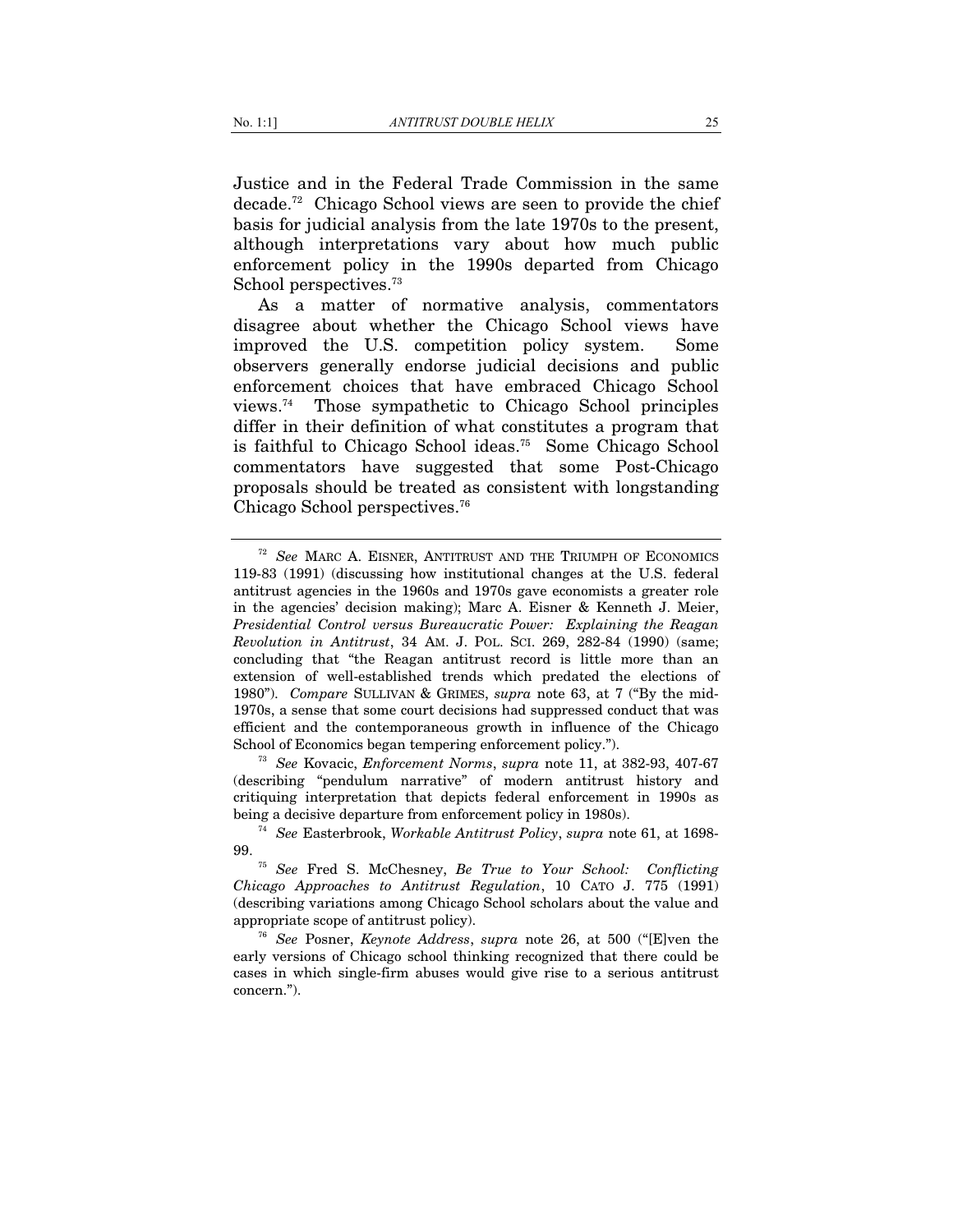Justice and in the Federal Trade Commission in the same decade.[72] Chicago School views are seen to provide the chief basis for judicial analysis from the late 1970s to the present, although interpretations vary about how much public enforcement policy in the 1990s departed from Chicago School perspectives.[73]

As a matter of normative analysis, commentators disagree about whether the Chicago School views have improved the U.S. competition policy system. Some observers generally endorse judicial decisions and public enforcement choices that have embraced Chicago School views.[74] Those sympathetic to Chicago School principles differ in their definition of what constitutes a program that is faithful to Chicago School ideas.[75] Some Chicago School commentators have suggested that some Post-Chicago proposals should be treated as consistent with longstanding Chicago School perspectives.[76]

---

[72] *See* MARC A. EISNER, ANTITRUST AND THE TRIUMPH OF ECONOMICS 119-83 (1991) (discussing how institutional changes at the U.S. federal antitrust agencies in the 1960s and 1970s gave economists a greater role in the agencies' decision making); Marc A. Eisner & Kenneth J. Meier, *Presidential Control versus Bureaucratic Power: Explaining the Reagan Revolution in Antitrust*, 34 AM. J. POL. SCI. 269, 282-84 (1990) (same; concluding that "the Reagan antitrust record is little more than an extension of well-established trends which predated the elections of 1980"). *Compare* SULLIVAN & GRIMES, *supra* note 63, at 7 ("By the mid-1970s, a sense that some court decisions had suppressed conduct that was efficient and the contemporaneous growth in influence of the Chicago School of Economics began tempering enforcement policy.").

[73] *See* Kovacic, *Enforcement Norms*, *supra* note 11, at 382-93, 407-67 (describing "pendulum narrative" of modern antitrust history and critiquing interpretation that depicts federal enforcement in 1990s as being a decisive departure from enforcement policy in 1980s).

[74] *See* Easterbrook, *Workable Antitrust Policy*, *supra* note 61, at 1698-99.

[75] *See* Fred S. McChesney, *Be True to Your School: Conflicting Chicago Approaches to Antitrust Regulation*, 10 CATO J. 775 (1991) (describing variations among Chicago School scholars about the value and appropriate scope of antitrust policy).

[76] *See* Posner, *Keynote Address*, *supra* note 26, at 500 ("[E]ven the early versions of Chicago school thinking recognized that there could be cases in which single-firm abuses would give rise to a serious antitrust concern.").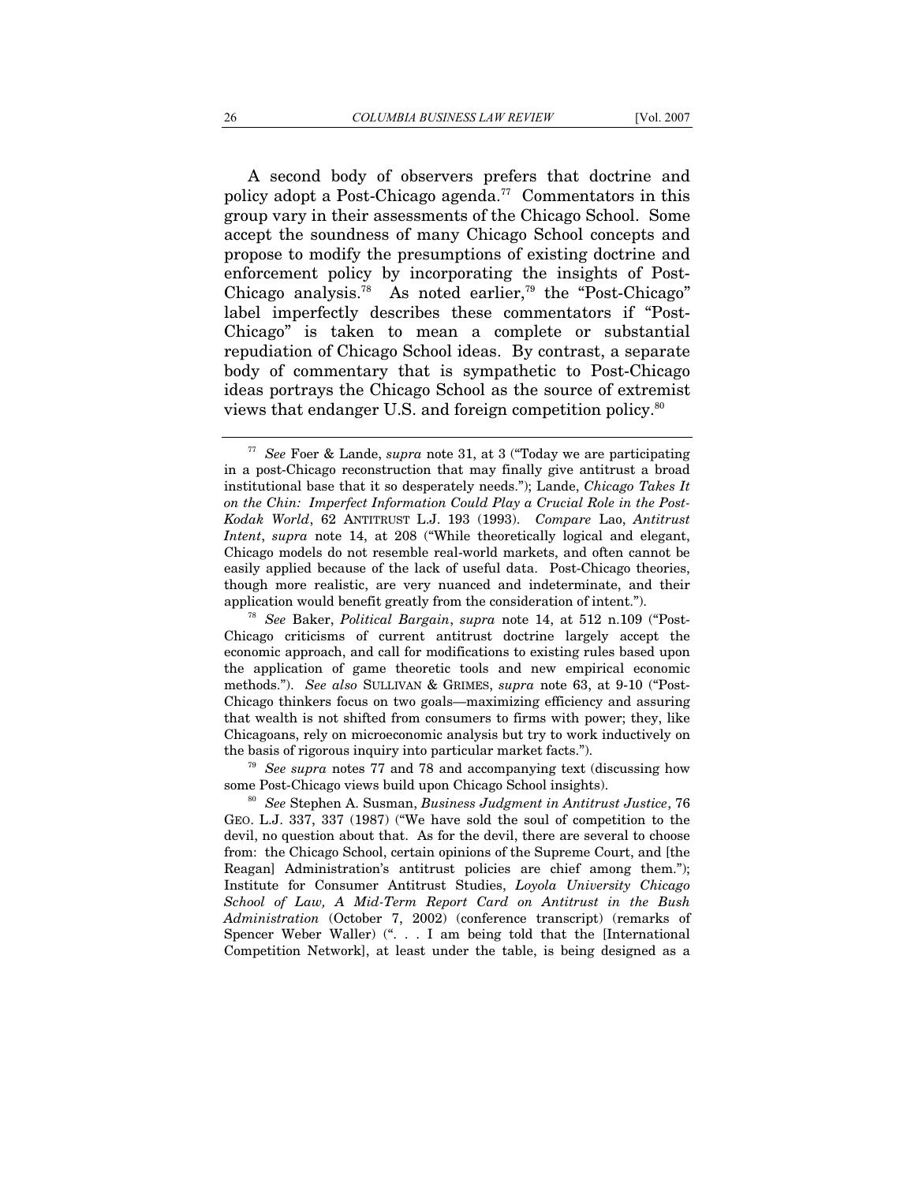A second body of observers prefers that doctrine and policy adopt a Post-Chicago agenda.[77] Commentators in this group vary in their assessments of the Chicago School. Some accept the soundness of many Chicago School concepts and propose to modify the presumptions of existing doctrine and enforcement policy by incorporating the insights of Post-Chicago analysis.[78] As noted earlier,[79] the "Post-Chicago" label imperfectly describes these commentators if "Post-Chicago" is taken to mean a complete or substantial repudiation of Chicago School ideas. By contrast, a separate body of commentary that is sympathetic to Post-Chicago ideas portrays the Chicago School as the source of extremist views that endanger U.S. and foreign competition policy.[80]

---

[77] *See* Foer & Lande, *supra* note 31, at 3 ("Today we are participating in a post-Chicago reconstruction that may finally give antitrust a broad institutional base that it so desperately needs."); Lande, *Chicago Takes It on the Chin: Imperfect Information Could Play a Crucial Role in the Post-Kodak World*, 62 ANTITRUST L.J. 193 (1993). *Compare* Lao, *Antitrust Intent*, *supra* note 14, at 208 ("While theoretically logical and elegant, Chicago models do not resemble real-world markets, and often cannot be easily applied because of the lack of useful data. Post-Chicago theories, though more realistic, are very nuanced and indeterminate, and their application would benefit greatly from the consideration of intent.").

[78] *See* Baker, *Political Bargain*, *supra* note 14, at 512 n.109 ("Post-Chicago criticisms of current antitrust doctrine largely accept the economic approach, and call for modifications to existing rules based upon the application of game theoretic tools and new empirical economic methods."). *See also* SULLIVAN & GRIMES, *supra* note 63, at 9-10 ("Post-Chicago thinkers focus on two goals—maximizing efficiency and assuring that wealth is not shifted from consumers to firms with power; they, like Chicagoans, rely on microeconomic analysis but try to work inductively on the basis of rigorous inquiry into particular market facts.").

[79] *See supra* notes 77 and 78 and accompanying text (discussing how some Post-Chicago views build upon Chicago School insights).

[80] *See* Stephen A. Susman, *Business Judgment in Antitrust Justice*, 76 GEO. L.J. 337, 337 (1987) ("We have sold the soul of competition to the devil, no question about that. As for the devil, there are several to choose from: the Chicago School, certain opinions of the Supreme Court, and [the Reagan] Administration's antitrust policies are chief among them."); Institute for Consumer Antitrust Studies, *Loyola University Chicago School of Law, A Mid-Term Report Card on Antitrust in the Bush Administration* (October 7, 2002) (conference transcript) (remarks of Spencer Weber Waller) (". . . I am being told that the [International Competition Network], at least under the table, is being designed as a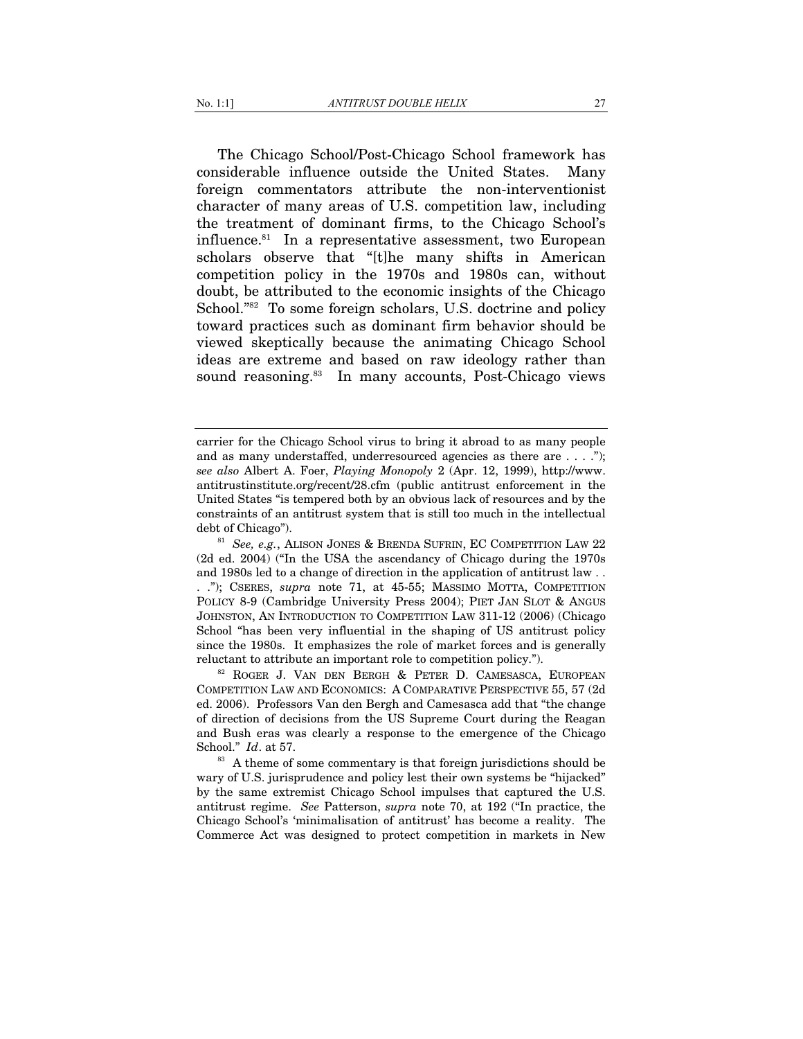The Chicago School/Post-Chicago School framework has considerable influence outside the United States. Many foreign commentators attribute the non-interventionist character of many areas of U.S. competition law, including the treatment of dominant firms, to the Chicago School's influence.[81] In a representative assessment, two European scholars observe that "[t]he many shifts in American competition policy in the 1970s and 1980s can, without doubt, be attributed to the economic insights of the Chicago School."[82] To some foreign scholars, U.S. doctrine and policy toward practices such as dominant firm behavior should be viewed skeptically because the animating Chicago School ideas are extreme and based on raw ideology rather than sound reasoning.[83] In many accounts, Post-Chicago views

---

carrier for the Chicago School virus to bring it abroad to as many people and as many understaffed, underresourced agencies as there are . . . ."); *see also* Albert A. Foer, *Playing Monopoly* 2 (Apr. 12, 1999), http://www.antitrustinstitute.org/recent/28.cfm (public antitrust enforcement in the United States "is tempered both by an obvious lack of resources and by the constraints of an antitrust system that is still too much in the intellectual debt of Chicago").

[81] *See, e.g.*, ALISON JONES & BRENDA SUFRIN, EC COMPETITION LAW 22 (2d ed. 2004) ("In the USA the ascendancy of Chicago during the 1970s and 1980s led to a change of direction in the application of antitrust law . . . ."); CSERES, *supra* note 71, at 45-55; MASSIMO MOTTA, COMPETITION POLICY 8-9 (Cambridge University Press 2004); PIET JAN SLOT & ANGUS JOHNSTON, AN INTRODUCTION TO COMPETITION LAW 311-12 (2006) (Chicago School "has been very influential in the shaping of US antitrust policy since the 1980s. It emphasizes the role of market forces and is generally reluctant to attribute an important role to competition policy.").

[82] ROGER J. VAN DEN BERGH & PETER D. CAMESASCA, EUROPEAN COMPETITION LAW AND ECONOMICS: A COMPARATIVE PERSPECTIVE 55, 57 (2d ed. 2006). Professors Van den Bergh and Camesasca add that "the change of direction of decisions from the US Supreme Court during the Reagan and Bush eras was clearly a response to the emergence of the Chicago School." *Id*. at 57.

[83] A theme of some commentary is that foreign jurisdictions should be wary of U.S. jurisprudence and policy lest their own systems be "hijacked" by the same extremist Chicago School impulses that captured the U.S. antitrust regime. *See* Patterson, *supra* note 70, at 192 ("In practice, the Chicago School's 'minimalisation of antitrust' has become a reality. The Commerce Act was designed to protect competition in markets in New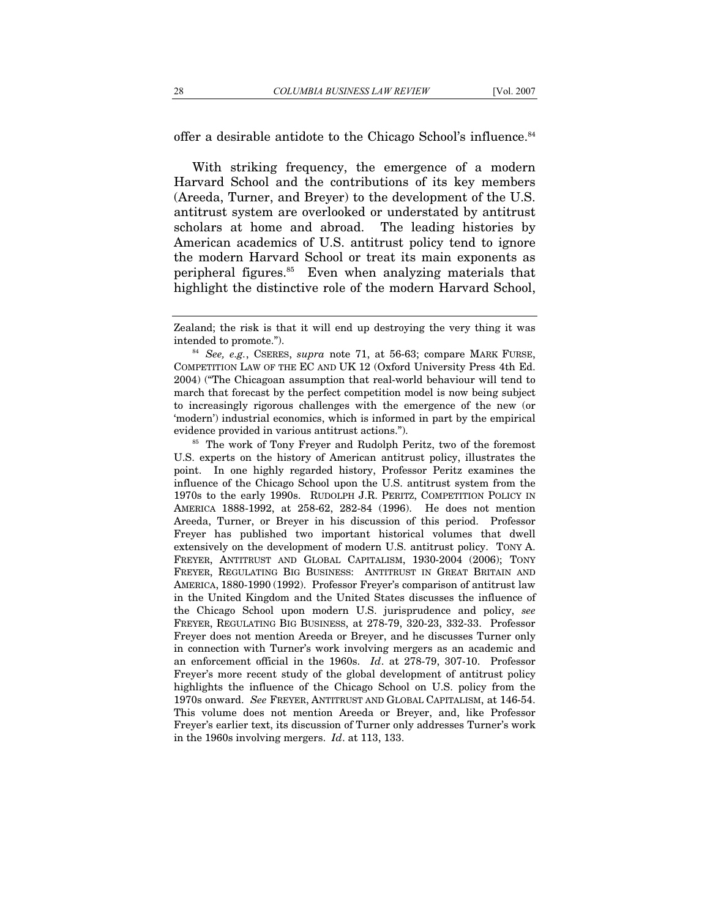offer a desirable antidote to the Chicago School's influence.[84]

With striking frequency, the emergence of a modern Harvard School and the contributions of its key members (Areeda, Turner, and Breyer) to the development of the U.S. antitrust system are overlooked or understated by antitrust scholars at home and abroad. The leading histories by American academics of U.S. antitrust policy tend to ignore the modern Harvard School or treat its main exponents as peripheral figures.[85] Even when analyzing materials that highlight the distinctive role of the modern Harvard School,

---

Zealand; the risk is that it will end up destroying the very thing it was intended to promote.").

[84] *See, e.g.*, CSERES, *supra* note 71, at 56-63; compare MARK FURSE, COMPETITION LAW OF THE EC AND UK 12 (Oxford University Press 4th Ed. 2004) ("The Chicagoan assumption that real-world behaviour will tend to march that forecast by the perfect competition model is now being subject to increasingly rigorous challenges with the emergence of the new (or 'modern') industrial economics, which is informed in part by the empirical evidence provided in various antitrust actions.").

[85] The work of Tony Freyer and Rudolph Peritz, two of the foremost U.S. experts on the history of American antitrust policy, illustrates the point. In one highly regarded history, Professor Peritz examines the influence of the Chicago School upon the U.S. antitrust system from the 1970s to the early 1990s. RUDOLPH J.R. PERITZ, COMPETITION POLICY IN AMERICA 1888-1992, at 258-62, 282-84 (1996). He does not mention Areeda, Turner, or Breyer in his discussion of this period. Professor Freyer has published two important historical volumes that dwell extensively on the development of modern U.S. antitrust policy. TONY A. FREYER, ANTITRUST AND GLOBAL CAPITALISM, 1930-2004 (2006); TONY FREYER, REGULATING BIG BUSINESS: ANTITRUST IN GREAT BRITAIN AND AMERICA, 1880-1990 (1992). Professor Freyer's comparison of antitrust law in the United Kingdom and the United States discusses the influence of the Chicago School upon modern U.S. jurisprudence and policy, *see* FREYER, REGULATING BIG BUSINESS, at 278-79, 320-23, 332-33. Professor Freyer does not mention Areeda or Breyer, and he discusses Turner only in connection with Turner's work involving mergers as an academic and an enforcement official in the 1960s. *Id*. at 278-79, 307-10. Professor Freyer's more recent study of the global development of antitrust policy highlights the influence of the Chicago School on U.S. policy from the 1970s onward. *See* FREYER, ANTITRUST AND GLOBAL CAPITALISM, at 146-54. This volume does not mention Areeda or Breyer, and, like Professor Freyer's earlier text, its discussion of Turner only addresses Turner's work in the 1960s involving mergers. *Id*. at 113, 133.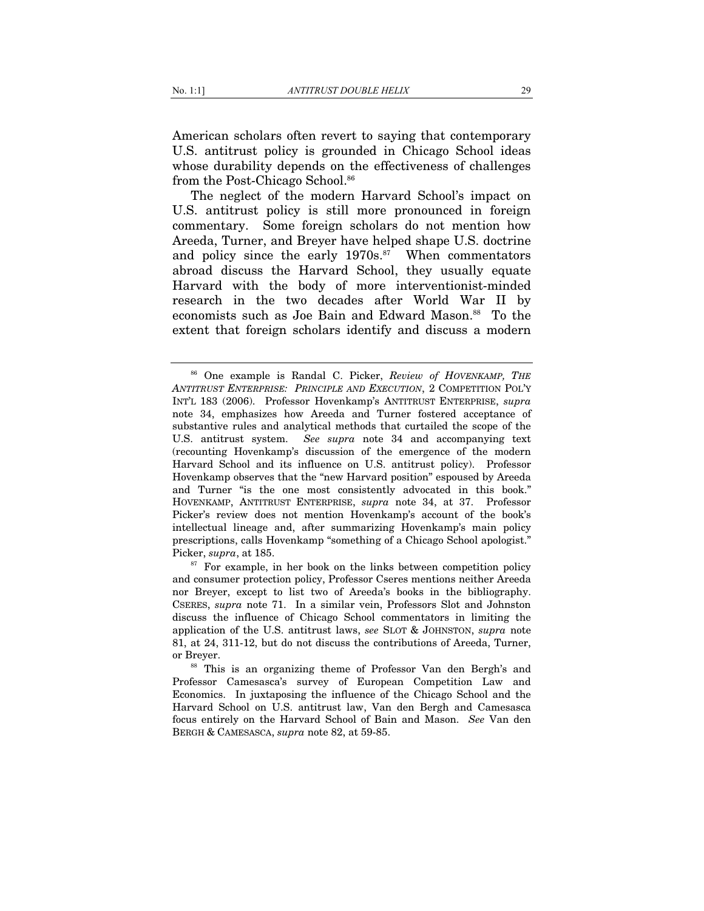American scholars often revert to saying that contemporary U.S. antitrust policy is grounded in Chicago School ideas whose durability depends on the effectiveness of challenges from the Post-Chicago School.[86]

The neglect of the modern Harvard School's impact on U.S. antitrust policy is still more pronounced in foreign commentary. Some foreign scholars do not mention how Areeda, Turner, and Breyer have helped shape U.S. doctrine and policy since the early 1970s.[87] When commentators abroad discuss the Harvard School, they usually equate Harvard with the body of more interventionist-minded research in the two decades after World War II by economists such as Joe Bain and Edward Mason.[88] To the extent that foreign scholars identify and discuss a modern

---

[86] One example is Randal C. Picker, *Review of HOVENKAMP, THE ANTITRUST ENTERPRISE: PRINCIPLE AND EXECUTION*, 2 COMPETITION POL'Y INT'L 183 (2006). Professor Hovenkamp's ANTITRUST ENTERPRISE, *supra* note 34, emphasizes how Areeda and Turner fostered acceptance of substantive rules and analytical methods that curtailed the scope of the U.S. antitrust system. *See supra* note 34 and accompanying text (recounting Hovenkamp's discussion of the emergence of the modern Harvard School and its influence on U.S. antitrust policy). Professor Hovenkamp observes that the "new Harvard position" espoused by Areeda and Turner "is the one most consistently advocated in this book." HOVENKAMP, ANTITRUST ENTERPRISE, *supra* note 34, at 37. Professor Picker's review does not mention Hovenkamp's account of the book's intellectual lineage and, after summarizing Hovenkamp's main policy prescriptions, calls Hovenkamp "something of a Chicago School apologist." Picker, *supra*, at 185.

[87] For example, in her book on the links between competition policy and consumer protection policy, Professor Cseres mentions neither Areeda nor Breyer, except to list two of Areeda's books in the bibliography. CSERES, *supra* note 71. In a similar vein, Professors Slot and Johnston discuss the influence of Chicago School commentators in limiting the application of the U.S. antitrust laws, *see* SLOT & JOHNSTON, *supra* note 81, at 24, 311-12, but do not discuss the contributions of Areeda, Turner, or Breyer.

[88] This is an organizing theme of Professor Van den Bergh's and Professor Camesasca's survey of European Competition Law and Economics. In juxtaposing the influence of the Chicago School and the Harvard School on U.S. antitrust law, Van den Bergh and Camesasca focus entirely on the Harvard School of Bain and Mason. *See* Van den BERGH & CAMESASCA, *supra* note 82, at 59-85.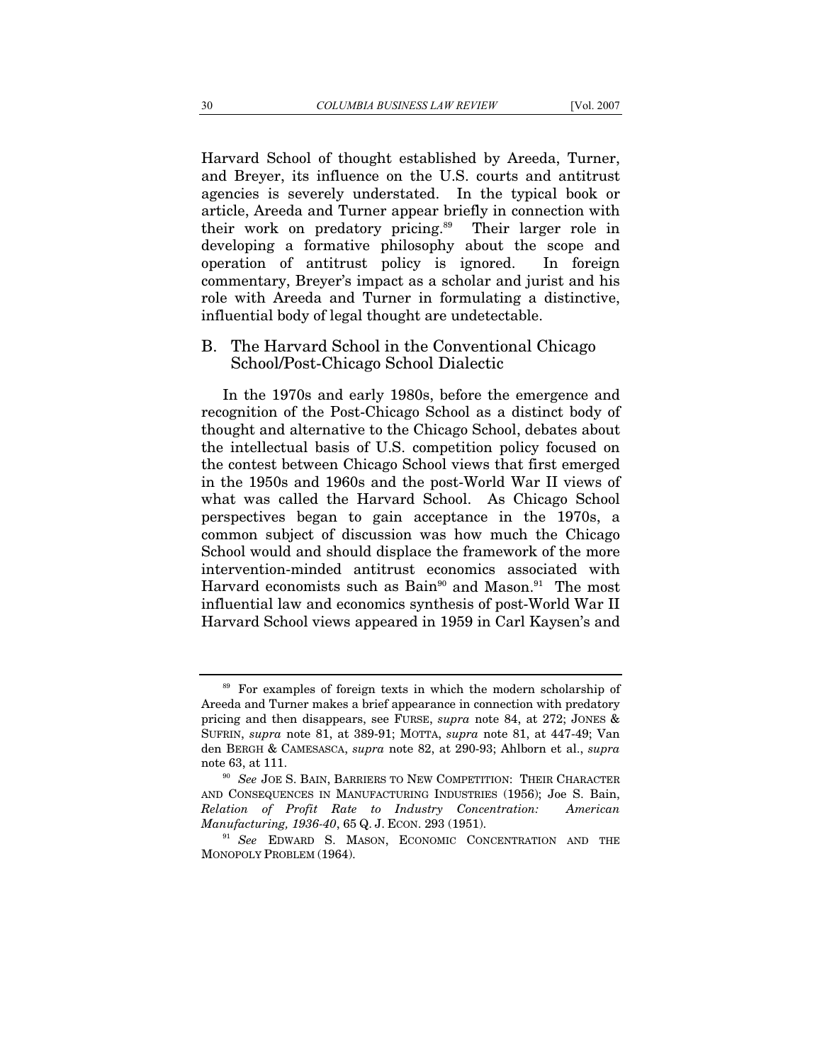Harvard School of thought established by Areeda, Turner, and Breyer, its influence on the U.S. courts and antitrust agencies is severely understated. In the typical book or article, Areeda and Turner appear briefly in connection with their work on predatory pricing.[89] Their larger role in developing a formative philosophy about the scope and operation of antitrust policy is ignored. In foreign commentary, Breyer's impact as a scholar and jurist and his role with Areeda and Turner in formulating a distinctive, influential body of legal thought are undetectable.

## B. The Harvard School in the Conventional Chicago School/Post-Chicago School Dialectic

In the 1970s and early 1980s, before the emergence and recognition of the Post-Chicago School as a distinct body of thought and alternative to the Chicago School, debates about the intellectual basis of U.S. competition policy focused on the contest between Chicago School views that first emerged in the 1950s and 1960s and the post-World War II views of what was called the Harvard School. As Chicago School perspectives began to gain acceptance in the 1970s, a common subject of discussion was how much the Chicago School would and should displace the framework of the more intervention-minded antitrust economics associated with Harvard economists such as Bain[90] and Mason.[91] The most influential law and economics synthesis of post-World War II Harvard School views appeared in 1959 in Carl Kaysen's and

---

[89] For examples of foreign texts in which the modern scholarship of Areeda and Turner makes a brief appearance in connection with predatory pricing and then disappears, see FURSE, *supra* note 84, at 272; JONES & SUFRIN, *supra* note 81, at 389-91; MOTTA, *supra* note 81, at 447-49; Van den BERGH & CAMESASCA, *supra* note 82, at 290-93; Ahlborn et al., *supra* note 63, at 111.

[90] *See* JOE S. BAIN, BARRIERS TO NEW COMPETITION: THEIR CHARACTER AND CONSEQUENCES IN MANUFACTURING INDUSTRIES (1956); Joe S. Bain, *Relation of Profit Rate to Industry Concentration: American Manufacturing, 1936-40*, 65 Q. J. ECON. 293 (1951).

[91] *See* EDWARD S. MASON, ECONOMIC CONCENTRATION AND THE MONOPOLY PROBLEM (1964).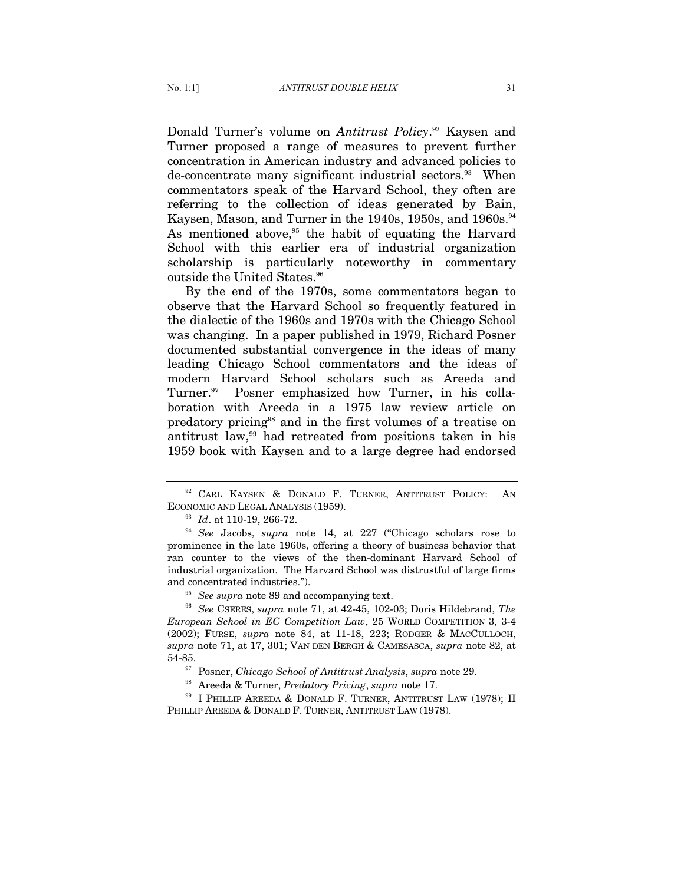Donald Turner's volume on *Antitrust Policy*.[92] Kaysen and Turner proposed a range of measures to prevent further concentration in American industry and advanced policies to de-concentrate many significant industrial sectors.[93] When commentators speak of the Harvard School, they often are referring to the collection of ideas generated by Bain, Kaysen, Mason, and Turner in the 1940s, 1950s, and 1960s.[94] As mentioned above,[95] the habit of equating the Harvard School with this earlier era of industrial organization scholarship is particularly noteworthy in commentary outside the United States.[96]

By the end of the 1970s, some commentators began to observe that the Harvard School so frequently featured in the dialectic of the 1960s and 1970s with the Chicago School was changing. In a paper published in 1979, Richard Posner documented substantial convergence in the ideas of many leading Chicago School commentators and the ideas of modern Harvard School scholars such as Areeda and Turner.[97] Posner emphasized how Turner, in his collaboration with Areeda in a 1975 law review article on predatory pricing[98] and in the first volumes of a treatise on antitrust law,[99] had retreated from positions taken in his 1959 book with Kaysen and to a large degree had endorsed

---

[92] CARL KAYSEN & DONALD F. TURNER, ANTITRUST POLICY: AN ECONOMIC AND LEGAL ANALYSIS (1959).

[93] *Id*. at 110-19, 266-72.

[94] *See* Jacobs, *supra* note 14, at 227 ("Chicago scholars rose to prominence in the late 1960s, offering a theory of business behavior that ran counter to the views of the then-dominant Harvard School of industrial organization. The Harvard School was distrustful of large firms and concentrated industries.").

[95] *See supra* note 89 and accompanying text.

[96] *See* CSERES, *supra* note 71, at 42-45, 102-03; Doris Hildebrand, *The European School in EC Competition Law*, 25 WORLD COMPETITION 3, 3-4 (2002); FURSE, *supra* note 84, at 11-18, 223; RODGER & MACCULLOCH, *supra* note 71, at 17, 301; VAN DEN BERGH & CAMESASCA, *supra* note 82, at 54-85.

[97] Posner, *Chicago School of Antitrust Analysis*, *supra* note 29.

[98] Areeda & Turner, *Predatory Pricing*, *supra* note 17.

[99] I PHILLIP AREEDA & DONALD F. TURNER, ANTITRUST LAW (1978); II PHILLIP AREEDA & DONALD F. TURNER, ANTITRUST LAW (1978).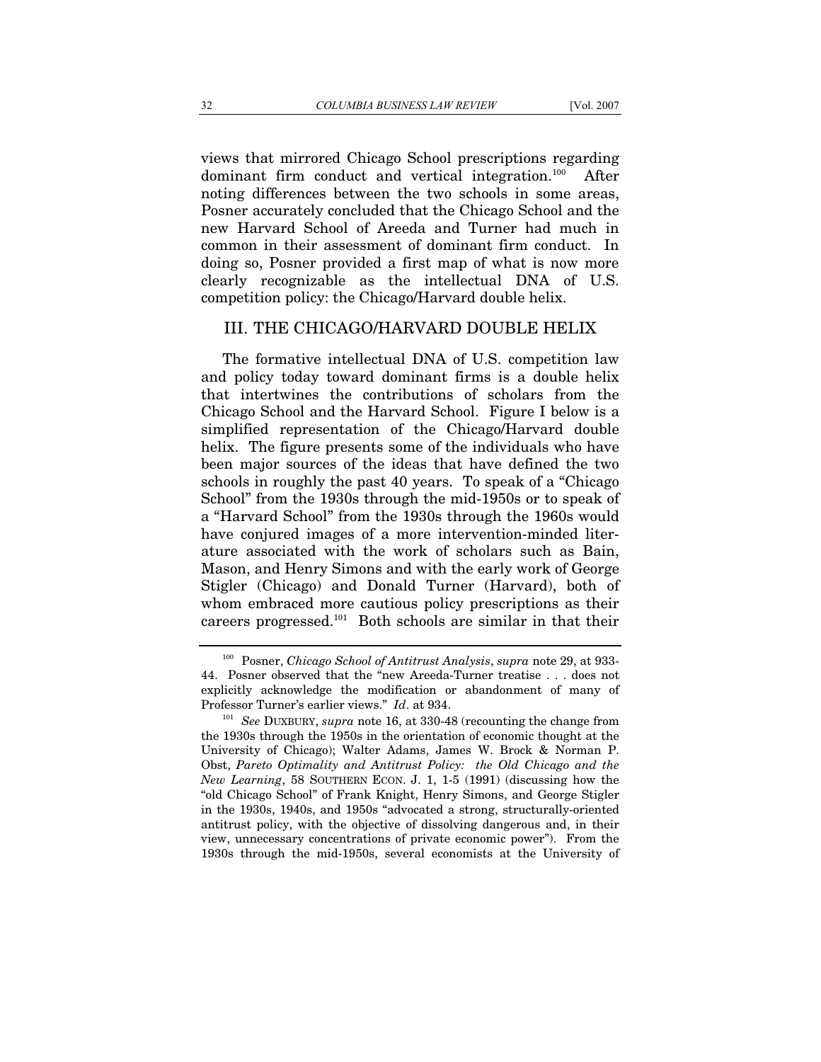views that mirrored Chicago School prescriptions regarding dominant firm conduct and vertical integration.[100] After noting differences between the two schools in some areas, Posner accurately concluded that the Chicago School and the new Harvard School of Areeda and Turner had much in common in their assessment of dominant firm conduct. In doing so, Posner provided a first map of what is now more clearly recognizable as the intellectual DNA of U.S. competition policy: the Chicago/Harvard double helix.

## III. THE CHICAGO/HARVARD DOUBLE HELIX

The formative intellectual DNA of U.S. competition law and policy today toward dominant firms is a double helix that intertwines the contributions of scholars from the Chicago School and the Harvard School. Figure I below is a simplified representation of the Chicago/Harvard double helix. The figure presents some of the individuals who have been major sources of the ideas that have defined the two schools in roughly the past 40 years. To speak of a "Chicago School" from the 1930s through the mid-1950s or to speak of a "Harvard School" from the 1930s through the 1960s would have conjured images of a more intervention-minded literature associated with the work of scholars such as Bain, Mason, and Henry Simons and with the early work of George Stigler (Chicago) and Donald Turner (Harvard), both of whom embraced more cautious policy prescriptions as their careers progressed.[101] Both schools are similar in that their

---

[100] Posner, *Chicago School of Antitrust Analysis*, *supra* note 29, at 933-44. Posner observed that the "new Areeda-Turner treatise . . . does not explicitly acknowledge the modification or abandonment of many of Professor Turner's earlier views." *Id*. at 934.

[101] *See* DUXBURY, *supra* note 16, at 330-48 (recounting the change from the 1930s through the 1950s in the orientation of economic thought at the University of Chicago); Walter Adams, James W. Brock & Norman P. Obst, *Pareto Optimality and Antitrust Policy: the Old Chicago and the New Learning*, 58 SOUTHERN ECON. J. 1, 1-5 (1991) (discussing how the "old Chicago School" of Frank Knight, Henry Simons, and George Stigler in the 1930s, 1940s, and 1950s "advocated a strong, structurally-oriented antitrust policy, with the objective of dissolving dangerous and, in their view, unnecessary concentrations of private economic power"). From the 1930s through the mid-1950s, several economists at the University of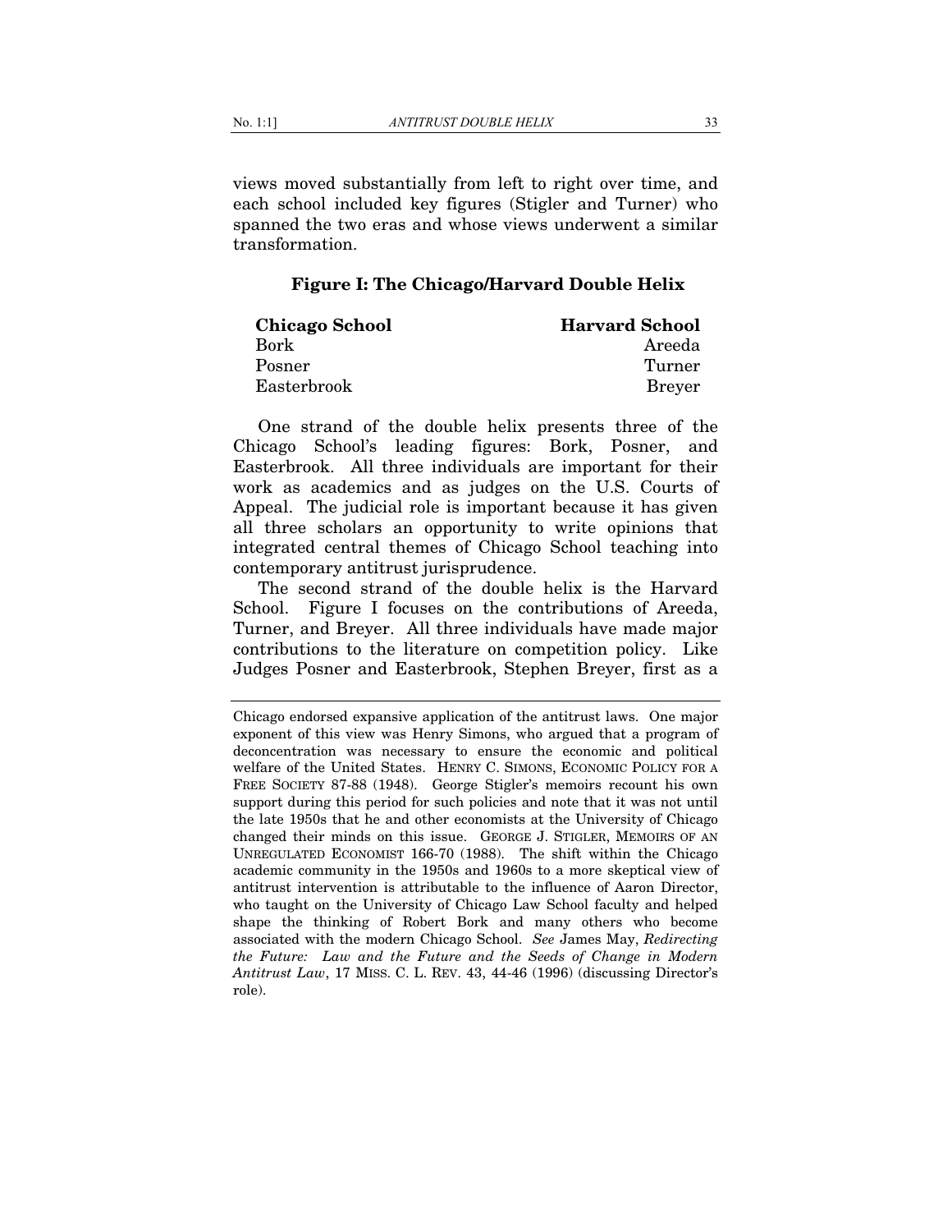views moved substantially from left to right over time, and each school included key figures (Stigler and Turner) who spanned the two eras and whose views underwent a similar transformation.

### Figure I: The Chicago/Harvard Double Helix

| **Chicago School** | **Harvard School** |
|---|---|
| Bork | Areeda |
| Posner | Turner |
| Easterbrook | Breyer |

One strand of the double helix presents three of the Chicago School's leading figures: Bork, Posner, and Easterbrook. All three individuals are important for their work as academics and as judges on the U.S. Courts of Appeal. The judicial role is important because it has given all three scholars an opportunity to write opinions that integrated central themes of Chicago School teaching into contemporary antitrust jurisprudence.

The second strand of the double helix is the Harvard School. Figure I focuses on the contributions of Areeda, Turner, and Breyer. All three individuals have made major contributions to the literature on competition policy. Like Judges Posner and Easterbrook, Stephen Breyer, first as a

---

Chicago endorsed expansive application of the antitrust laws. One major exponent of this view was Henry Simons, who argued that a program of deconcentration was necessary to ensure the economic and political welfare of the United States. HENRY C. SIMONS, ECONOMIC POLICY FOR A FREE SOCIETY 87-88 (1948). George Stigler's memoirs recount his own support during this period for such policies and note that it was not until the late 1950s that he and other economists at the University of Chicago changed their minds on this issue. GEORGE J. STIGLER, MEMOIRS OF AN UNREGULATED ECONOMIST 166-70 (1988). The shift within the Chicago academic community in the 1950s and 1960s to a more skeptical view of antitrust intervention is attributable to the influence of Aaron Director, who taught on the University of Chicago Law School faculty and helped shape the thinking of Robert Bork and many others who become associated with the modern Chicago School. *See* James May, *Redirecting the Future: Law and the Future and the Seeds of Change in Modern Antitrust Law*, 17 MISS. C. L. REV. 43, 44-46 (1996) (discussing Director's role).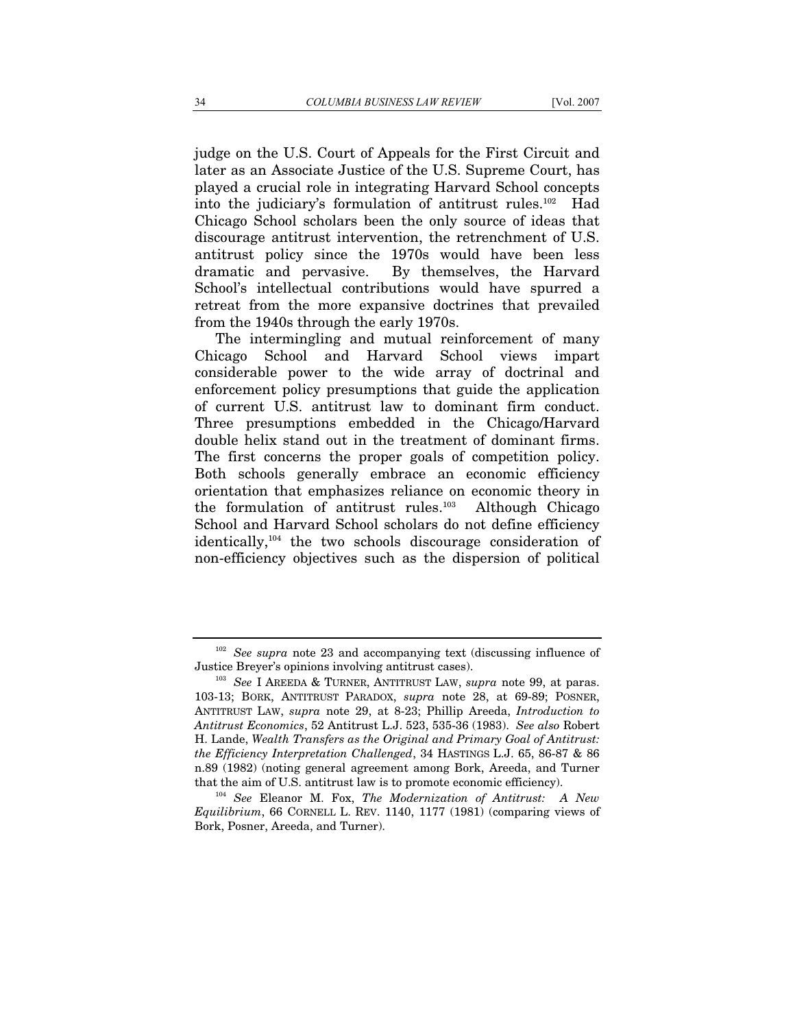judge on the U.S. Court of Appeals for the First Circuit and later as an Associate Justice of the U.S. Supreme Court, has played a crucial role in integrating Harvard School concepts into the judiciary's formulation of antitrust rules.[102] Had Chicago School scholars been the only source of ideas that discourage antitrust intervention, the retrenchment of U.S. antitrust policy since the 1970s would have been less dramatic and pervasive. By themselves, the Harvard School's intellectual contributions would have spurred a retreat from the more expansive doctrines that prevailed from the 1940s through the early 1970s.

The intermingling and mutual reinforcement of many Chicago School and Harvard School views impart considerable power to the wide array of doctrinal and enforcement policy presumptions that guide the application of current U.S. antitrust law to dominant firm conduct. Three presumptions embedded in the Chicago/Harvard double helix stand out in the treatment of dominant firms. The first concerns the proper goals of competition policy. Both schools generally embrace an economic efficiency orientation that emphasizes reliance on economic theory in the formulation of antitrust rules.[103] Although Chicago School and Harvard School scholars do not define efficiency identically,[104] the two schools discourage consideration of non-efficiency objectives such as the dispersion of political

---

[102] *See supra* note 23 and accompanying text (discussing influence of Justice Breyer's opinions involving antitrust cases).

[103] *See* I AREEDA & TURNER, ANTITRUST LAW, *supra* note 99, at paras. 103-13; BORK, ANTITRUST PARADOX, *supra* note 28, at 69-89; POSNER, ANTITRUST LAW, *supra* note 29, at 8-23; Phillip Areeda, *Introduction to Antitrust Economics*, 52 Antitrust L.J. 523, 535-36 (1983). *See also* Robert H. Lande, *Wealth Transfers as the Original and Primary Goal of Antitrust: the Efficiency Interpretation Challenged*, 34 HASTINGS L.J. 65, 86-87 & 86 n.89 (1982) (noting general agreement among Bork, Areeda, and Turner that the aim of U.S. antitrust law is to promote economic efficiency).

[104] *See* Eleanor M. Fox, *The Modernization of Antitrust: A New Equilibrium*, 66 CORNELL L. REV. 1140, 1177 (1981) (comparing views of Bork, Posner, Areeda, and Turner).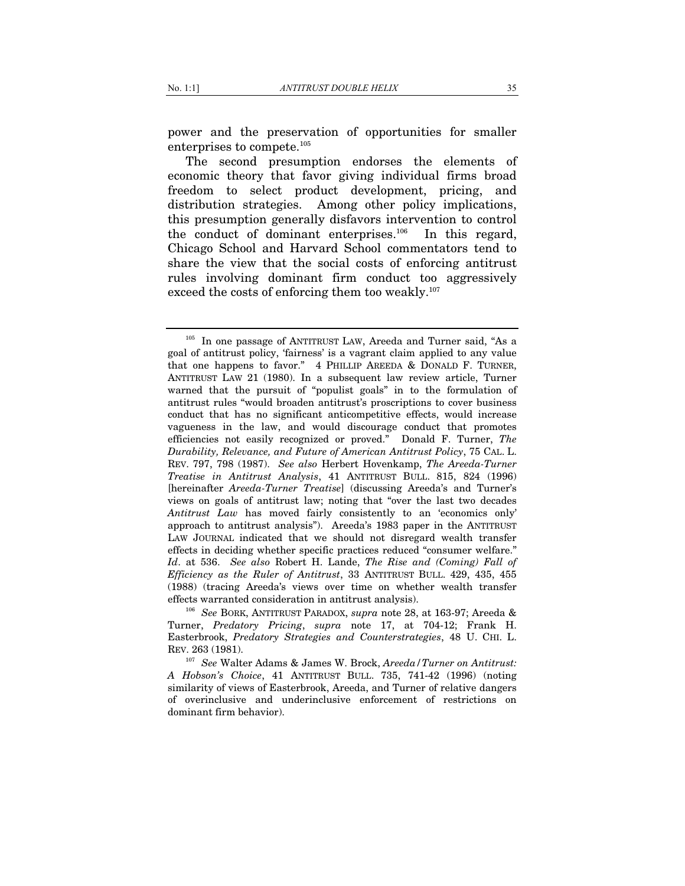power and the preservation of opportunities for smaller enterprises to compete.[105]

The second presumption endorses the elements of economic theory that favor giving individual firms broad freedom to select product development, pricing, and distribution strategies. Among other policy implications, this presumption generally disfavors intervention to control the conduct of dominant enterprises.[106] In this regard, Chicago School and Harvard School commentators tend to share the view that the social costs of enforcing antitrust rules involving dominant firm conduct too aggressively exceed the costs of enforcing them too weakly.[107]

---

[105] In one passage of ANTITRUST LAW, Areeda and Turner said, "As a goal of antitrust policy, 'fairness' is a vagrant claim applied to any value that one happens to favor." 4 PHILLIP AREEDA & DONALD F. TURNER, ANTITRUST LAW 21 (1980). In a subsequent law review article, Turner warned that the pursuit of "populist goals" in to the formulation of antitrust rules "would broaden antitrust's proscriptions to cover business conduct that has no significant anticompetitive effects, would increase vagueness in the law, and would discourage conduct that promotes efficiencies not easily recognized or proved." Donald F. Turner, *The Durability, Relevance, and Future of American Antitrust Policy*, 75 CAL. L. REV. 797, 798 (1987). *See also* Herbert Hovenkamp, *The Areeda-Turner Treatise in Antitrust Analysis*, 41 ANTITRUST BULL. 815, 824 (1996) [hereinafter *Areeda-Turner Treatise*] (discussing Areeda's and Turner's views on goals of antitrust law; noting that "over the last two decades *Antitrust Law* has moved fairly consistently to an 'economics only' approach to antitrust analysis"). Areeda's 1983 paper in the ANTITRUST LAW JOURNAL indicated that we should not disregard wealth transfer effects in deciding whether specific practices reduced "consumer welfare." *Id*. at 536. *See also* Robert H. Lande, *The Rise and (Coming) Fall of Efficiency as the Ruler of Antitrust*, 33 ANTITRUST BULL. 429, 435, 455 (1988) (tracing Areeda's views over time on whether wealth transfer effects warranted consideration in antitrust analysis).

[106] *See* BORK, ANTITRUST PARADOX, *supra* note 28, at 163-97; Areeda & Turner, *Predatory Pricing*, *supra* note 17, at 704-12; Frank H. Easterbrook, *Predatory Strategies and Counterstrategies*, 48 U. CHI. L. REV. 263 (1981).

[107] *See* Walter Adams & James W. Brock, *Areeda/Turner on Antitrust: A Hobson's Choice*, 41 ANTITRUST BULL. 735, 741-42 (1996) (noting similarity of views of Easterbrook, Areeda, and Turner of relative dangers of overinclusive and underinclusive enforcement of restrictions on dominant firm behavior).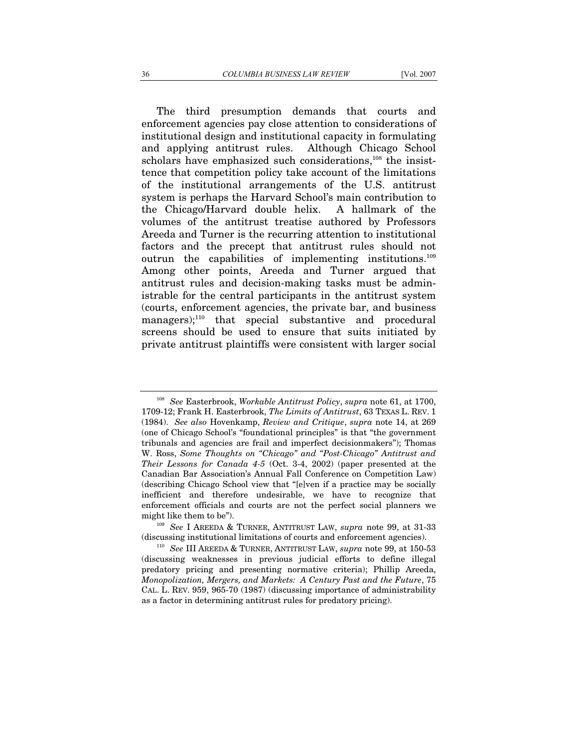The third presumption demands that courts and enforcement agencies pay close attention to considerations of institutional design and institutional capacity in formulating and applying antitrust rules. Although Chicago School scholars have emphasized such considerations,[108] the insisttence that competition policy take account of the limitations of the institutional arrangements of the U.S. antitrust system is perhaps the Harvard School's main contribution to the Chicago/Harvard double helix. A hallmark of the volumes of the antitrust treatise authored by Professors Areeda and Turner is the recurring attention to institutional factors and the precept that antitrust rules should not outrun the capabilities of implementing institutions.[109] Among other points, Areeda and Turner argued that antitrust rules and decision-making tasks must be administrable for the central participants in the antitrust system (courts, enforcement agencies, the private bar, and business managers);[110] that special substantive and procedural screens should be used to ensure that suits initiated by private antitrust plaintiffs were consistent with larger social

---

[108] *See* Easterbrook, *Workable Antitrust Policy*, *supra* note 61, at 1700, 1709-12; Frank H. Easterbrook, *The Limits of Antitrust*, 63 TEXAS L. REV. 1 (1984). *See also* Hovenkamp, *Review and Critique*, *supra* note 14, at 269 (one of Chicago School's "foundational principles" is that "the government tribunals and agencies are frail and imperfect decisionmakers"); Thomas W. Ross, *Some Thoughts on "Chicago" and "Post-Chicago" Antitrust and Their Lessons for Canada 4-5* (Oct. 3-4, 2002) (paper presented at the Canadian Bar Association's Annual Fall Conference on Competition Law) (describing Chicago School view that "[e]ven if a practice may be socially inefficient and therefore undesirable, we have to recognize that enforcement officials and courts are not the perfect social planners we might like them to be").

[109] *See* I AREEDA & TURNER, ANTITRUST LAW, *supra* note 99, at 31-33 (discussing institutional limitations of courts and enforcement agencies).

[110] *See* III AREEDA & TURNER, ANTITRUST LAW, *supra* note 99, at 150-53 (discussing weaknesses in previous judicial efforts to define illegal predatory pricing and presenting normative criteria); Phillip Areeda, *Monopolization, Mergers, and Markets: A Century Past and the Future*, 75 CAL. L. REV. 959, 965-70 (1987) (discussing importance of administrability as a factor in determining antitrust rules for predatory pricing).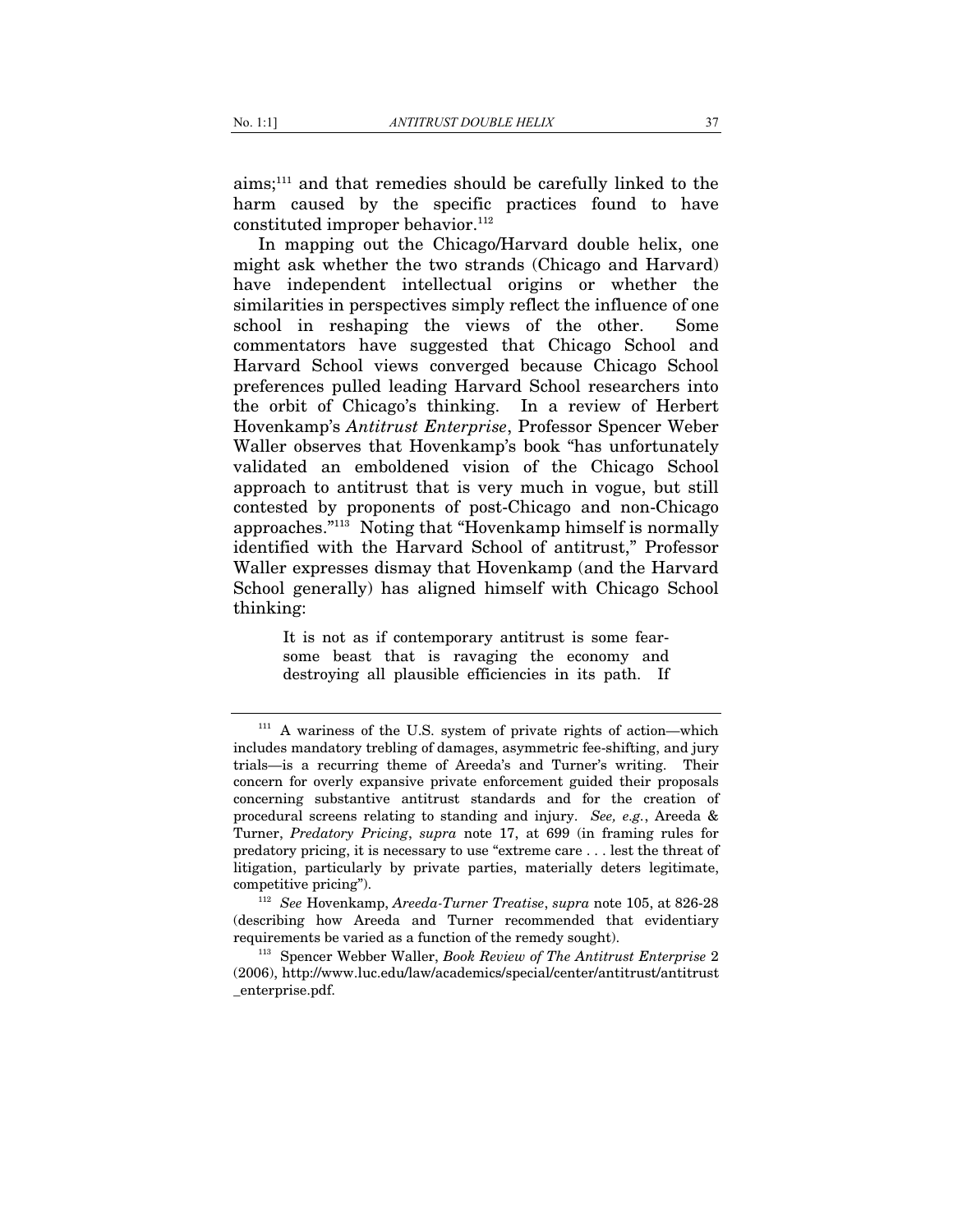aims;[111] and that remedies should be carefully linked to the harm caused by the specific practices found to have constituted improper behavior.[112]

In mapping out the Chicago/Harvard double helix, one might ask whether the two strands (Chicago and Harvard) have independent intellectual origins or whether the similarities in perspectives simply reflect the influence of one school in reshaping the views of the other. Some commentators have suggested that Chicago School and Harvard School views converged because Chicago School preferences pulled leading Harvard School researchers into the orbit of Chicago's thinking. In a review of Herbert Hovenkamp's *Antitrust Enterprise*, Professor Spencer Weber Waller observes that Hovenkamp's book "has unfortunately validated an emboldened vision of the Chicago School approach to antitrust that is very much in vogue, but still contested by proponents of post-Chicago and non-Chicago approaches."[113] Noting that "Hovenkamp himself is normally identified with the Harvard School of antitrust," Professor Waller expresses dismay that Hovenkamp (and the Harvard School generally) has aligned himself with Chicago School thinking:

> It is not as if contemporary antitrust is some fear-some beast that is ravaging the economy and destroying all plausible efficiencies in its path. If

---

[111] A wariness of the U.S. system of private rights of action—which includes mandatory trebling of damages, asymmetric fee-shifting, and jury trials—is a recurring theme of Areeda's and Turner's writing. Their concern for overly expansive private enforcement guided their proposals concerning substantive antitrust standards and for the creation of procedural screens relating to standing and injury. *See, e.g.*, Areeda & Turner, *Predatory Pricing*, *supra* note 17, at 699 (in framing rules for predatory pricing, it is necessary to use "extreme care . . . lest the threat of litigation, particularly by private parties, materially deters legitimate, competitive pricing").

[112] *See* Hovenkamp, *Areeda-Turner Treatise*, *supra* note 105, at 826-28 (describing how Areeda and Turner recommended that evidentiary requirements be varied as a function of the remedy sought).

[113] Spencer Webber Waller, *Book Review of The Antitrust Enterprise* 2 (2006), http://www.luc.edu/law/academics/special/center/antitrust/antitrust_enterprise.pdf.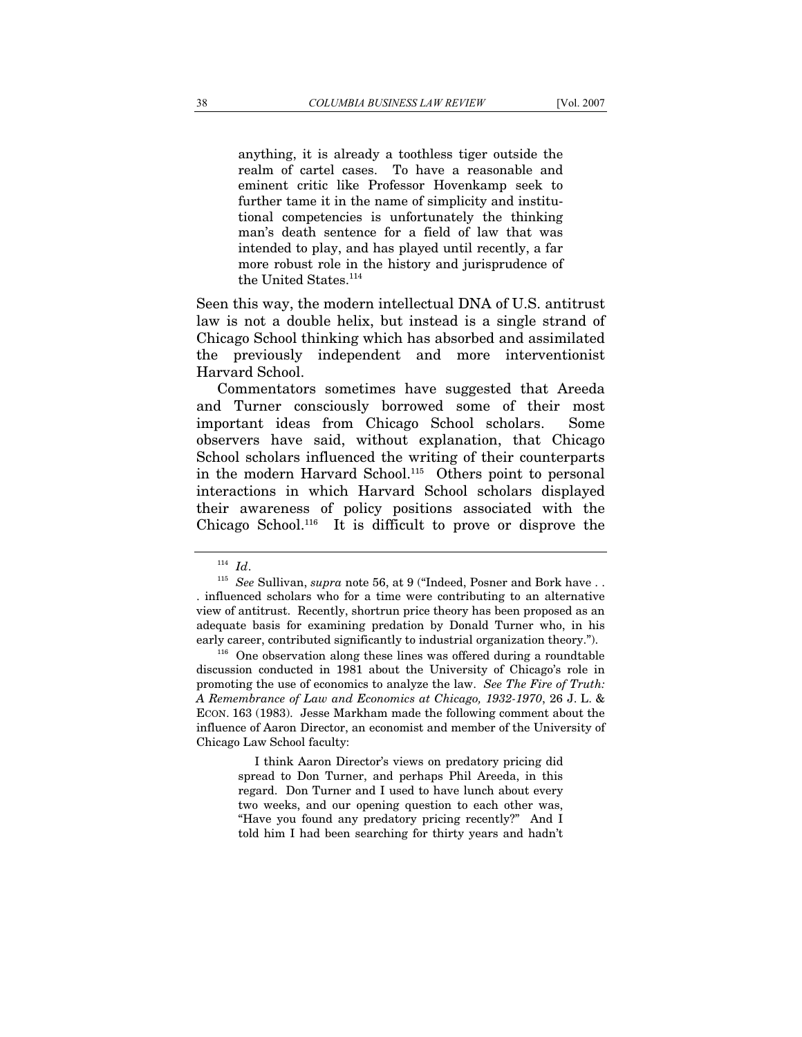> anything, it is already a toothless tiger outside the realm of cartel cases. To have a reasonable and eminent critic like Professor Hovenkamp seek to further tame it in the name of simplicity and institutional competencies is unfortunately the thinking man's death sentence for a field of law that was intended to play, and has played until recently, a far more robust role in the history and jurisprudence of the United States.[114]

Seen this way, the modern intellectual DNA of U.S. antitrust law is not a double helix, but instead is a single strand of Chicago School thinking which has absorbed and assimilated the previously independent and more interventionist Harvard School.

Commentators sometimes have suggested that Areeda and Turner consciously borrowed some of their most important ideas from Chicago School scholars. Some observers have said, without explanation, that Chicago School scholars influenced the writing of their counterparts in the modern Harvard School.[115] Others point to personal interactions in which Harvard School scholars displayed their awareness of policy positions associated with the Chicago School.[116] It is difficult to prove or disprove the

---

[114] *Id*.

[115] *See* Sullivan, *supra* note 56, at 9 ("Indeed, Posner and Bork have . . . influenced scholars who for a time were contributing to an alternative view of antitrust. Recently, shortrun price theory has been proposed as an adequate basis for examining predation by Donald Turner who, in his early career, contributed significantly to industrial organization theory.").

[116] One observation along these lines was offered during a roundtable discussion conducted in 1981 about the University of Chicago's role in promoting the use of economics to analyze the law. *See The Fire of Truth: A Remembrance of Law and Economics at Chicago, 1932-1970*, 26 J. L. & ECON. 163 (1983). Jesse Markham made the following comment about the influence of Aaron Director, an economist and member of the University of Chicago Law School faculty:

> I think Aaron Director's views on predatory pricing did spread to Don Turner, and perhaps Phil Areeda, in this regard. Don Turner and I used to have lunch about every two weeks, and our opening question to each other was, "Have you found any predatory pricing recently?" And I told him I had been searching for thirty years and hadn't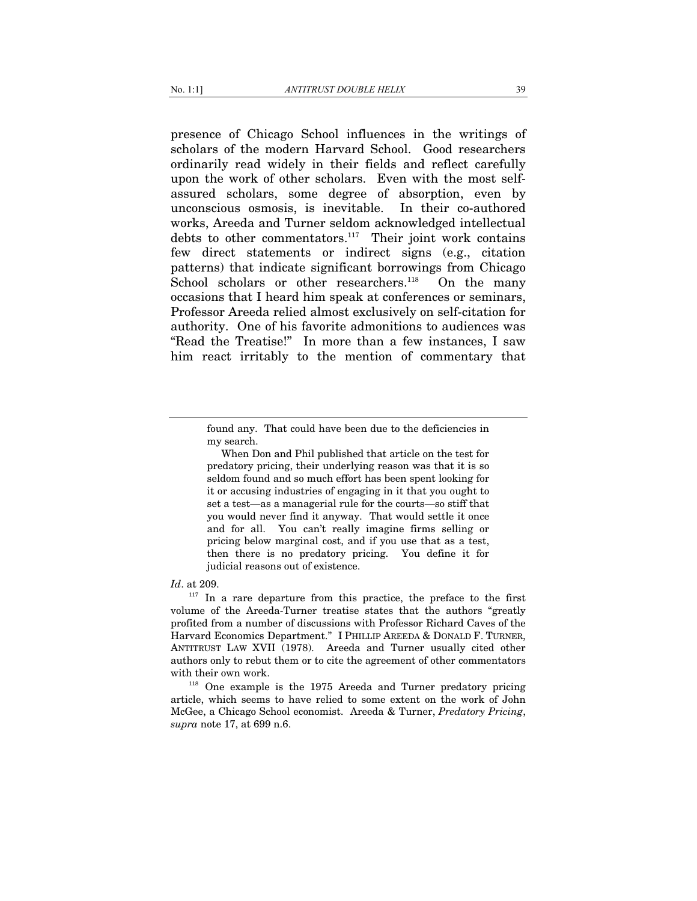presence of Chicago School influences in the writings of scholars of the modern Harvard School. Good researchers ordinarily read widely in their fields and reflect carefully upon the work of other scholars. Even with the most self-assured scholars, some degree of absorption, even by unconscious osmosis, is inevitable. In their co-authored works, Areeda and Turner seldom acknowledged intellectual debts to other commentators.[117] Their joint work contains few direct statements or indirect signs (e.g., citation patterns) that indicate significant borrowings from Chicago School scholars or other researchers.[118] On the many occasions that I heard him speak at conferences or seminars, Professor Areeda relied almost exclusively on self-citation for authority. One of his favorite admonitions to audiences was "Read the Treatise!" In more than a few instances, I saw him react irritably to the mention of commentary that

---

> found any. That could have been due to the deficiencies in my search.
>
> When Don and Phil published that article on the test for predatory pricing, their underlying reason was that it is so seldom found and so much effort has been spent looking for it or accusing industries of engaging in it that you ought to set a test—as a managerial rule for the courts—so stiff that you would never find it anyway. That would settle it once and for all. You can't really imagine firms selling or pricing below marginal cost, and if you use that as a test, then there is no predatory pricing. You define it for judicial reasons out of existence.

*Id*. at 209.

[117] In a rare departure from this practice, the preface to the first volume of the Areeda-Turner treatise states that the authors "greatly profited from a number of discussions with Professor Richard Caves of the Harvard Economics Department." I PHILLIP AREEDA & DONALD F. TURNER, ANTITRUST LAW XVII (1978). Areeda and Turner usually cited other authors only to rebut them or to cite the agreement of other commentators with their own work.

[118] One example is the 1975 Areeda and Turner predatory pricing article, which seems to have relied to some extent on the work of John McGee, a Chicago School economist. Areeda & Turner, *Predatory Pricing*, *supra* note 17, at 699 n.6.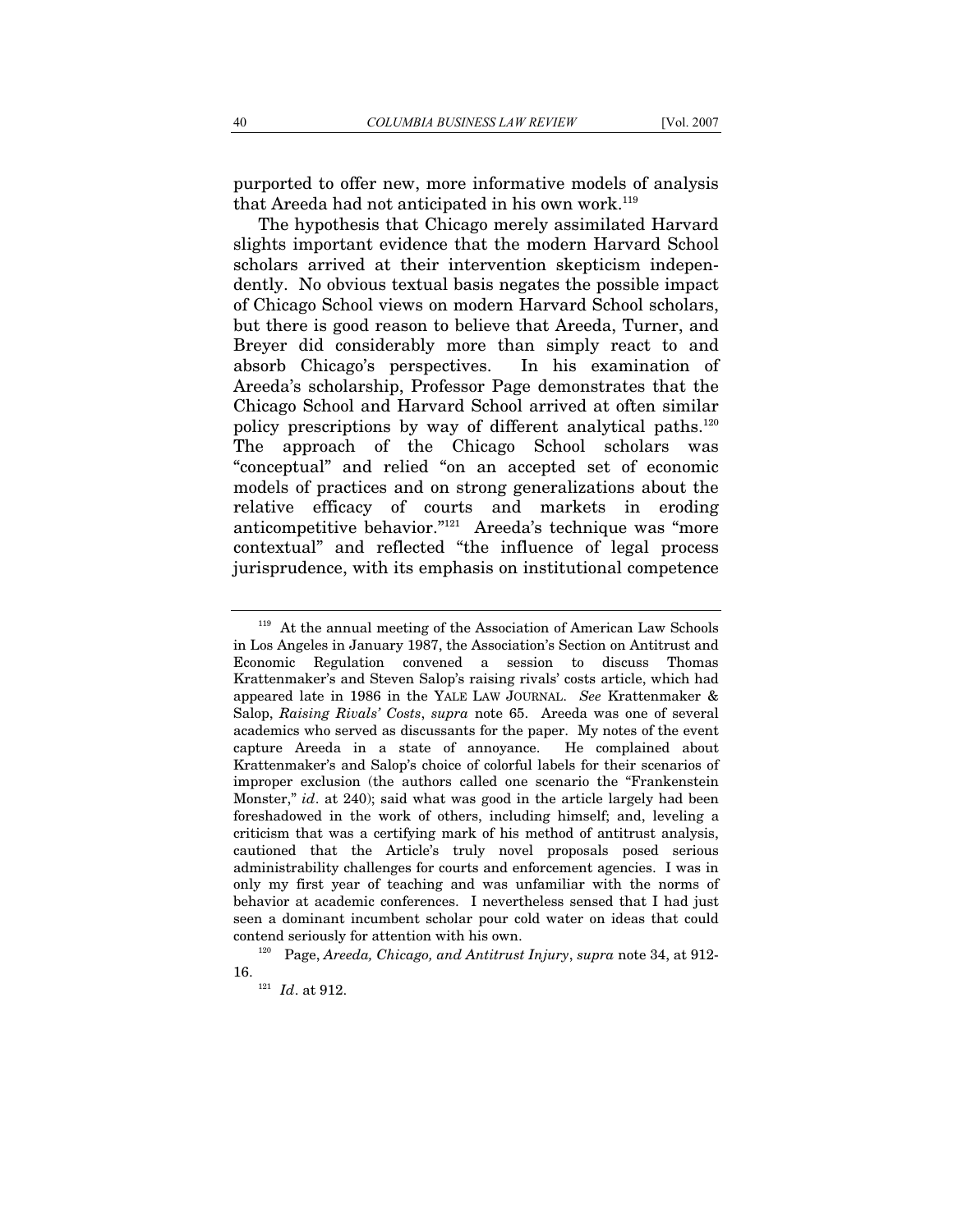purported to offer new, more informative models of analysis that Areeda had not anticipated in his own work.[119]

The hypothesis that Chicago merely assimilated Harvard slights important evidence that the modern Harvard School scholars arrived at their intervention skepticism independently. No obvious textual basis negates the possible impact of Chicago School views on modern Harvard School scholars, but there is good reason to believe that Areeda, Turner, and Breyer did considerably more than simply react to and absorb Chicago's perspectives. In his examination of Areeda's scholarship, Professor Page demonstrates that the Chicago School and Harvard School arrived at often similar policy prescriptions by way of different analytical paths.[120] The approach of the Chicago School scholars was "conceptual" and relied "on an accepted set of economic models of practices and on strong generalizations about the relative efficacy of courts and markets in eroding anticompetitive behavior."[121] Areeda's technique was "more contextual" and reflected "the influence of legal process jurisprudence, with its emphasis on institutional competence

---

[119] At the annual meeting of the Association of American Law Schools in Los Angeles in January 1987, the Association's Section on Antitrust and Economic Regulation convened a session to discuss Thomas Krattenmaker's and Steven Salop's raising rivals' costs article, which had appeared late in 1986 in the YALE LAW JOURNAL. *See* Krattenmaker & Salop, *Raising Rivals' Costs*, *supra* note 65. Areeda was one of several academics who served as discussants for the paper. My notes of the event capture Areeda in a state of annoyance. He complained about Krattenmaker's and Salop's choice of colorful labels for their scenarios of improper exclusion (the authors called one scenario the "Frankenstein Monster," *id*. at 240); said what was good in the article largely had been foreshadowed in the work of others, including himself; and, leveling a criticism that was a certifying mark of his method of antitrust analysis, cautioned that the Article's truly novel proposals posed serious administrability challenges for courts and enforcement agencies. I was in only my first year of teaching and was unfamiliar with the norms of behavior at academic conferences. I nevertheless sensed that I had just seen a dominant incumbent scholar pour cold water on ideas that could contend seriously for attention with his own.

[120] Page, *Areeda, Chicago, and Antitrust Injury*, *supra* note 34, at 912-16.

[121] *Id*. at 912.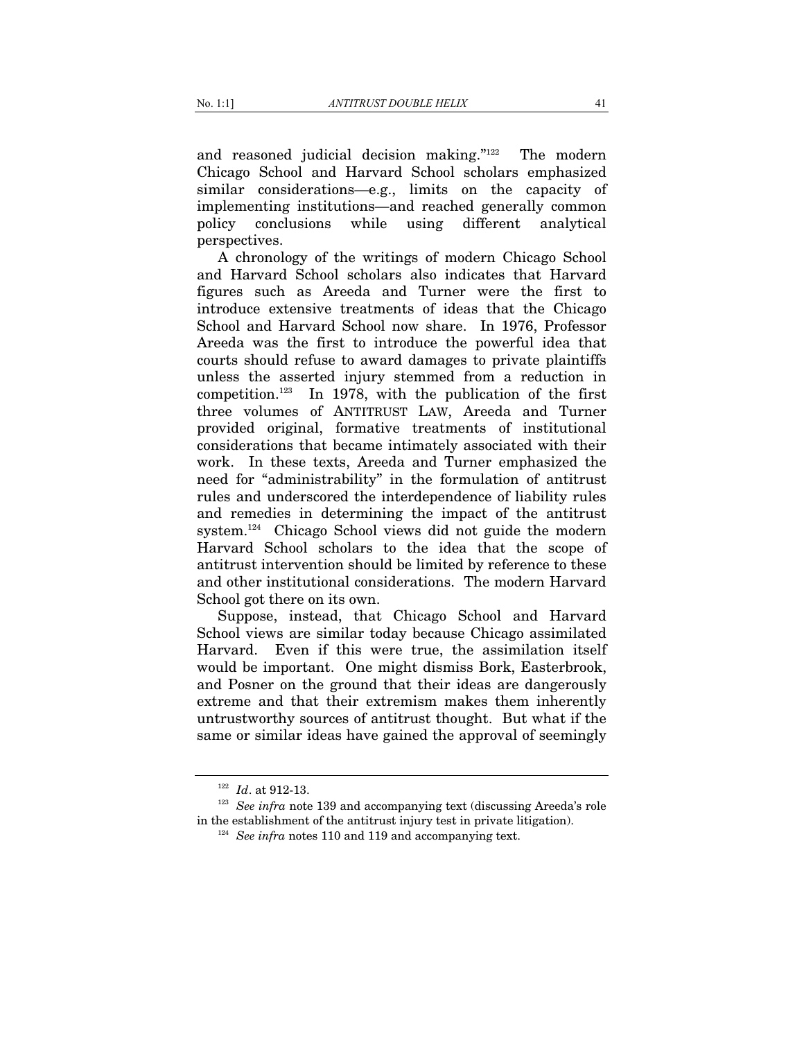and reasoned judicial decision making."[122] The modern Chicago School and Harvard School scholars emphasized similar considerations—e.g., limits on the capacity of implementing institutions—and reached generally common policy conclusions while using different analytical perspectives.

A chronology of the writings of modern Chicago School and Harvard School scholars also indicates that Harvard figures such as Areeda and Turner were the first to introduce extensive treatments of ideas that the Chicago School and Harvard School now share. In 1976, Professor Areeda was the first to introduce the powerful idea that courts should refuse to award damages to private plaintiffs unless the asserted injury stemmed from a reduction in competition.[123] In 1978, with the publication of the first three volumes of ANTITRUST LAW, Areeda and Turner provided original, formative treatments of institutional considerations that became intimately associated with their work. In these texts, Areeda and Turner emphasized the need for "administrability" in the formulation of antitrust rules and underscored the interdependence of liability rules and remedies in determining the impact of the antitrust system.[124] Chicago School views did not guide the modern Harvard School scholars to the idea that the scope of antitrust intervention should be limited by reference to these and other institutional considerations. The modern Harvard School got there on its own.

Suppose, instead, that Chicago School and Harvard School views are similar today because Chicago assimilated Harvard. Even if this were true, the assimilation itself would be important. One might dismiss Bork, Easterbrook, and Posner on the ground that their ideas are dangerously extreme and that their extremism makes them inherently untrustworthy sources of antitrust thought. But what if the same or similar ideas have gained the approval of seemingly

---

[122] *Id*. at 912-13.

[123] *See infra* note 139 and accompanying text (discussing Areeda's role in the establishment of the antitrust injury test in private litigation).

[124] *See infra* notes 110 and 119 and accompanying text.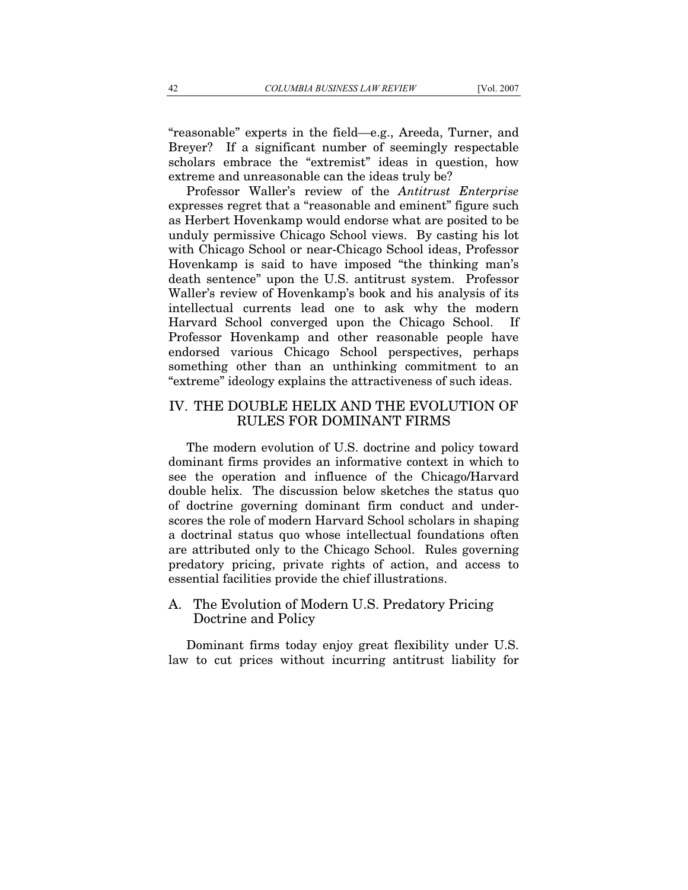"reasonable" experts in the field—e.g., Areeda, Turner, and Breyer? If a significant number of seemingly respectable scholars embrace the "extremist" ideas in question, how extreme and unreasonable can the ideas truly be?

Professor Waller's review of the *Antitrust Enterprise* expresses regret that a "reasonable and eminent" figure such as Herbert Hovenkamp would endorse what are posited to be unduly permissive Chicago School views. By casting his lot with Chicago School or near-Chicago School ideas, Professor Hovenkamp is said to have imposed "the thinking man's death sentence" upon the U.S. antitrust system. Professor Waller's review of Hovenkamp's book and his analysis of its intellectual currents lead one to ask why the modern Harvard School converged upon the Chicago School. If Professor Hovenkamp and other reasonable people have endorsed various Chicago School perspectives, perhaps something other than an unthinking commitment to an "extreme" ideology explains the attractiveness of such ideas.

## IV. THE DOUBLE HELIX AND THE EVOLUTION OF RULES FOR DOMINANT FIRMS

The modern evolution of U.S. doctrine and policy toward dominant firms provides an informative context in which to see the operation and influence of the Chicago/Harvard double helix. The discussion below sketches the status quo of doctrine governing dominant firm conduct and underscores the role of modern Harvard School scholars in shaping a doctrinal status quo whose intellectual foundations often are attributed only to the Chicago School. Rules governing predatory pricing, private rights of action, and access to essential facilities provide the chief illustrations.

### A. The Evolution of Modern U.S. Predatory Pricing Doctrine and Policy

Dominant firms today enjoy great flexibility under U.S. law to cut prices without incurring antitrust liability for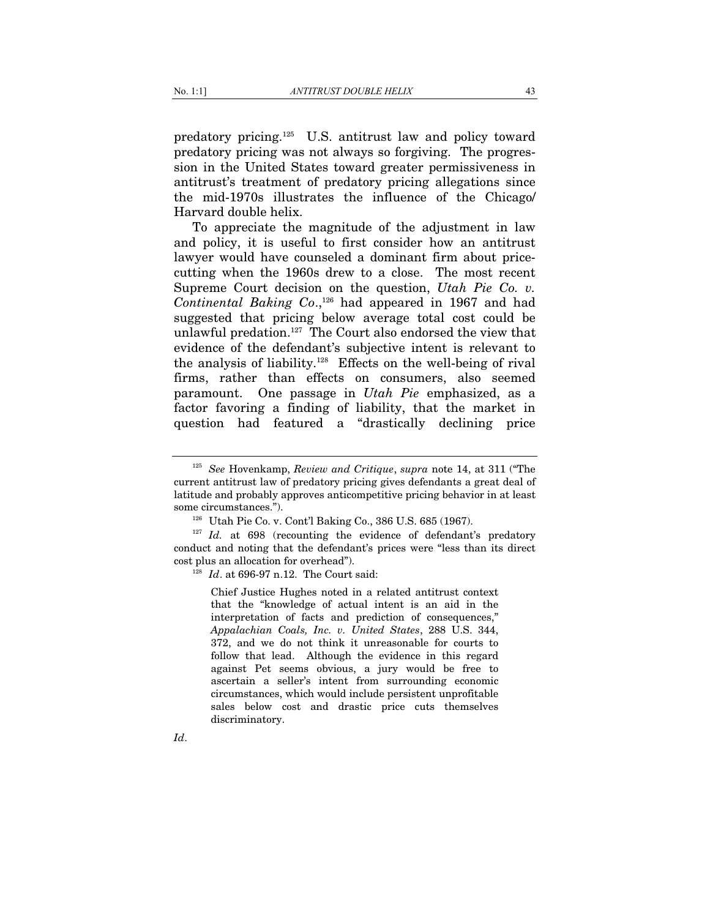predatory pricing.[125] U.S. antitrust law and policy toward predatory pricing was not always so forgiving. The progression in the United States toward greater permissiveness in antitrust's treatment of predatory pricing allegations since the mid-1970s illustrates the influence of the Chicago/Harvard double helix.

To appreciate the magnitude of the adjustment in law and policy, it is useful to first consider how an antitrust lawyer would have counseled a dominant firm about price-cutting when the 1960s drew to a close. The most recent Supreme Court decision on the question, *Utah Pie Co. v. Continental Baking Co.*,[126] had appeared in 1967 and had suggested that pricing below average total cost could be unlawful predation.[127] The Court also endorsed the view that evidence of the defendant's subjective intent is relevant to the analysis of liability.[128] Effects on the well-being of rival firms, rather than effects on consumers, also seemed paramount. One passage in *Utah Pie* emphasized, as a factor favoring a finding of liability, that the market in question had featured a "drastically declining price

---

[125] *See* Hovenkamp, *Review and Critique*, *supra* note 14, at 311 ("The current antitrust law of predatory pricing gives defendants a great deal of latitude and probably approves anticompetitive pricing behavior in at least some circumstances.").

[126] Utah Pie Co. v. Cont'l Baking Co., 386 U.S. 685 (1967).

[127] *Id.* at 698 (recounting the evidence of defendant's predatory conduct and noting that the defendant's prices were "less than its direct cost plus an allocation for overhead").

[128] *Id*. at 696-97 n.12. The Court said:

> Chief Justice Hughes noted in a related antitrust context that the "knowledge of actual intent is an aid in the interpretation of facts and prediction of consequences," *Appalachian Coals, Inc. v. United States*, 288 U.S. 344, 372, and we do not think it unreasonable for courts to follow that lead. Although the evidence in this regard against Pet seems obvious, a jury would be free to ascertain a seller's intent from surrounding economic circumstances, which would include persistent unprofitable sales below cost and drastic price cuts themselves discriminatory.

*Id*.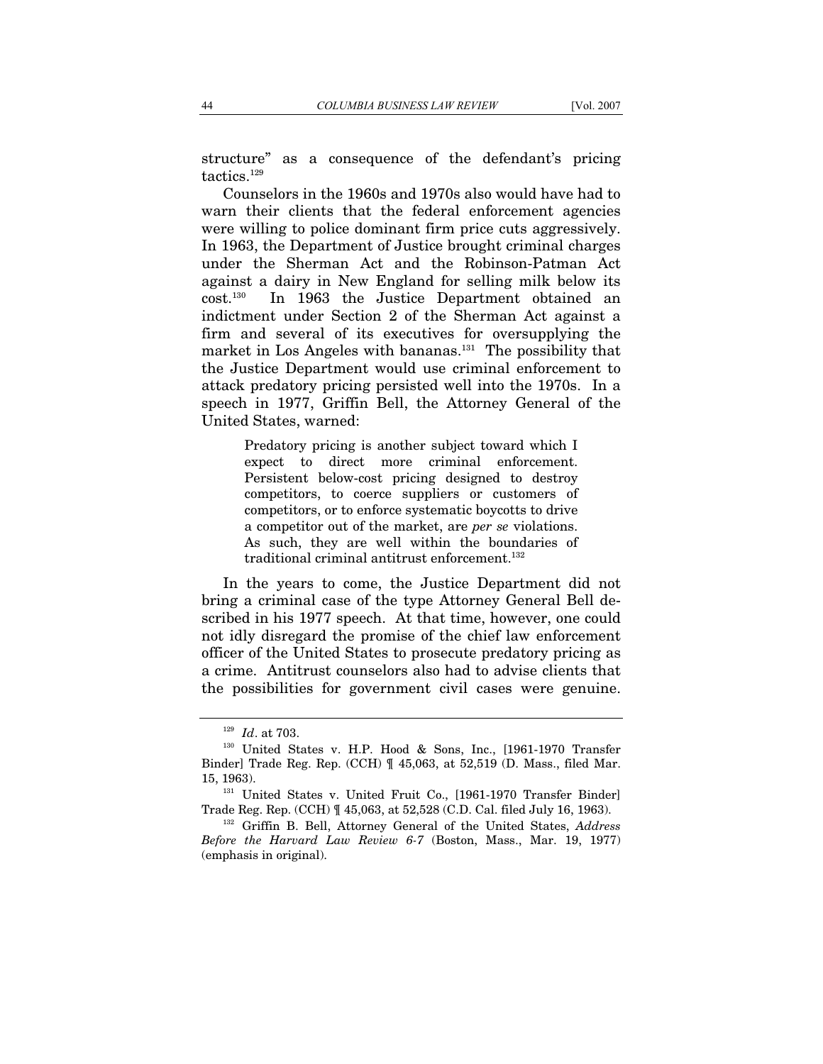structure" as a consequence of the defendant's pricing tactics.[129]

Counselors in the 1960s and 1970s also would have had to warn their clients that the federal enforcement agencies were willing to police dominant firm price cuts aggressively. In 1963, the Department of Justice brought criminal charges under the Sherman Act and the Robinson-Patman Act against a dairy in New England for selling milk below its cost.[130] In 1963 the Justice Department obtained an indictment under Section 2 of the Sherman Act against a firm and several of its executives for oversupplying the market in Los Angeles with bananas.[131] The possibility that the Justice Department would use criminal enforcement to attack predatory pricing persisted well into the 1970s. In a speech in 1977, Griffin Bell, the Attorney General of the United States, warned:

> Predatory pricing is another subject toward which I expect to direct more criminal enforcement. Persistent below-cost pricing designed to destroy competitors, to coerce suppliers or customers of competitors, or to enforce systematic boycotts to drive a competitor out of the market, are *per se* violations. As such, they are well within the boundaries of traditional criminal antitrust enforcement.[132]

In the years to come, the Justice Department did not bring a criminal case of the type Attorney General Bell described in his 1977 speech. At that time, however, one could not idly disregard the promise of the chief law enforcement officer of the United States to prosecute predatory pricing as a crime. Antitrust counselors also had to advise clients that the possibilities for government civil cases were genuine.

---

[129] *Id*. at 703.

[130] United States v. H.P. Hood & Sons, Inc., [1961-1970 Transfer Binder] Trade Reg. Rep. (CCH) ¶ 45,063, at 52,519 (D. Mass., filed Mar. 15, 1963).

[131] United States v. United Fruit Co., [1961-1970 Transfer Binder] Trade Reg. Rep. (CCH) ¶ 45,063, at 52,528 (C.D. Cal. filed July 16, 1963).

[132] Griffin B. Bell, Attorney General of the United States, *Address Before the Harvard Law Review* 6-7 (Boston, Mass., Mar. 19, 1977) (emphasis in original).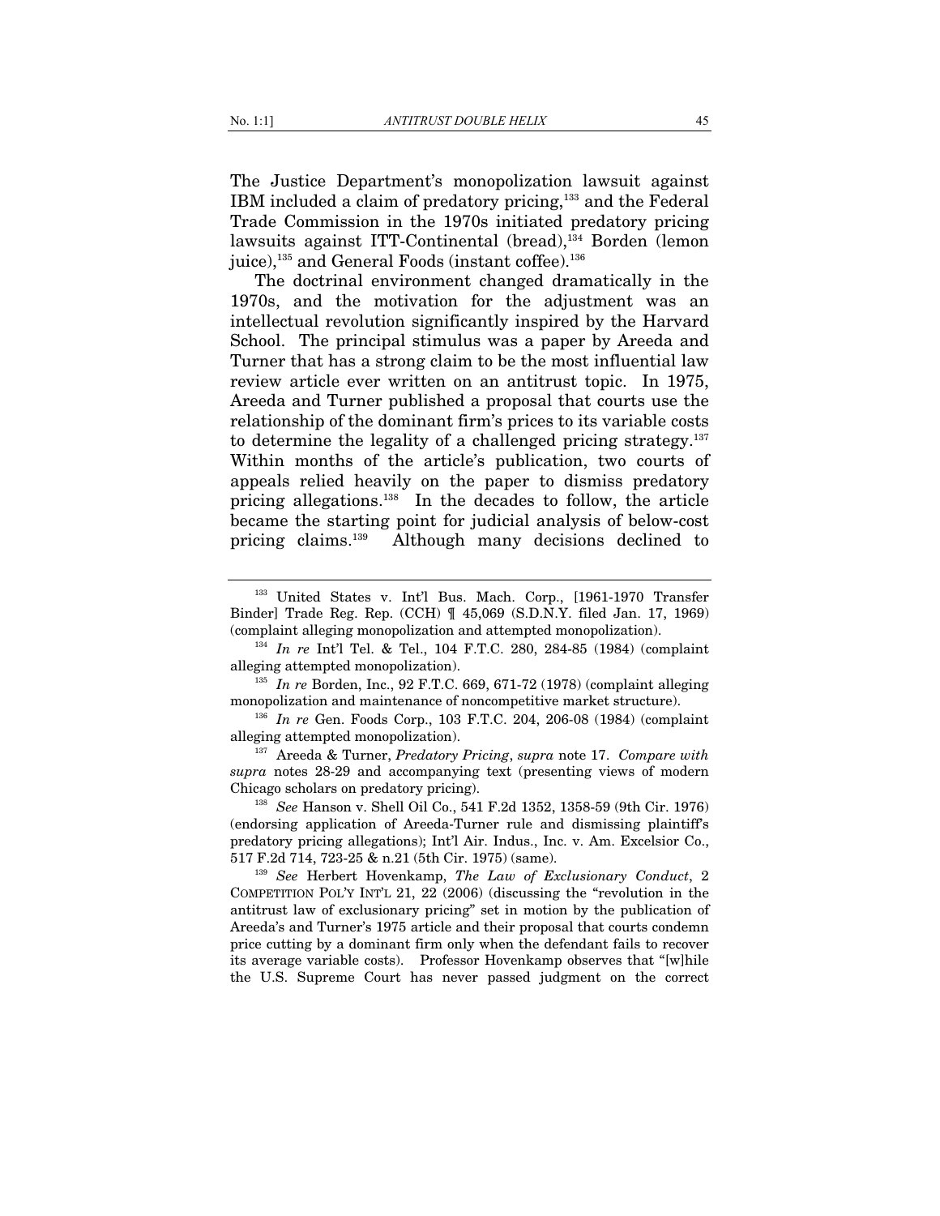The Justice Department's monopolization lawsuit against IBM included a claim of predatory pricing,[133] and the Federal Trade Commission in the 1970s initiated predatory pricing lawsuits against ITT-Continental (bread),[134] Borden (lemon juice),[135] and General Foods (instant coffee).[136]

The doctrinal environment changed dramatically in the 1970s, and the motivation for the adjustment was an intellectual revolution significantly inspired by the Harvard School. The principal stimulus was a paper by Areeda and Turner that has a strong claim to be the most influential law review article ever written on an antitrust topic. In 1975, Areeda and Turner published a proposal that courts use the relationship of the dominant firm's prices to its variable costs to determine the legality of a challenged pricing strategy.[137] Within months of the article's publication, two courts of appeals relied heavily on the paper to dismiss predatory pricing allegations.[138] In the decades to follow, the article became the starting point for judicial analysis of below-cost pricing claims.[139] Although many decisions declined to

---

[133] United States v. Int'l Bus. Mach. Corp., [1961-1970 Transfer Binder] Trade Reg. Rep. (CCH) ¶ 45,069 (S.D.N.Y. filed Jan. 17, 1969) (complaint alleging monopolization and attempted monopolization).

[134] *In re* Int'l Tel. & Tel., 104 F.T.C. 280, 284-85 (1984) (complaint alleging attempted monopolization).

[135] *In re* Borden, Inc., 92 F.T.C. 669, 671-72 (1978) (complaint alleging monopolization and maintenance of noncompetitive market structure).

[136] *In re* Gen. Foods Corp., 103 F.T.C. 204, 206-08 (1984) (complaint alleging attempted monopolization).

[137] Areeda & Turner, *Predatory Pricing*, *supra* note 17. *Compare with supra* notes 28-29 and accompanying text (presenting views of modern Chicago scholars on predatory pricing).

[138] *See* Hanson v. Shell Oil Co., 541 F.2d 1352, 1358-59 (9th Cir. 1976) (endorsing application of Areeda-Turner rule and dismissing plaintiff's predatory pricing allegations); Int'l Air. Indus., Inc. v. Am. Excelsior Co., 517 F.2d 714, 723-25 & n.21 (5th Cir. 1975) (same).

[139] *See* Herbert Hovenkamp, *The Law of Exclusionary Conduct*, 2 COMPETITION POL'Y INT'L 21, 22 (2006) (discussing the "revolution in the antitrust law of exclusionary pricing" set in motion by the publication of Areeda's and Turner's 1975 article and their proposal that courts condemn price cutting by a dominant firm only when the defendant fails to recover its average variable costs). Professor Hovenkamp observes that "[w]hile the U.S. Supreme Court has never passed judgment on the correct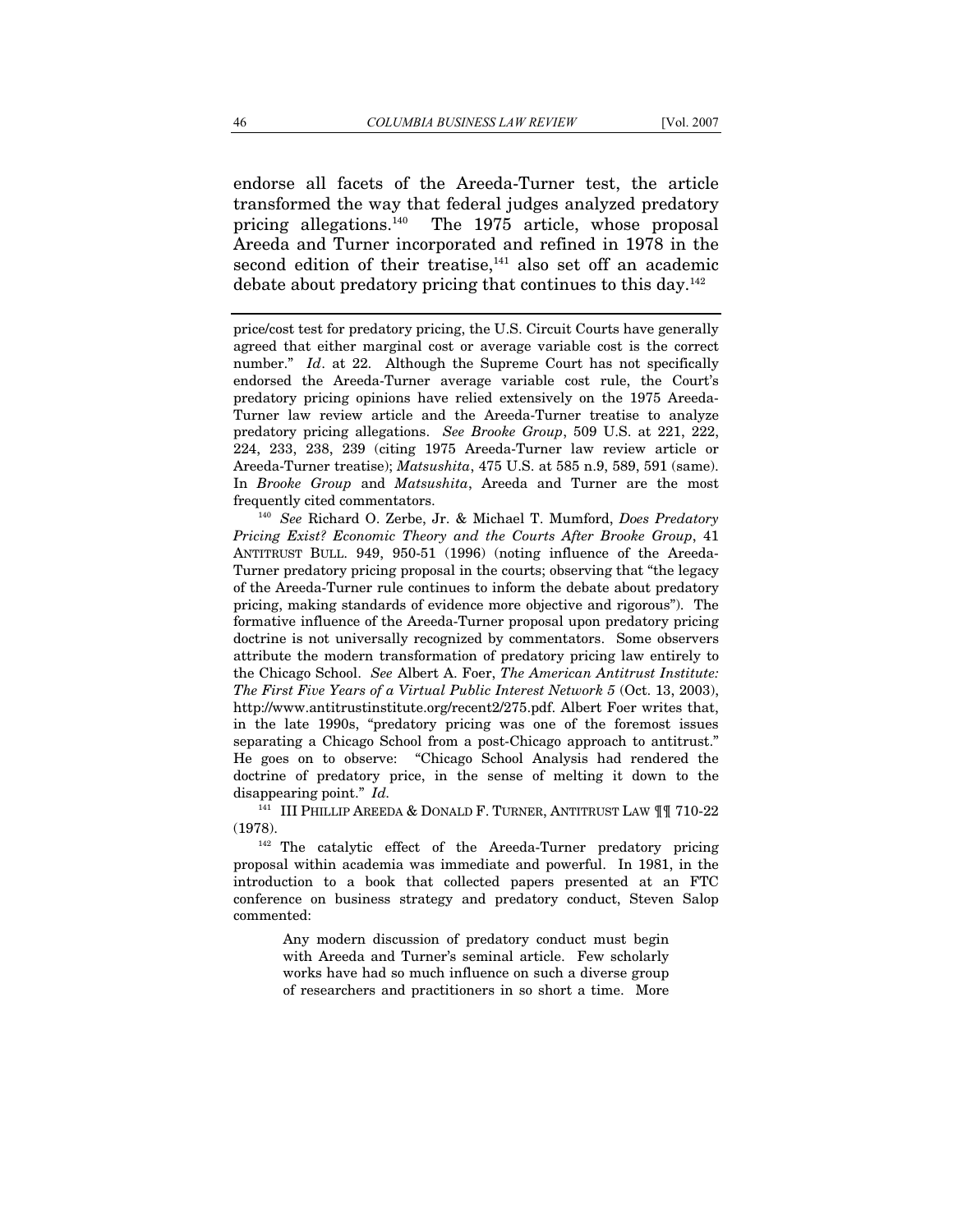endorse all facets of the Areeda-Turner test, the article transformed the way that federal judges analyzed predatory pricing allegations.[140] The 1975 article, whose proposal Areeda and Turner incorporated and refined in 1978 in the second edition of their treatise,[141] also set off an academic debate about predatory pricing that continues to this day.[142]

---

price/cost test for predatory pricing, the U.S. Circuit Courts have generally agreed that either marginal cost or average variable cost is the correct number." *Id*. at 22. Although the Supreme Court has not specifically endorsed the Areeda-Turner average variable cost rule, the Court's predatory pricing opinions have relied extensively on the 1975 Areeda-Turner law review article and the Areeda-Turner treatise to analyze predatory pricing allegations. *See Brooke Group*, 509 U.S. at 221, 222, 224, 233, 238, 239 (citing 1975 Areeda-Turner law review article or Areeda-Turner treatise); *Matsushita*, 475 U.S. at 585 n.9, 589, 591 (same). In *Brooke Group* and *Matsushita*, Areeda and Turner are the most frequently cited commentators.

[140] *See* Richard O. Zerbe, Jr. & Michael T. Mumford, *Does Predatory Pricing Exist? Economic Theory and the Courts After Brooke Group*, 41 ANTITRUST BULL. 949, 950-51 (1996) (noting influence of the Areeda-Turner predatory pricing proposal in the courts; observing that "the legacy of the Areeda-Turner rule continues to inform the debate about predatory pricing, making standards of evidence more objective and rigorous"). The formative influence of the Areeda-Turner proposal upon predatory pricing doctrine is not universally recognized by commentators. Some observers attribute the modern transformation of predatory pricing law entirely to the Chicago School. *See* Albert A. Foer, *The American Antitrust Institute: The First Five Years of a Virtual Public Interest Network 5* (Oct. 13, 2003), http://www.antitrustinstitute.org/recent2/275.pdf. Albert Foer writes that, in the late 1990s, "predatory pricing was one of the foremost issues separating a Chicago School from a post-Chicago approach to antitrust." He goes on to observe: "Chicago School Analysis had rendered the doctrine of predatory price, in the sense of melting it down to the disappearing point." *Id.*

[141] III PHILLIP AREEDA & DONALD F. TURNER, ANTITRUST LAW ¶¶ 710-22 (1978).

[142] The catalytic effect of the Areeda-Turner predatory pricing proposal within academia was immediate and powerful. In 1981, in the introduction to a book that collected papers presented at an FTC conference on business strategy and predatory conduct, Steven Salop commented:

> Any modern discussion of predatory conduct must begin with Areeda and Turner's seminal article. Few scholarly works have had so much influence on such a diverse group of researchers and practitioners in so short a time. More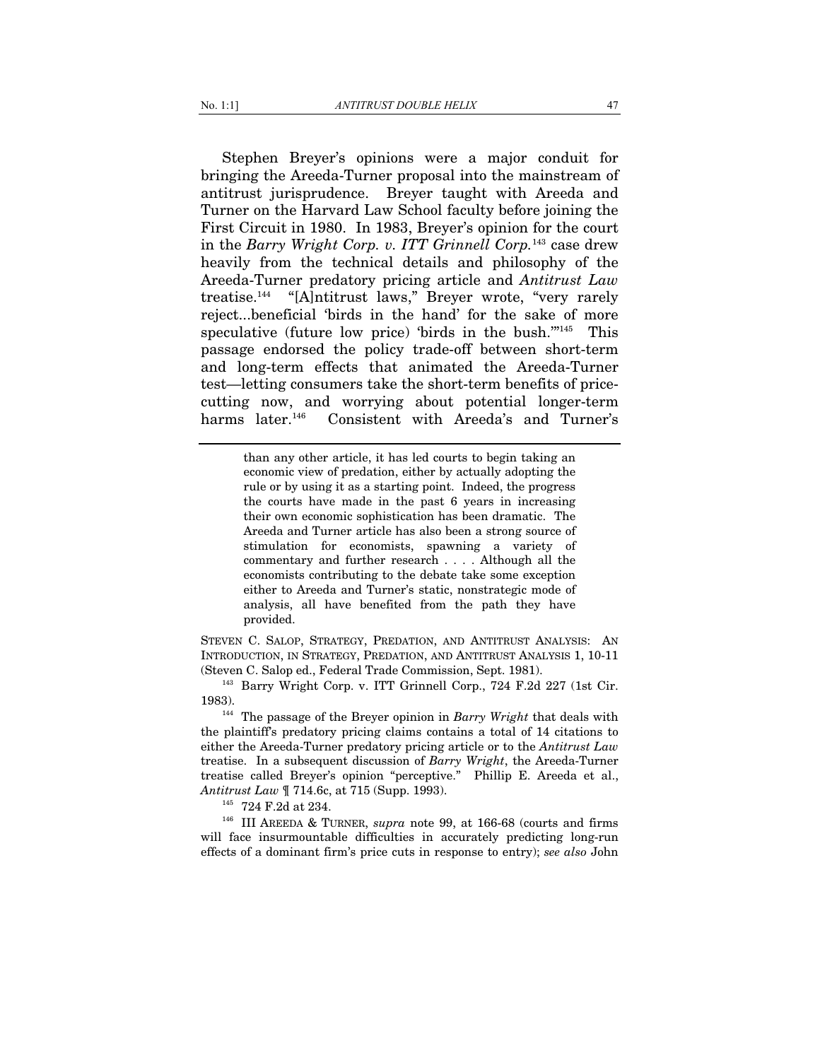Stephen Breyer's opinions were a major conduit for bringing the Areeda-Turner proposal into the mainstream of antitrust jurisprudence. Breyer taught with Areeda and Turner on the Harvard Law School faculty before joining the First Circuit in 1980. In 1983, Breyer's opinion for the court in the *Barry Wright Corp. v. ITT Grinnell Corp.*[143] case drew heavily from the technical details and philosophy of the Areeda-Turner predatory pricing article and *Antitrust Law* treatise.[144] "[A]ntitrust laws," Breyer wrote, "very rarely reject...beneficial 'birds in the hand' for the sake of more speculative (future low price) 'birds in the bush.'"[145] This passage endorsed the policy trade-off between short-term and long-term effects that animated the Areeda-Turner test—letting consumers take the short-term benefits of price-cutting now, and worrying about potential longer-term harms later.[146] Consistent with Areeda's and Turner's

---

> than any other article, it has led courts to begin taking an economic view of predation, either by actually adopting the rule or by using it as a starting point. Indeed, the progress the courts have made in the past 6 years in increasing their own economic sophistication has been dramatic. The Areeda and Turner article has also been a strong source of stimulation for economists, spawning a variety of commentary and further research . . . . Although all the economists contributing to the debate take some exception either to Areeda and Turner's static, nonstrategic mode of analysis, all have benefited from the path they have provided.

STEVEN C. SALOP, STRATEGY, PREDATION, AND ANTITRUST ANALYSIS: AN INTRODUCTION, IN STRATEGY, PREDATION, AND ANTITRUST ANALYSIS 1, 10-11 (Steven C. Salop ed., Federal Trade Commission, Sept. 1981).

[143] Barry Wright Corp. v. ITT Grinnell Corp., 724 F.2d 227 (1st Cir. 1983).

[144] The passage of the Breyer opinion in *Barry Wright* that deals with the plaintiff's predatory pricing claims contains a total of 14 citations to either the Areeda-Turner predatory pricing article or to the *Antitrust Law* treatise. In a subsequent discussion of *Barry Wright*, the Areeda-Turner treatise called Breyer's opinion "perceptive." Phillip E. Areeda et al., *Antitrust Law* ¶ 714.6c, at 715 (Supp. 1993).

[145] 724 F.2d at 234.

[146] III AREEDA & TURNER, *supra* note 99, at 166-68 (courts and firms will face insurmountable difficulties in accurately predicting long-run effects of a dominant firm's price cuts in response to entry); *see also* John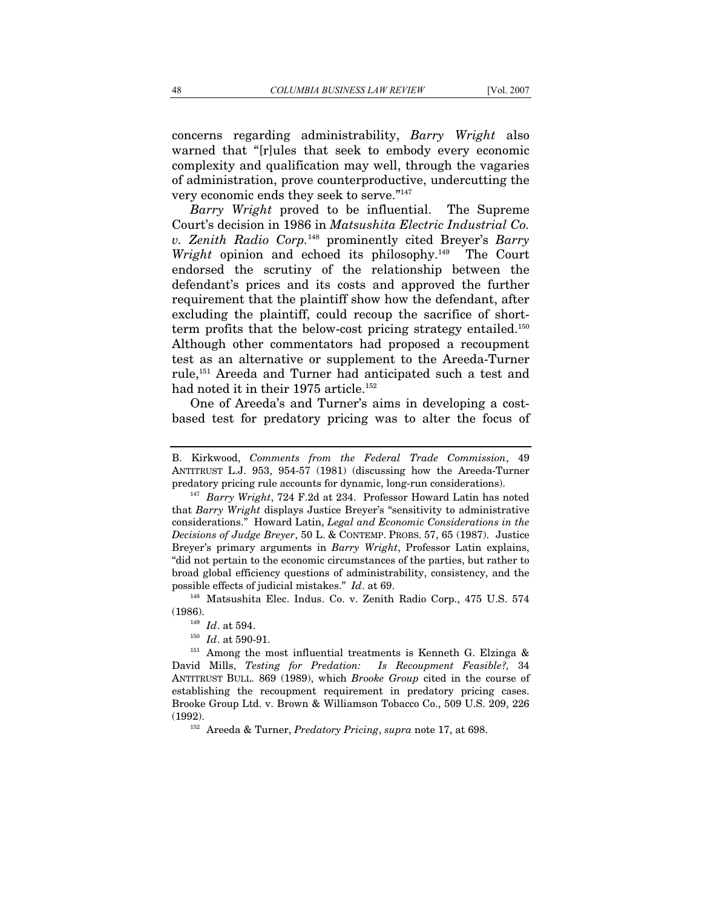concerns regarding administrability, *Barry Wright* also warned that "[r]ules that seek to embody every economic complexity and qualification may well, through the vagaries of administration, prove counterproductive, undercutting the very economic ends they seek to serve."[147]

*Barry Wright* proved to be influential. The Supreme Court's decision in 1986 in *Matsushita Electric Industrial Co. v. Zenith Radio Corp.*[148] prominently cited Breyer's *Barry Wright* opinion and echoed its philosophy.[149] The Court endorsed the scrutiny of the relationship between the defendant's prices and its costs and approved the further requirement that the plaintiff show how the defendant, after excluding the plaintiff, could recoup the sacrifice of short-term profits that the below-cost pricing strategy entailed.[150] Although other commentators had proposed a recoupment test as an alternative or supplement to the Areeda-Turner rule,[151] Areeda and Turner had anticipated such a test and had noted it in their 1975 article.[152]

One of Areeda's and Turner's aims in developing a cost-based test for predatory pricing was to alter the focus of

---

B. Kirkwood, *Comments from the Federal Trade Commission*, 49 ANTITRUST L.J. 953, 954-57 (1981) (discussing how the Areeda-Turner predatory pricing rule accounts for dynamic, long-run considerations).

[147] *Barry Wright*, 724 F.2d at 234. Professor Howard Latin has noted that *Barry Wright* displays Justice Breyer's "sensitivity to administrative considerations." Howard Latin, *Legal and Economic Considerations in the Decisions of Judge Breyer*, 50 L. & CONTEMP. PROBS. 57, 65 (1987). Justice Breyer's primary arguments in *Barry Wright*, Professor Latin explains, "did not pertain to the economic circumstances of the parties, but rather to broad global efficiency questions of administrability, consistency, and the possible effects of judicial mistakes." *Id*. at 69.

[148] Matsushita Elec. Indus. Co. v. Zenith Radio Corp., 475 U.S. 574 (1986).

[149] *Id*. at 594.

[150] *Id*. at 590-91.

[151] Among the most influential treatments is Kenneth G. Elzinga & David Mills, *Testing for Predation: Is Recoupment Feasible?*, 34 ANTITRUST BULL. 869 (1989), which *Brooke Group* cited in the course of establishing the recoupment requirement in predatory pricing cases. Brooke Group Ltd. v. Brown & Williamson Tobacco Co., 509 U.S. 209, 226 (1992).

[152] Areeda & Turner, *Predatory Pricing*, *supra* note 17, at 698.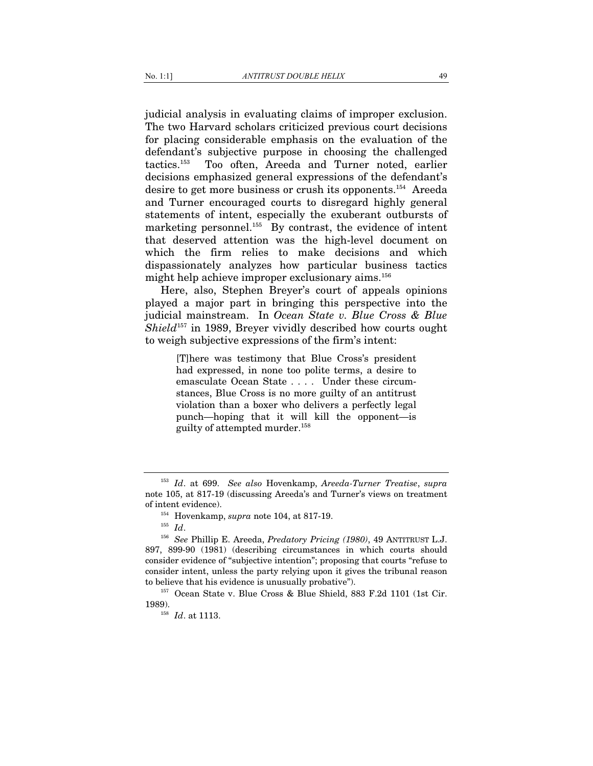judicial analysis in evaluating claims of improper exclusion. The two Harvard scholars criticized previous court decisions for placing considerable emphasis on the evaluation of the defendant's subjective purpose in choosing the challenged tactics.[153] Too often, Areeda and Turner noted, earlier decisions emphasized general expressions of the defendant's desire to get more business or crush its opponents.[154] Areeda and Turner encouraged courts to disregard highly general statements of intent, especially the exuberant outbursts of marketing personnel.[155] By contrast, the evidence of intent that deserved attention was the high-level document on which the firm relies to make decisions and which dispassionately analyzes how particular business tactics might help achieve improper exclusionary aims.[156]

Here, also, Stephen Breyer's court of appeals opinions played a major part in bringing this perspective into the judicial mainstream. In *Ocean State v. Blue Cross & Blue Shield*[157] in 1989, Breyer vividly described how courts ought to weigh subjective expressions of the firm's intent:

> [T]here was testimony that Blue Cross's president had expressed, in none too polite terms, a desire to emasculate Ocean State . . . . Under these circumstances, Blue Cross is no more guilty of an antitrust violation than a boxer who delivers a perfectly legal punch—hoping that it will kill the opponent—is guilty of attempted murder.[158]

---

[153] *Id*. at 699. *See also* Hovenkamp, *Areeda-Turner Treatise*, *supra* note 105, at 817-19 (discussing Areeda's and Turner's views on treatment of intent evidence).

[154] Hovenkamp, *supra* note 104, at 817-19.

[155] *Id*.

[156] *See* Phillip E. Areeda, *Predatory Pricing (1980)*, 49 ANTITRUST L.J. 897, 899-90 (1981) (describing circumstances in which courts should consider evidence of "subjective intention"; proposing that courts "refuse to consider intent, unless the party relying upon it gives the tribunal reason to believe that his evidence is unusually probative").

[157] Ocean State v. Blue Cross & Blue Shield, 883 F.2d 1101 (1st Cir. 1989).

[158] *Id*. at 1113.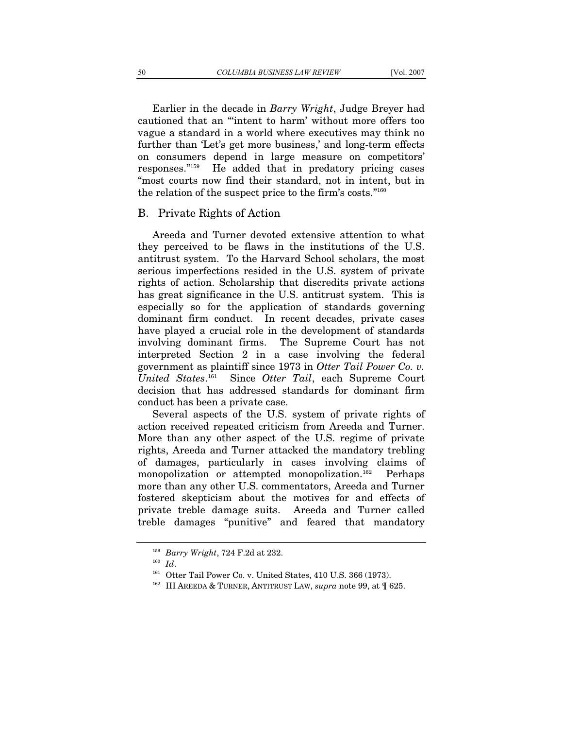Earlier in the decade in *Barry Wright*, Judge Breyer had cautioned that an "'intent to harm' without more offers too vague a standard in a world where executives may think no further than 'Let's get more business,' and long-term effects on consumers depend in large measure on competitors' responses."[159] He added that in predatory pricing cases "most courts now find their standard, not in intent, but in the relation of the suspect price to the firm's costs."[160]

## B. Private Rights of Action

Areeda and Turner devoted extensive attention to what they perceived to be flaws in the institutions of the U.S. antitrust system. To the Harvard School scholars, the most serious imperfections resided in the U.S. system of private rights of action. Scholarship that discredits private actions has great significance in the U.S. antitrust system. This is especially so for the application of standards governing dominant firm conduct. In recent decades, private cases have played a crucial role in the development of standards involving dominant firms. The Supreme Court has not interpreted Section 2 in a case involving the federal government as plaintiff since 1973 in *Otter Tail Power Co. v. United States*.[161] Since *Otter Tail*, each Supreme Court decision that has addressed standards for dominant firm conduct has been a private case.

Several aspects of the U.S. system of private rights of action received repeated criticism from Areeda and Turner. More than any other aspect of the U.S. regime of private rights, Areeda and Turner attacked the mandatory trebling of damages, particularly in cases involving claims of monopolization or attempted monopolization.[162] Perhaps more than any other U.S. commentators, Areeda and Turner fostered skepticism about the motives for and effects of private treble damage suits. Areeda and Turner called treble damages "punitive" and feared that mandatory

---

[159] *Barry Wright*, 724 F.2d at 232.

[160] *Id*.

[161] Otter Tail Power Co. v. United States, 410 U.S. 366 (1973).

[162] III AREEDA & TURNER, ANTITRUST LAW, *supra* note 99, at ¶ 625.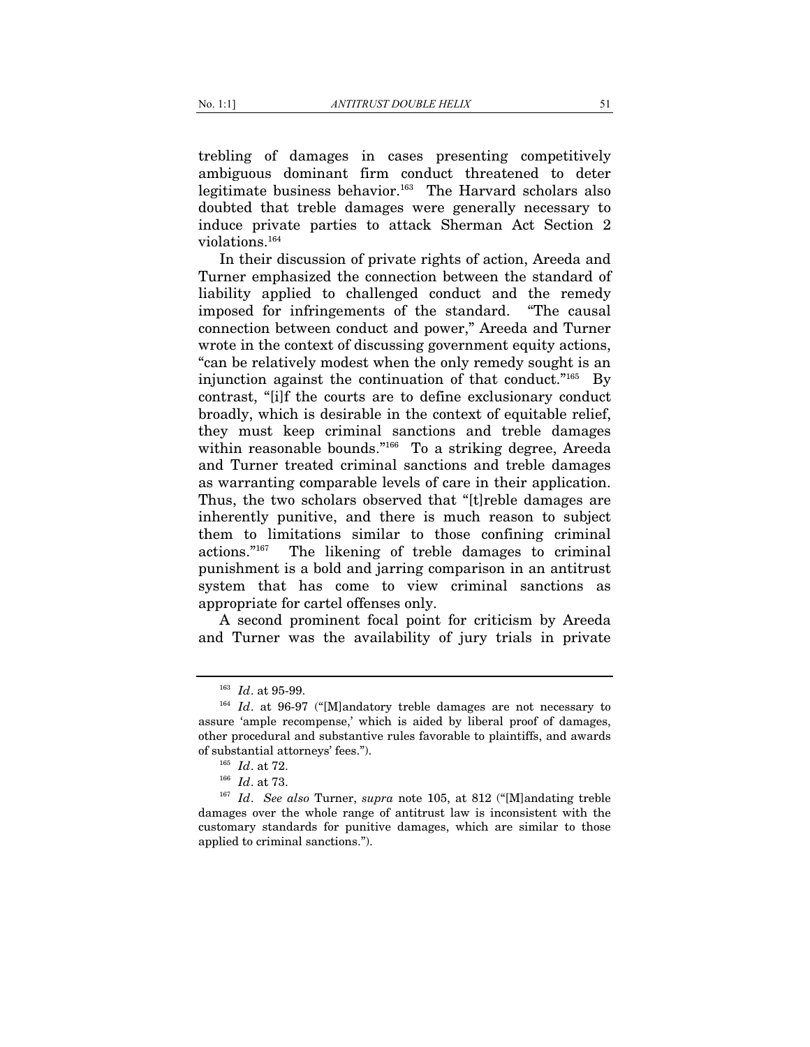trebling of damages in cases presenting competitively ambiguous dominant firm conduct threatened to deter legitimate business behavior.[163] The Harvard scholars also doubted that treble damages were generally necessary to induce private parties to attack Sherman Act Section 2 violations.[164]

In their discussion of private rights of action, Areeda and Turner emphasized the connection between the standard of liability applied to challenged conduct and the remedy imposed for infringements of the standard. "The causal connection between conduct and power," Areeda and Turner wrote in the context of discussing government equity actions, "can be relatively modest when the only remedy sought is an injunction against the continuation of that conduct."[165] By contrast, "[i]f the courts are to define exclusionary conduct broadly, which is desirable in the context of equitable relief, they must keep criminal sanctions and treble damages within reasonable bounds."[166] To a striking degree, Areeda and Turner treated criminal sanctions and treble damages as warranting comparable levels of care in their application. Thus, the two scholars observed that "[t]reble damages are inherently punitive, and there is much reason to subject them to limitations similar to those confining criminal actions."[167] The likening of treble damages to criminal punishment is a bold and jarring comparison in an antitrust system that has come to view criminal sanctions as appropriate for cartel offenses only.

A second prominent focal point for criticism by Areeda and Turner was the availability of jury trials in private

---

[163] *Id*. at 95-99.

[164] *Id*. at 96-97 ("[M]andatory treble damages are not necessary to assure 'ample recompense,' which is aided by liberal proof of damages, other procedural and substantive rules favorable to plaintiffs, and awards of substantial attorneys' fees.").

[165] *Id*. at 72.

[166] *Id*. at 73.

[167] *Id*. *See also* Turner, *supra* note 105, at 812 ("[M]andating treble damages over the whole range of antitrust law is inconsistent with the customary standards for punitive damages, which are similar to those applied to criminal sanctions.").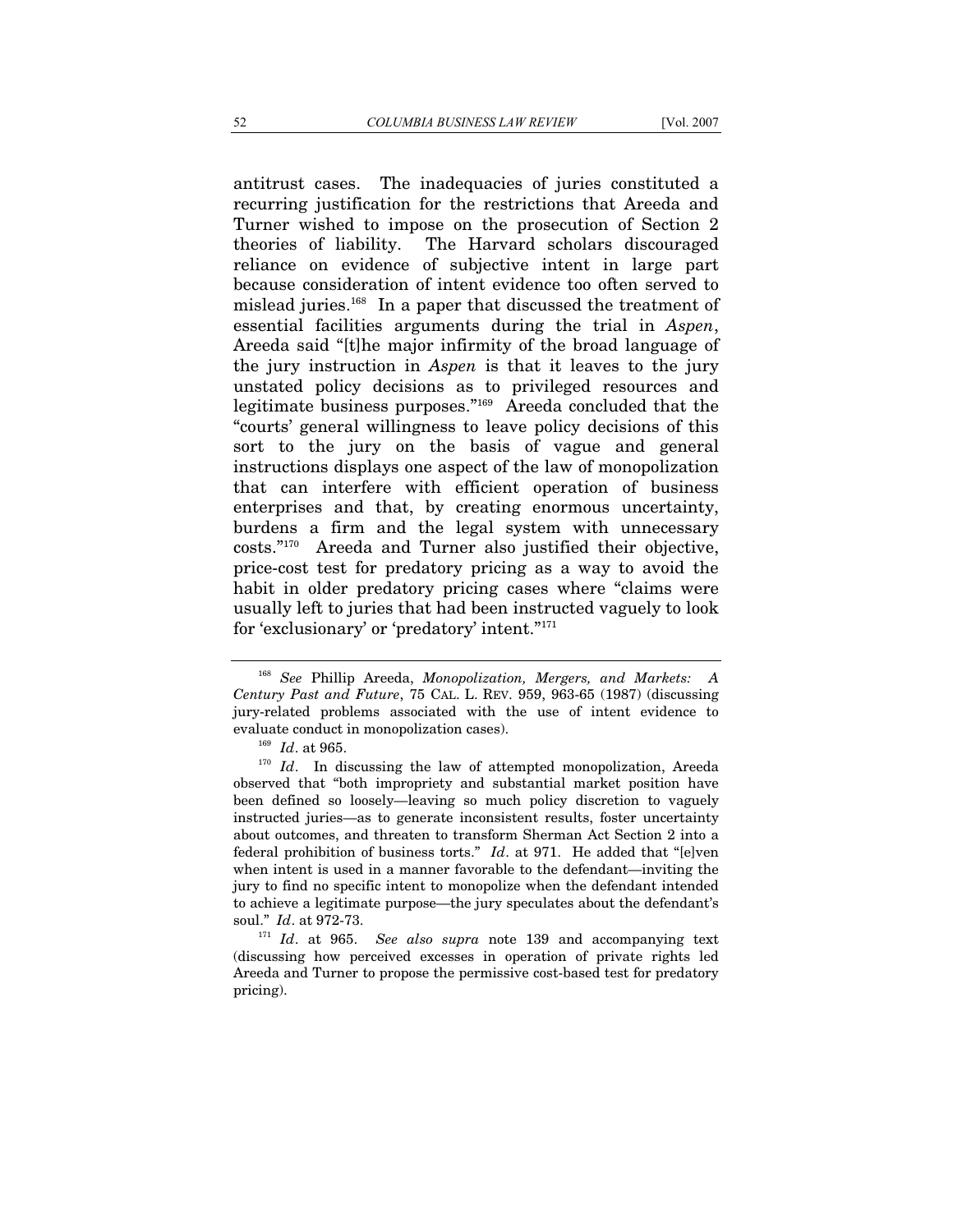antitrust cases. The inadequacies of juries constituted a recurring justification for the restrictions that Areeda and Turner wished to impose on the prosecution of Section 2 theories of liability. The Harvard scholars discouraged reliance on evidence of subjective intent in large part because consideration of intent evidence too often served to mislead juries.[168] In a paper that discussed the treatment of essential facilities arguments during the trial in *Aspen*, Areeda said "[t]he major infirmity of the broad language of the jury instruction in *Aspen* is that it leaves to the jury unstated policy decisions as to privileged resources and legitimate business purposes."[169] Areeda concluded that the "courts' general willingness to leave policy decisions of this sort to the jury on the basis of vague and general instructions displays one aspect of the law of monopolization that can interfere with efficient operation of business enterprises and that, by creating enormous uncertainty, burdens a firm and the legal system with unnecessary costs."[170] Areeda and Turner also justified their objective, price-cost test for predatory pricing as a way to avoid the habit in older predatory pricing cases where "claims were usually left to juries that had been instructed vaguely to look for 'exclusionary' or 'predatory' intent."[171]

---

[168] *See* Phillip Areeda, *Monopolization, Mergers, and Markets: A Century Past and Future*, 75 CAL. L. REV. 959, 963-65 (1987) (discussing jury-related problems associated with the use of intent evidence to evaluate conduct in monopolization cases).

[169] *Id*. at 965.

[170] *Id*. In discussing the law of attempted monopolization, Areeda observed that "both impropriety and substantial market position have been defined so loosely—leaving so much policy discretion to vaguely instructed juries—as to generate inconsistent results, foster uncertainty about outcomes, and threaten to transform Sherman Act Section 2 into a federal prohibition of business torts." *Id*. at 971. He added that "[e]ven when intent is used in a manner favorable to the defendant—inviting the jury to find no specific intent to monopolize when the defendant intended to achieve a legitimate purpose—the jury speculates about the defendant's soul." *Id*. at 972-73.

[171] *Id*. at 965. *See also supra* note 139 and accompanying text (discussing how perceived excesses in operation of private rights led Areeda and Turner to propose the permissive cost-based test for predatory pricing).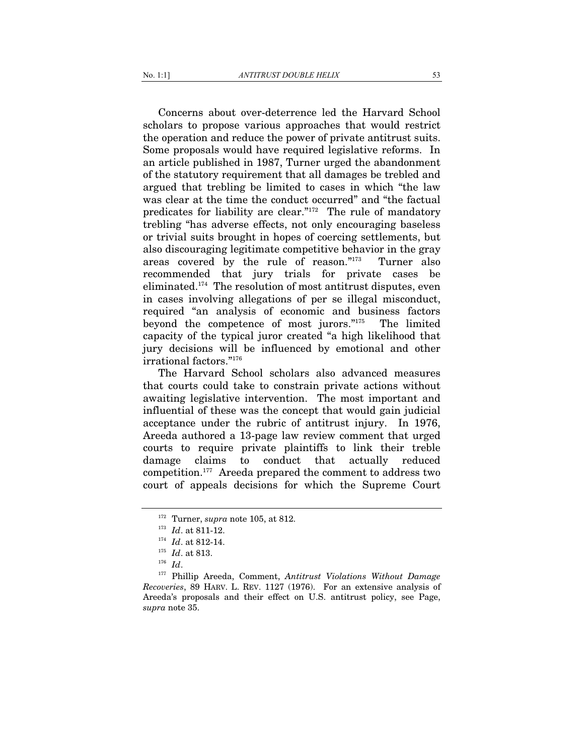Concerns about over-deterrence led the Harvard School scholars to propose various approaches that would restrict the operation and reduce the power of private antitrust suits. Some proposals would have required legislative reforms. In an article published in 1987, Turner urged the abandonment of the statutory requirement that all damages be trebled and argued that trebling be limited to cases in which "the law was clear at the time the conduct occurred" and "the factual predicates for liability are clear."[172] The rule of mandatory trebling "has adverse effects, not only encouraging baseless or trivial suits brought in hopes of coercing settlements, but also discouraging legitimate competitive behavior in the gray areas covered by the rule of reason."[173] Turner also recommended that jury trials for private cases be eliminated.[174] The resolution of most antitrust disputes, even in cases involving allegations of per se illegal misconduct, required "an analysis of economic and business factors beyond the competence of most jurors."[175] The limited capacity of the typical juror created "a high likelihood that jury decisions will be influenced by emotional and other irrational factors."[176]

The Harvard School scholars also advanced measures that courts could take to constrain private actions without awaiting legislative intervention. The most important and influential of these was the concept that would gain judicial acceptance under the rubric of antitrust injury. In 1976, Areeda authored a 13-page law review comment that urged courts to require private plaintiffs to link their treble damage claims to conduct that actually reduced competition.[177] Areeda prepared the comment to address two court of appeals decisions for which the Supreme Court

---

[172] Turner, *supra* note 105, at 812.

[173] *Id*. at 811-12.

[174] *Id*. at 812-14.

[175] *Id*. at 813.

[176] *Id*.

[177] Phillip Areeda, Comment, *Antitrust Violations Without Damage Recoveries*, 89 HARV. L. REV. 1127 (1976). For an extensive analysis of Areeda's proposals and their effect on U.S. antitrust policy, see Page, *supra* note 35.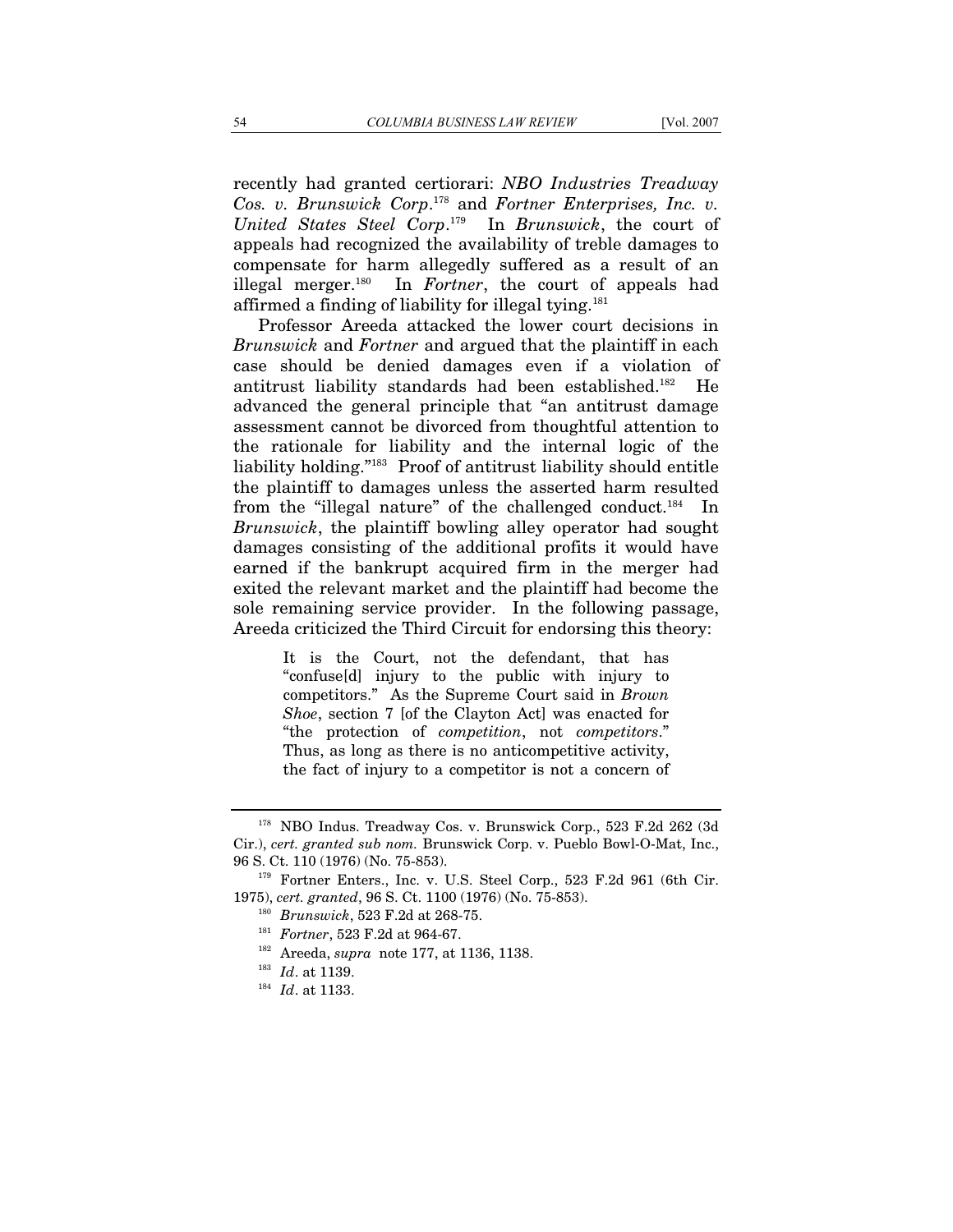recently had granted certiorari: *NBO Industries Treadway Cos. v. Brunswick Corp*.[178] and *Fortner Enterprises, Inc. v. United States Steel Corp*.[179] In *Brunswick*, the court of appeals had recognized the availability of treble damages to compensate for harm allegedly suffered as a result of an illegal merger.[180] In *Fortner*, the court of appeals had affirmed a finding of liability for illegal tying.[181]

Professor Areeda attacked the lower court decisions in *Brunswick* and *Fortner* and argued that the plaintiff in each case should be denied damages even if a violation of antitrust liability standards had been established.[182] He advanced the general principle that "an antitrust damage assessment cannot be divorced from thoughtful attention to the rationale for liability and the internal logic of the liability holding."[183] Proof of antitrust liability should entitle the plaintiff to damages unless the asserted harm resulted from the "illegal nature" of the challenged conduct.[184] In *Brunswick*, the plaintiff bowling alley operator had sought damages consisting of the additional profits it would have earned if the bankrupt acquired firm in the merger had exited the relevant market and the plaintiff had become the sole remaining service provider. In the following passage, Areeda criticized the Third Circuit for endorsing this theory:

> It is the Court, not the defendant, that has "confuse[d] injury to the public with injury to competitors." As the Supreme Court said in *Brown Shoe*, section 7 [of the Clayton Act] was enacted for "the protection of *competition*, not *competitors*." Thus, as long as there is no anticompetitive activity, the fact of injury to a competitor is not a concern of

---

[178] NBO Indus. Treadway Cos. v. Brunswick Corp., 523 F.2d 262 (3d Cir.), *cert. granted sub nom.* Brunswick Corp. v. Pueblo Bowl-O-Mat, Inc., 96 S. Ct. 110 (1976) (No. 75-853).

[179] Fortner Enters., Inc. v. U.S. Steel Corp., 523 F.2d 961 (6th Cir. 1975), *cert. granted*, 96 S. Ct. 1100 (1976) (No. 75-853).

[180] *Brunswick*, 523 F.2d at 268-75.

[181] *Fortner*, 523 F.2d at 964-67.

[182] Areeda, *supra* note 177, at 1136, 1138.

[183] *Id*. at 1139.

[184] *Id*. at 1133.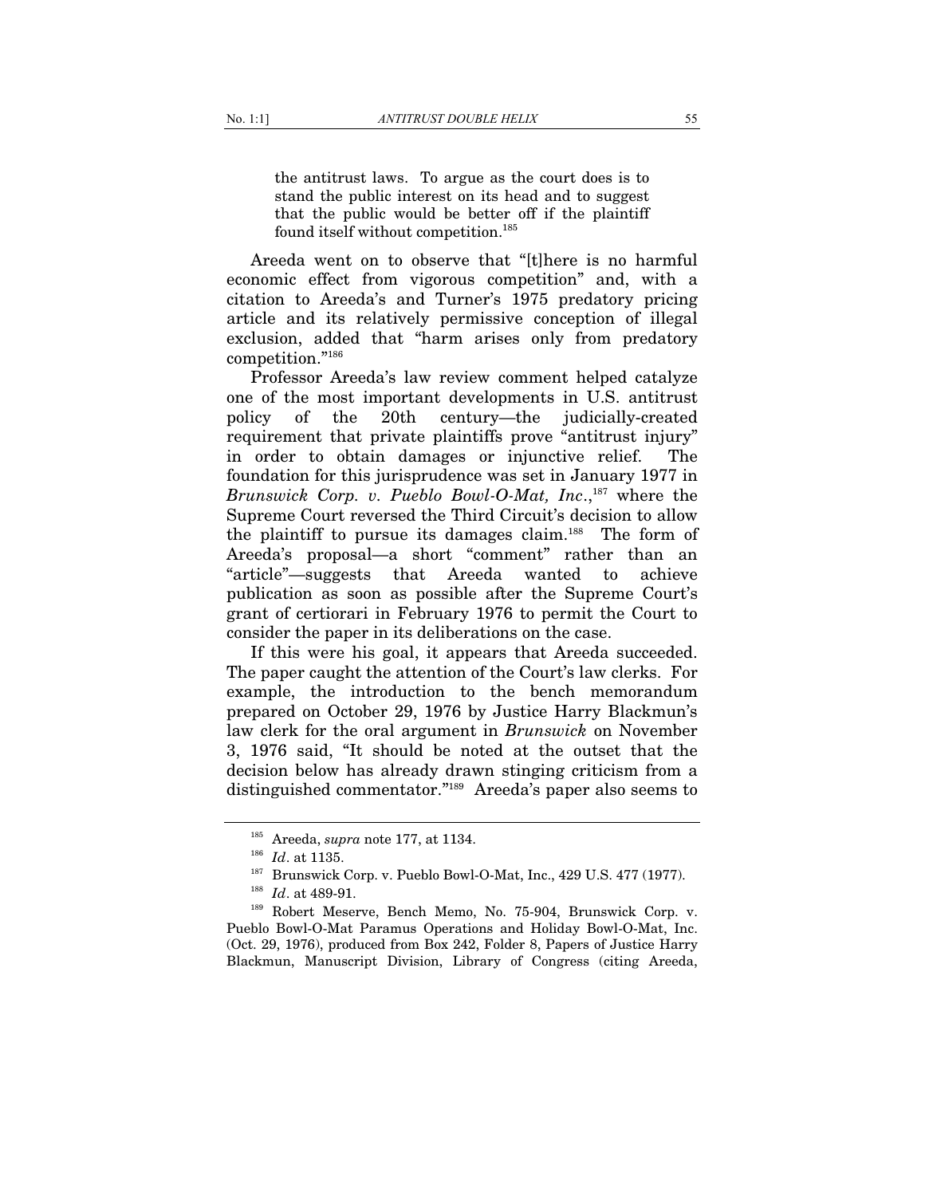> the antitrust laws. To argue as the court does is to stand the public interest on its head and to suggest that the public would be better off if the plaintiff found itself without competition.[185]

Areeda went on to observe that "[t]here is no harmful economic effect from vigorous competition" and, with a citation to Areeda's and Turner's 1975 predatory pricing article and its relatively permissive conception of illegal exclusion, added that "harm arises only from predatory competition."[186]

Professor Areeda's law review comment helped catalyze one of the most important developments in U.S. antitrust policy of the 20th century—the judicially-created requirement that private plaintiffs prove "antitrust injury" in order to obtain damages or injunctive relief. The foundation for this jurisprudence was set in January 1977 in *Brunswick Corp. v. Pueblo Bowl-O-Mat, Inc.*,[187] where the Supreme Court reversed the Third Circuit's decision to allow the plaintiff to pursue its damages claim.[188] The form of Areeda's proposal—a short "comment" rather than an "article"—suggests that Areeda wanted to achieve publication as soon as possible after the Supreme Court's grant of certiorari in February 1976 to permit the Court to consider the paper in its deliberations on the case.

If this were his goal, it appears that Areeda succeeded. The paper caught the attention of the Court's law clerks. For example, the introduction to the bench memorandum prepared on October 29, 1976 by Justice Harry Blackmun's law clerk for the oral argument in *Brunswick* on November 3, 1976 said, "It should be noted at the outset that the decision below has already drawn stinging criticism from a distinguished commentator."[189] Areeda's paper also seems to

---

[185] Areeda, *supra* note 177, at 1134.

[186] *Id*. at 1135.

[187] Brunswick Corp. v. Pueblo Bowl-O-Mat, Inc., 429 U.S. 477 (1977).

[188] *Id*. at 489-91.

[189] Robert Meserve, Bench Memo, No. 75-904, Brunswick Corp. v. Pueblo Bowl-O-Mat Paramus Operations and Holiday Bowl-O-Mat, Inc. (Oct. 29, 1976), produced from Box 242, Folder 8, Papers of Justice Harry Blackmun, Manuscript Division, Library of Congress (citing Areeda,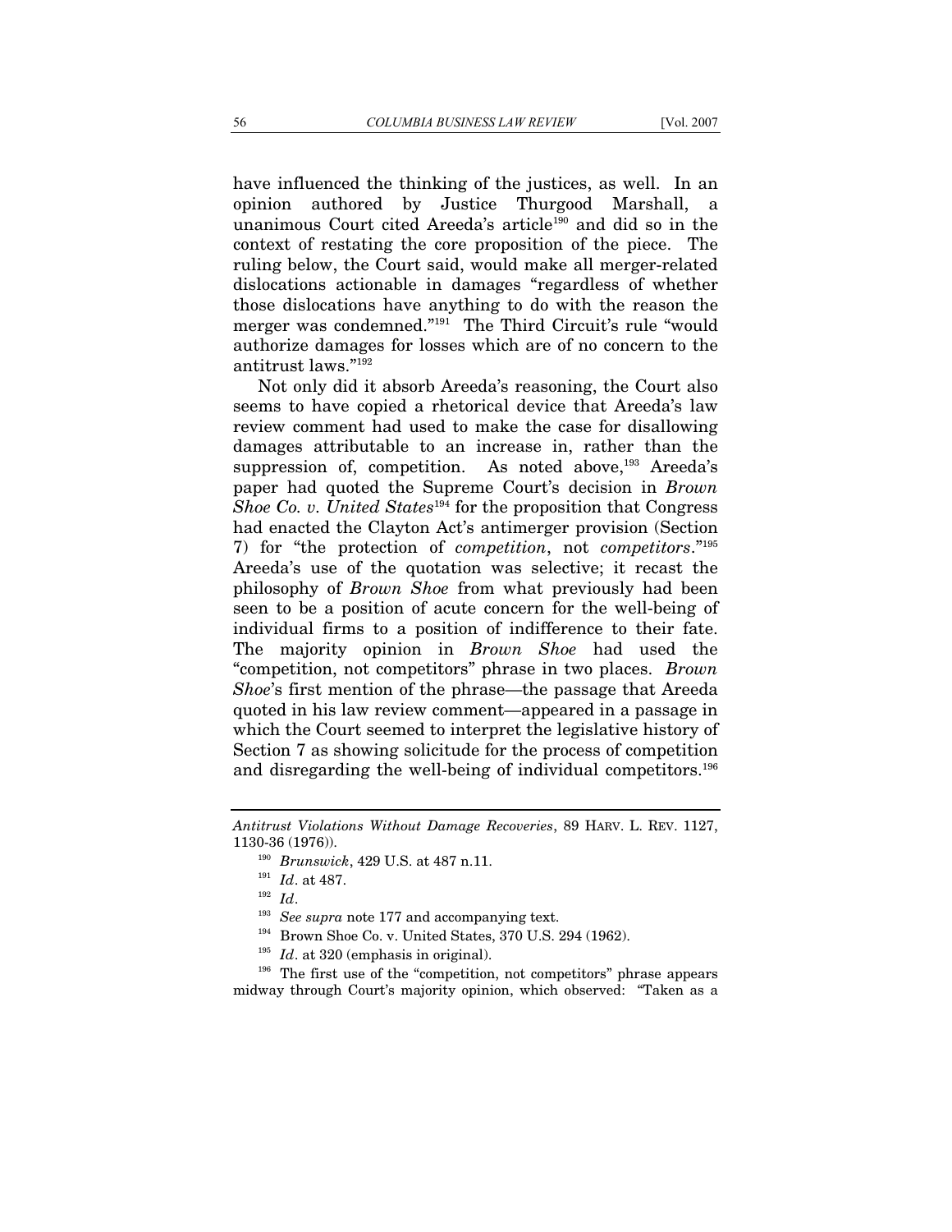have influenced the thinking of the justices, as well. In an opinion authored by Justice Thurgood Marshall, a unanimous Court cited Areeda's article[190] and did so in the context of restating the core proposition of the piece. The ruling below, the Court said, would make all merger-related dislocations actionable in damages "regardless of whether those dislocations have anything to do with the reason the merger was condemned."[191] The Third Circuit's rule "would authorize damages for losses which are of no concern to the antitrust laws."[192]

Not only did it absorb Areeda's reasoning, the Court also seems to have copied a rhetorical device that Areeda's law review comment had used to make the case for disallowing damages attributable to an increase in, rather than the suppression of, competition. As noted above,[193] Areeda's paper had quoted the Supreme Court's decision in *Brown Shoe Co. v. United States*[194] for the proposition that Congress had enacted the Clayton Act's antimerger provision (Section 7) for "the protection of *competition*, not *competitors*."[195] Areeda's use of the quotation was selective; it recast the philosophy of *Brown Shoe* from what previously had been seen to be a position of acute concern for the well-being of individual firms to a position of indifference to their fate. The majority opinion in *Brown Shoe* had used the "competition, not competitors" phrase in two places. *Brown Shoe*'s first mention of the phrase—the passage that Areeda quoted in his law review comment—appeared in a passage in which the Court seemed to interpret the legislative history of Section 7 as showing solicitude for the process of competition and disregarding the well-being of individual competitors.[196]

---

*Antitrust Violations Without Damage Recoveries*, 89 HARV. L. REV. 1127, 1130-36 (1976)).

[190] *Brunswick*, 429 U.S. at 487 n.11.

[191] *Id*. at 487.

[192] *Id*.

[193] *See supra* note 177 and accompanying text.

[194] Brown Shoe Co. v. United States, 370 U.S. 294 (1962).

[195] *Id*. at 320 (emphasis in original).

[196] The first use of the "competition, not competitors" phrase appears midway through Court's majority opinion, which observed: "Taken as a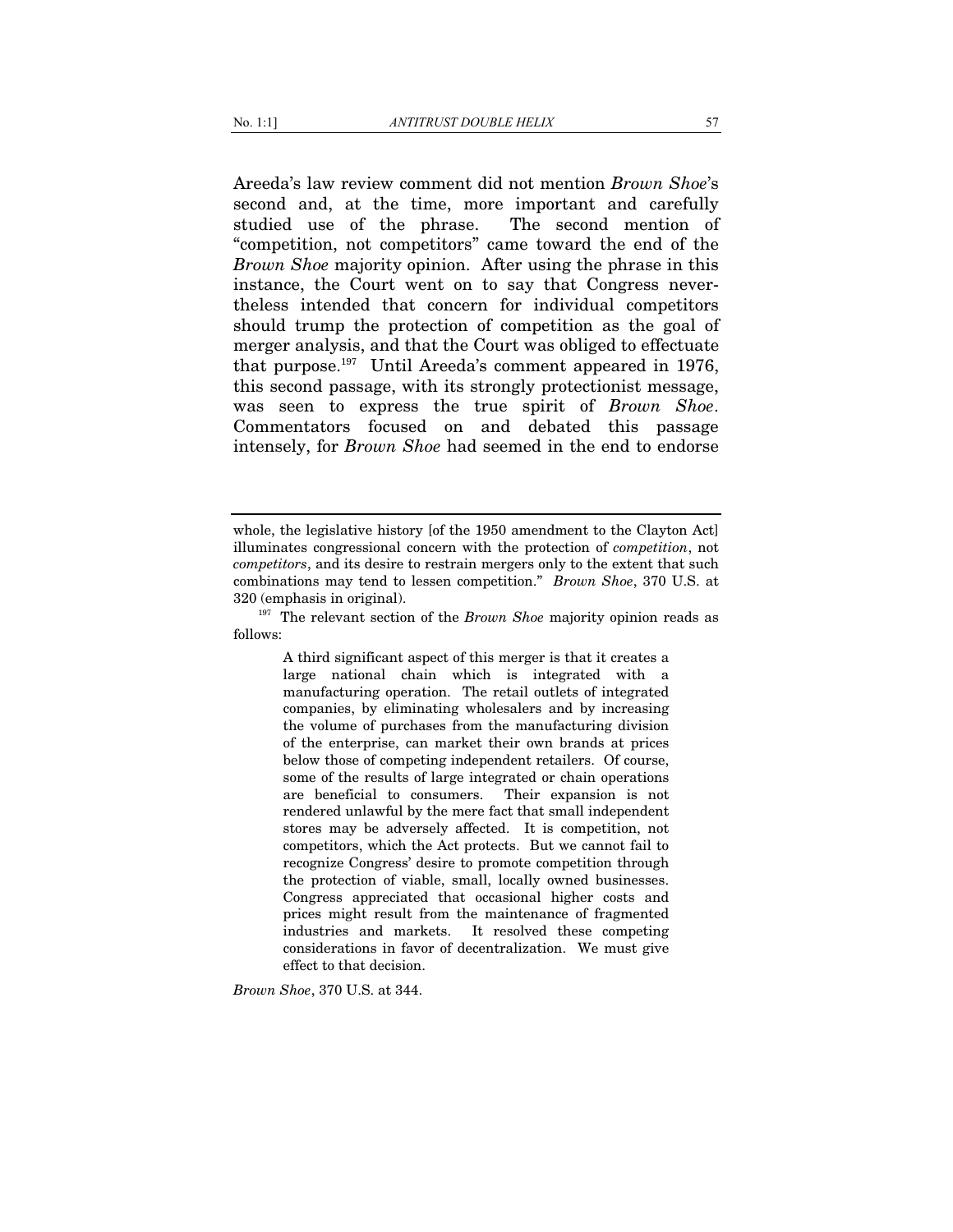Areeda's law review comment did not mention *Brown Shoe*'s second and, at the time, more important and carefully studied use of the phrase. The second mention of "competition, not competitors" came toward the end of the *Brown Shoe* majority opinion. After using the phrase in this instance, the Court went on to say that Congress nevertheless intended that concern for individual competitors should trump the protection of competition as the goal of merger analysis, and that the Court was obliged to effectuate that purpose.[197] Until Areeda's comment appeared in 1976, this second passage, with its strongly protectionist message, was seen to express the true spirit of *Brown Shoe*. Commentators focused on and debated this passage intensely, for *Brown Shoe* had seemed in the end to endorse

---

whole, the legislative history [of the 1950 amendment to the Clayton Act] illuminates congressional concern with the protection of *competition*, not *competitors*, and its desire to restrain mergers only to the extent that such combinations may tend to lessen competition." *Brown Shoe*, 370 U.S. at 320 (emphasis in original).

[197] The relevant section of the *Brown Shoe* majority opinion reads as follows:

> A third significant aspect of this merger is that it creates a large national chain which is integrated with a manufacturing operation. The retail outlets of integrated companies, by eliminating wholesalers and by increasing the volume of purchases from the manufacturing division of the enterprise, can market their own brands at prices below those of competing independent retailers. Of course, some of the results of large integrated or chain operations are beneficial to consumers. Their expansion is not rendered unlawful by the mere fact that small independent stores may be adversely affected. It is competition, not competitors, which the Act protects. But we cannot fail to recognize Congress' desire to promote competition through the protection of viable, small, locally owned businesses. Congress appreciated that occasional higher costs and prices might result from the maintenance of fragmented industries and markets. It resolved these competing considerations in favor of decentralization. We must give effect to that decision.

*Brown Shoe*, 370 U.S. at 344.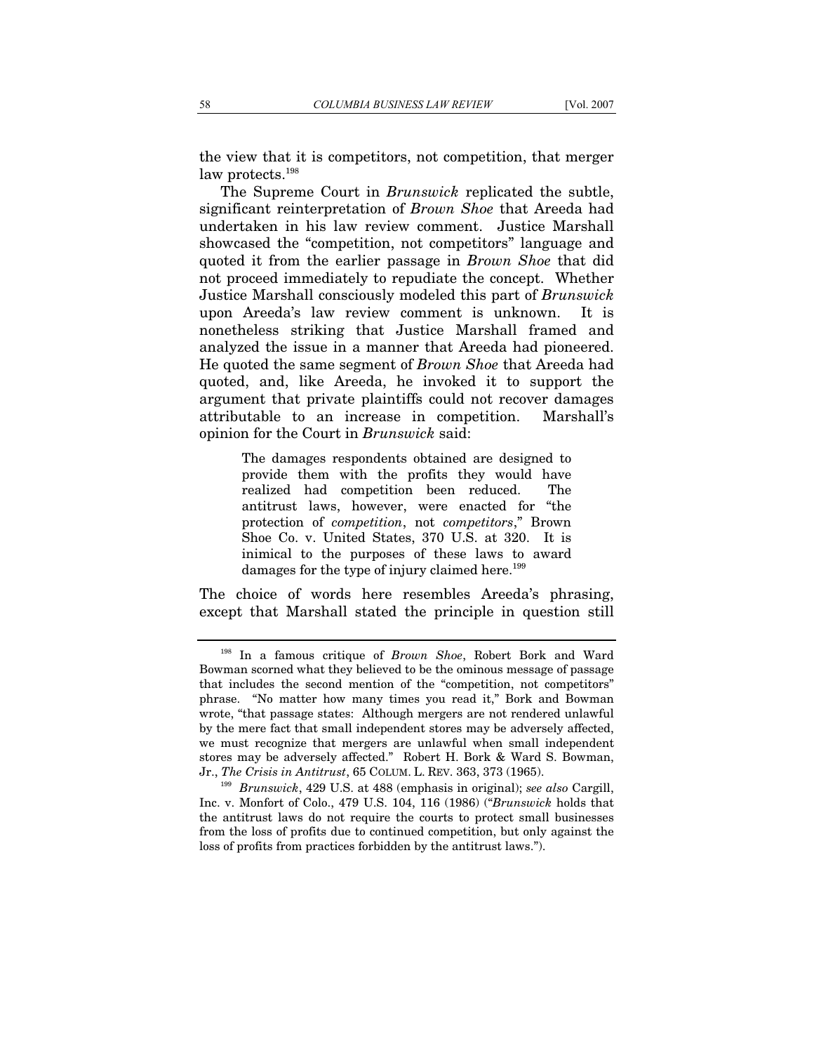the view that it is competitors, not competition, that merger law protects.[198]

The Supreme Court in *Brunswick* replicated the subtle, significant reinterpretation of *Brown Shoe* that Areeda had undertaken in his law review comment. Justice Marshall showcased the "competition, not competitors" language and quoted it from the earlier passage in *Brown Shoe* that did not proceed immediately to repudiate the concept. Whether Justice Marshall consciously modeled this part of *Brunswick* upon Areeda's law review comment is unknown. It is nonetheless striking that Justice Marshall framed and analyzed the issue in a manner that Areeda had pioneered. He quoted the same segment of *Brown Shoe* that Areeda had quoted, and, like Areeda, he invoked it to support the argument that private plaintiffs could not recover damages attributable to an increase in competition. Marshall's opinion for the Court in *Brunswick* said:

> The damages respondents obtained are designed to provide them with the profits they would have realized had competition been reduced. The antitrust laws, however, were enacted for "the protection of *competition*, not *competitors*," Brown Shoe Co. v. United States, 370 U.S. at 320. It is inimical to the purposes of these laws to award damages for the type of injury claimed here.[199]

The choice of words here resembles Areeda's phrasing, except that Marshall stated the principle in question still

---

[198] In a famous critique of *Brown Shoe*, Robert Bork and Ward Bowman scorned what they believed to be the ominous message of passage that includes the second mention of the "competition, not competitors" phrase. "No matter how many times you read it," Bork and Bowman wrote, "that passage states: Although mergers are not rendered unlawful by the mere fact that small independent stores may be adversely affected, we must recognize that mergers are unlawful when small independent stores may be adversely affected." Robert H. Bork & Ward S. Bowman, Jr., *The Crisis in Antitrust*, 65 COLUM. L. REV. 363, 373 (1965).

[199] *Brunswick*, 429 U.S. at 488 (emphasis in original); *see also* Cargill, Inc. v. Monfort of Colo., 479 U.S. 104, 116 (1986) ("*Brunswick* holds that the antitrust laws do not require the courts to protect small businesses from the loss of profits due to continued competition, but only against the loss of profits from practices forbidden by the antitrust laws.").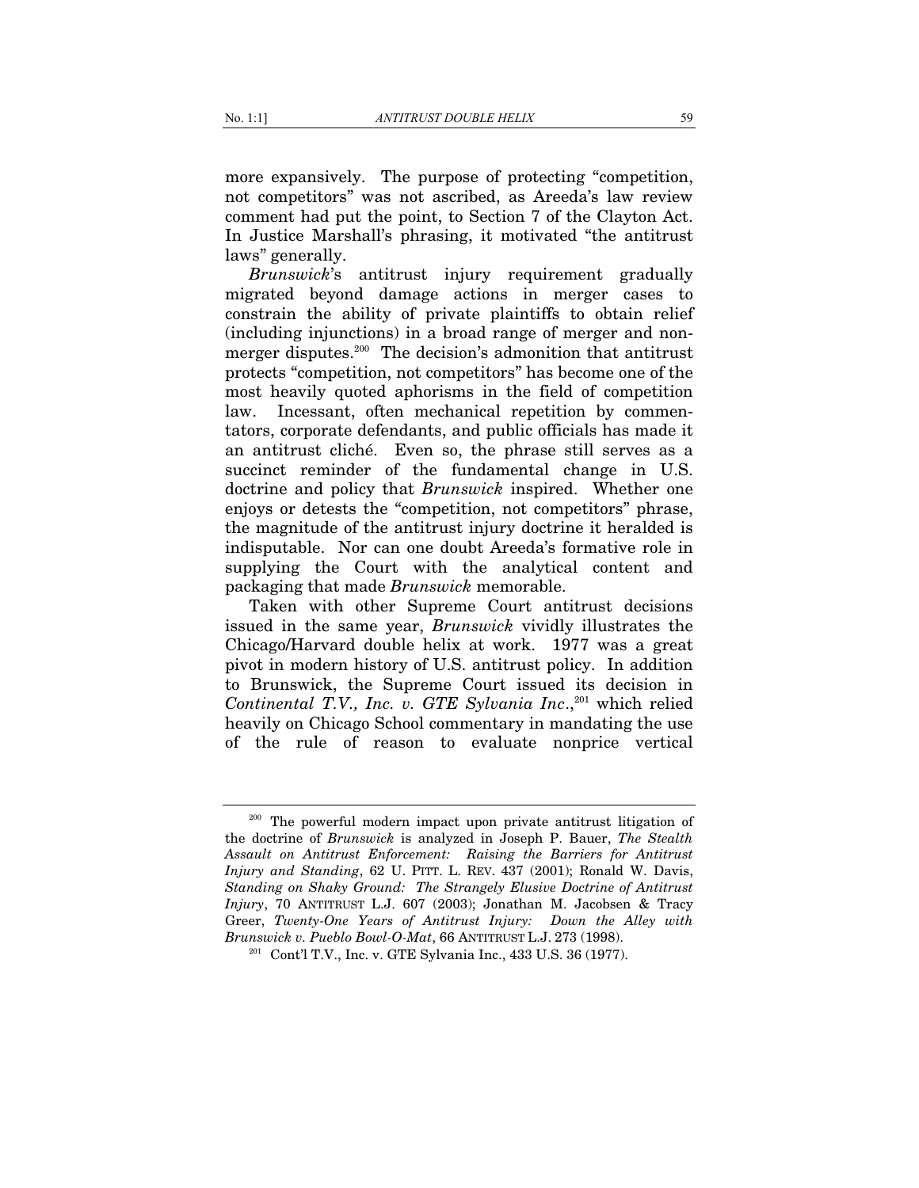more expansively. The purpose of protecting "competition, not competitors" was not ascribed, as Areeda's law review comment had put the point, to Section 7 of the Clayton Act. In Justice Marshall's phrasing, it motivated "the antitrust laws" generally.

*Brunswick*'s antitrust injury requirement gradually migrated beyond damage actions in merger cases to constrain the ability of private plaintiffs to obtain relief (including injunctions) in a broad range of merger and non-merger disputes.[200] The decision's admonition that antitrust protects "competition, not competitors" has become one of the most heavily quoted aphorisms in the field of competition law. Incessant, often mechanical repetition by commentators, corporate defendants, and public officials has made it an antitrust cliché. Even so, the phrase still serves as a succinct reminder of the fundamental change in U.S. doctrine and policy that *Brunswick* inspired. Whether one enjoys or detests the "competition, not competitors" phrase, the magnitude of the antitrust injury doctrine it heralded is indisputable. Nor can one doubt Areeda's formative role in supplying the Court with the analytical content and packaging that made *Brunswick* memorable.

Taken with other Supreme Court antitrust decisions issued in the same year, *Brunswick* vividly illustrates the Chicago/Harvard double helix at work. 1977 was a great pivot in modern history of U.S. antitrust policy. In addition to Brunswick, the Supreme Court issued its decision in *Continental T.V., Inc. v. GTE Sylvania Inc*.,[201] which relied heavily on Chicago School commentary in mandating the use of the rule of reason to evaluate nonprice vertical

---

[200] The powerful modern impact upon private antitrust litigation of the doctrine of *Brunswick* is analyzed in Joseph P. Bauer, *The Stealth Assault on Antitrust Enforcement: Raising the Barriers for Antitrust Injury and Standing*, 62 U. PITT. L. REV. 437 (2001); Ronald W. Davis, *Standing on Shaky Ground: The Strangely Elusive Doctrine of Antitrust Injury*, 70 ANTITRUST L.J. 607 (2003); Jonathan M. Jacobsen & Tracy Greer, *Twenty-One Years of Antitrust Injury: Down the Alley with Brunswick v. Pueblo Bowl-O-Mat*, 66 ANTITRUST L.J. 273 (1998).

[201] Cont'l T.V., Inc. v. GTE Sylvania Inc., 433 U.S. 36 (1977).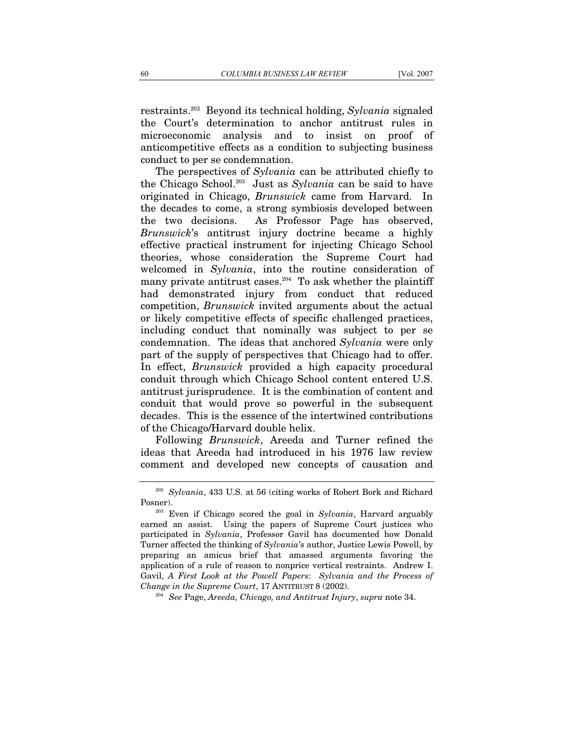restraints.[202] Beyond its technical holding, *Sylvania* signaled the Court's determination to anchor antitrust rules in microeconomic analysis and to insist on proof of anticompetitive effects as a condition to subjecting business conduct to per se condemnation.

The perspectives of *Sylvania* can be attributed chiefly to the Chicago School.[203] Just as *Sylvania* can be said to have originated in Chicago, *Brunswick* came from Harvard. In the decades to come, a strong symbiosis developed between the two decisions. As Professor Page has observed, *Brunswick*'s antitrust injury doctrine became a highly effective practical instrument for injecting Chicago School theories, whose consideration the Supreme Court had welcomed in *Sylvania*, into the routine consideration of many private antitrust cases.[204] To ask whether the plaintiff had demonstrated injury from conduct that reduced competition, *Brunswick* invited arguments about the actual or likely competitive effects of specific challenged practices, including conduct that nominally was subject to per se condemnation. The ideas that anchored *Sylvania* were only part of the supply of perspectives that Chicago had to offer. In effect, *Brunswick* provided a high capacity procedural conduit through which Chicago School content entered U.S. antitrust jurisprudence. It is the combination of content and conduit that would prove so powerful in the subsequent decades. This is the essence of the intertwined contributions of the Chicago/Harvard double helix.

Following *Brunswick*, Areeda and Turner refined the ideas that Areeda had introduced in his 1976 law review comment and developed new concepts of causation and

---

[202] *Sylvania*, 433 U.S. at 56 (citing works of Robert Bork and Richard Posner).

[203] Even if Chicago scored the goal in *Sylvania*, Harvard arguably earned an assist. Using the papers of Supreme Court justices who participated in *Sylvania*, Professor Gavil has documented how Donald Turner affected the thinking of *Sylvania*'s author, Justice Lewis Powell, by preparing an amicus brief that amassed arguments favoring the application of a rule of reason to nonprice vertical restraints. Andrew I. Gavil, *A First Look at the Powell Papers: Sylvania and the Process of Change in the Supreme Court*, 17 ANTITRUST 8 (2002).

[204] *See* Page, *Areeda, Chicago, and Antitrust Injury*, *supra* note 34.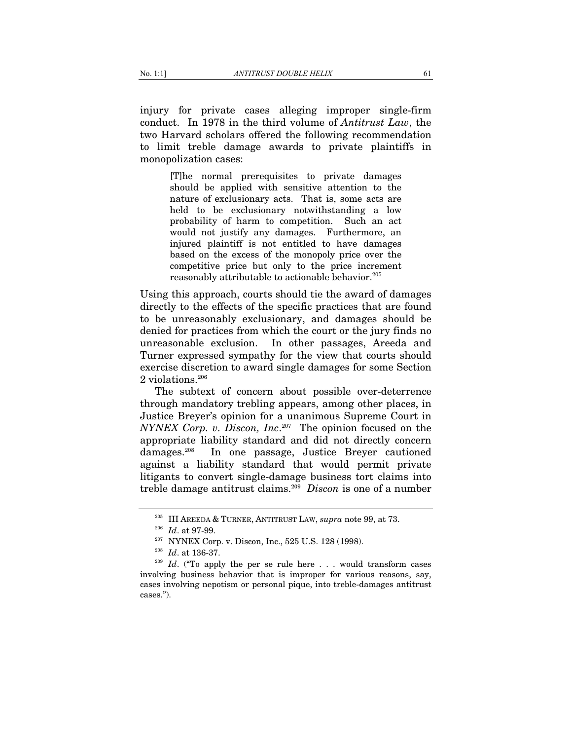injury for private cases alleging improper single-firm conduct. In 1978 in the third volume of *Antitrust Law*, the two Harvard scholars offered the following recommendation to limit treble damage awards to private plaintiffs in monopolization cases:

> [T]he normal prerequisites to private damages should be applied with sensitive attention to the nature of exclusionary acts. That is, some acts are held to be exclusionary notwithstanding a low probability of harm to competition. Such an act would not justify any damages. Furthermore, an injured plaintiff is not entitled to have damages based on the excess of the monopoly price over the competitive price but only to the price increment reasonably attributable to actionable behavior.[205]

Using this approach, courts should tie the award of damages directly to the effects of the specific practices that are found to be unreasonably exclusionary, and damages should be denied for practices from which the court or the jury finds no unreasonable exclusion. In other passages, Areeda and Turner expressed sympathy for the view that courts should exercise discretion to award single damages for some Section 2 violations.[206]

The subtext of concern about possible over-deterrence through mandatory trebling appears, among other places, in Justice Breyer's opinion for a unanimous Supreme Court in *NYNEX Corp. v. Discon, Inc*.[207] The opinion focused on the appropriate liability standard and did not directly concern damages.[208] In one passage, Justice Breyer cautioned against a liability standard that would permit private litigants to convert single-damage business tort claims into treble damage antitrust claims.[209] *Discon* is one of a number

---

[205] III AREEDA & TURNER, ANTITRUST LAW, *supra* note 99, at 73.

[206] *Id*. at 97-99.

[207] NYNEX Corp. v. Discon, Inc., 525 U.S. 128 (1998).

[208] *Id*. at 136-37.

[209] *Id*. ("To apply the per se rule here . . . would transform cases involving business behavior that is improper for various reasons, say, cases involving nepotism or personal pique, into treble-damages antitrust cases.").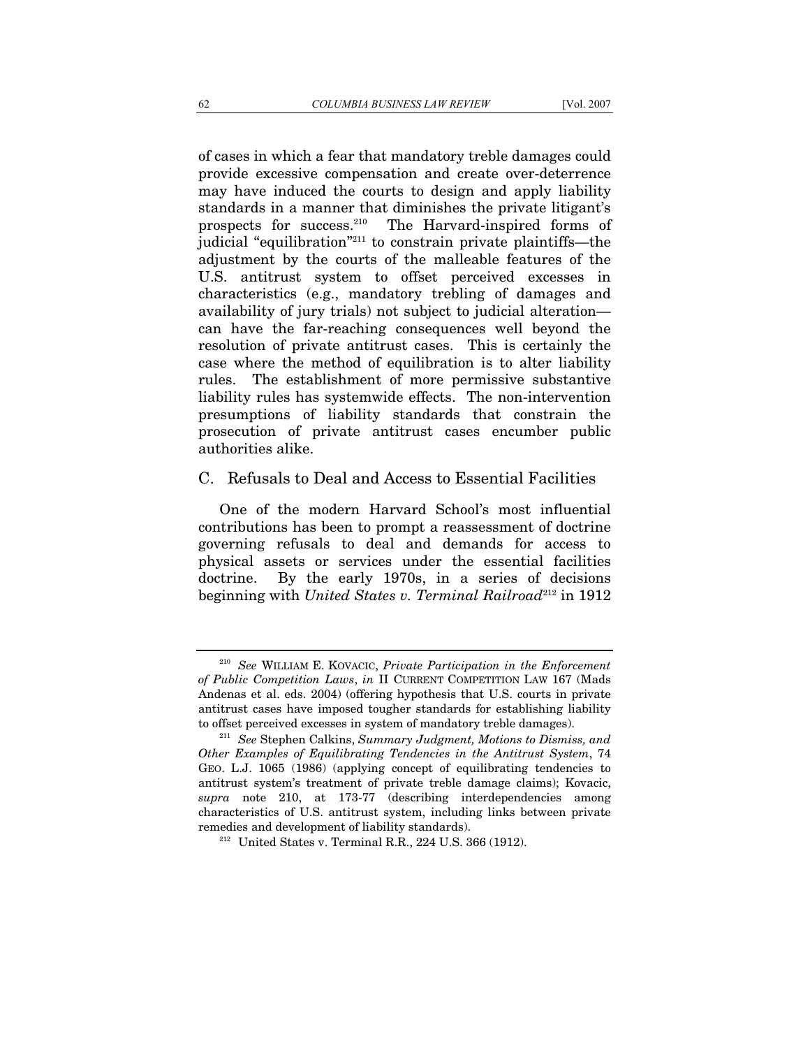of cases in which a fear that mandatory treble damages could provide excessive compensation and create over-deterrence may have induced the courts to design and apply liability standards in a manner that diminishes the private litigant's prospects for success.[210] The Harvard-inspired forms of judicial "equilibration"[211] to constrain private plaintiffs—the adjustment by the courts of the malleable features of the U.S. antitrust system to offset perceived excesses in characteristics (e.g., mandatory trebling of damages and availability of jury trials) not subject to judicial alteration—can have the far-reaching consequences well beyond the resolution of private antitrust cases. This is certainly the case where the method of equilibration is to alter liability rules. The establishment of more permissive substantive liability rules has systemwide effects. The non-intervention presumptions of liability standards that constrain the prosecution of private antitrust cases encumber public authorities alike.

## C. Refusals to Deal and Access to Essential Facilities

One of the modern Harvard School's most influential contributions has been to prompt a reassessment of doctrine governing refusals to deal and demands for access to physical assets or services under the essential facilities doctrine. By the early 1970s, in a series of decisions beginning with *United States v. Terminal Railroad*[212] in 1912

---

[210] *See* WILLIAM E. KOVACIC, *Private Participation in the Enforcement of Public Competition Laws*, *in* II CURRENT COMPETITION LAW 167 (Mads Andenas et al. eds. 2004) (offering hypothesis that U.S. courts in private antitrust cases have imposed tougher standards for establishing liability to offset perceived excesses in system of mandatory treble damages).

[211] *See* Stephen Calkins, *Summary Judgment, Motions to Dismiss, and Other Examples of Equilibrating Tendencies in the Antitrust System*, 74 GEO. L.J. 1065 (1986) (applying concept of equilibrating tendencies to antitrust system's treatment of private treble damage claims); Kovacic, *supra* note 210, at 173-77 (describing interdependencies among characteristics of U.S. antitrust system, including links between private remedies and development of liability standards).

[212] United States v. Terminal R.R., 224 U.S. 366 (1912).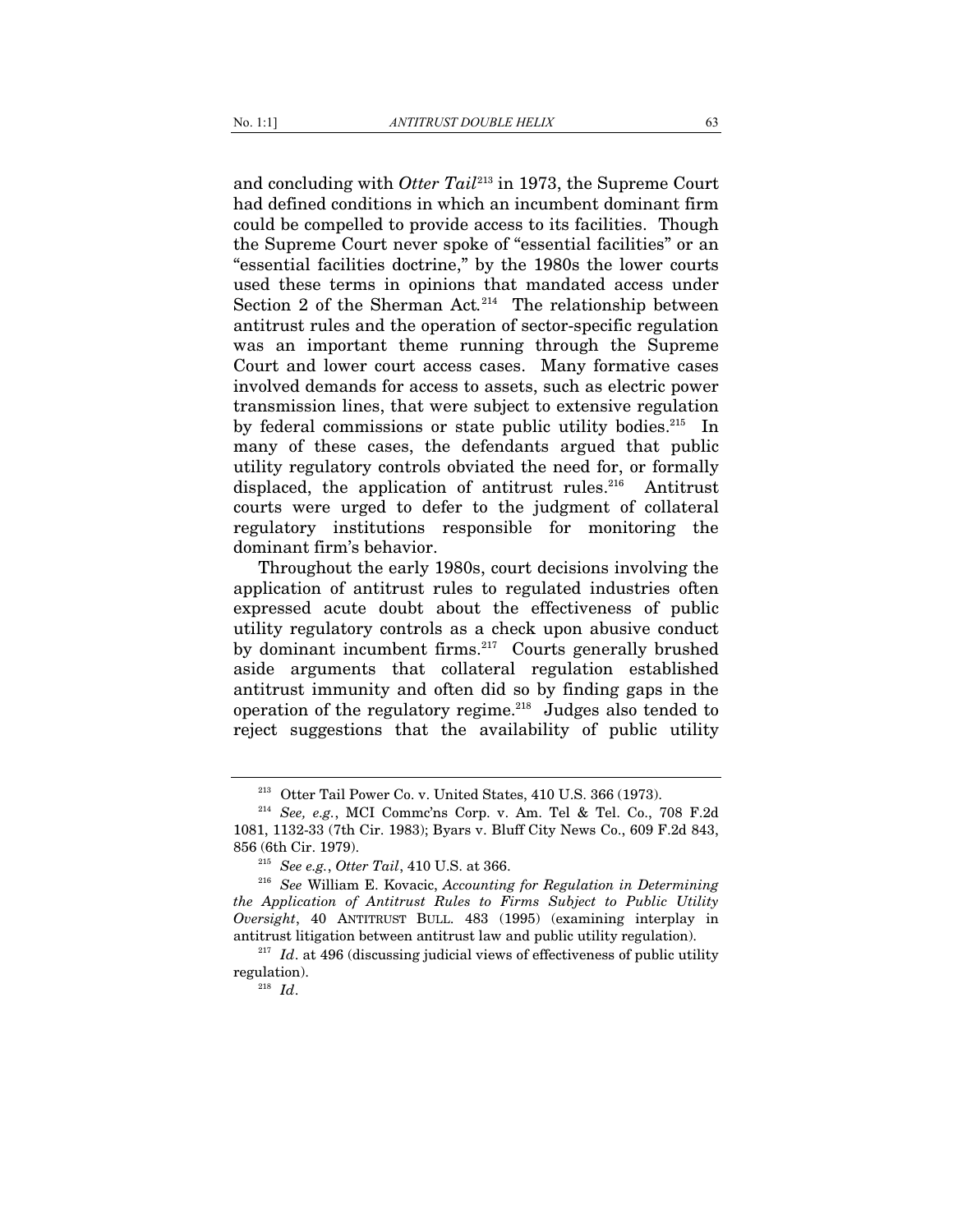and concluding with *Otter Tail*[213] in 1973, the Supreme Court had defined conditions in which an incumbent dominant firm could be compelled to provide access to its facilities. Though the Supreme Court never spoke of "essential facilities" or an "essential facilities doctrine," by the 1980s the lower courts used these terms in opinions that mandated access under Section 2 of the Sherman Act.[214] The relationship between antitrust rules and the operation of sector-specific regulation was an important theme running through the Supreme Court and lower court access cases. Many formative cases involved demands for access to assets, such as electric power transmission lines, that were subject to extensive regulation by federal commissions or state public utility bodies.[215] In many of these cases, the defendants argued that public utility regulatory controls obviated the need for, or formally displaced, the application of antitrust rules.[216] Antitrust courts were urged to defer to the judgment of collateral regulatory institutions responsible for monitoring the dominant firm's behavior.

Throughout the early 1980s, court decisions involving the application of antitrust rules to regulated industries often expressed acute doubt about the effectiveness of public utility regulatory controls as a check upon abusive conduct by dominant incumbent firms.[217] Courts generally brushed aside arguments that collateral regulation established antitrust immunity and often did so by finding gaps in the operation of the regulatory regime.[218] Judges also tended to reject suggestions that the availability of public utility

---

[213] Otter Tail Power Co. v. United States, 410 U.S. 366 (1973).

[214] *See, e.g.*, MCI Commc'ns Corp. v. Am. Tel & Tel. Co., 708 F.2d 1081, 1132-33 (7th Cir. 1983); Byars v. Bluff City News Co., 609 F.2d 843, 856 (6th Cir. 1979).

[215] *See e.g.*, *Otter Tail*, 410 U.S. at 366.

[216] *See* William E. Kovacic, *Accounting for Regulation in Determining the Application of Antitrust Rules to Firms Subject to Public Utility Oversight*, 40 ANTITRUST BULL. 483 (1995) (examining interplay in antitrust litigation between antitrust law and public utility regulation).

[217] *Id*. at 496 (discussing judicial views of effectiveness of public utility regulation).

[218] *Id*.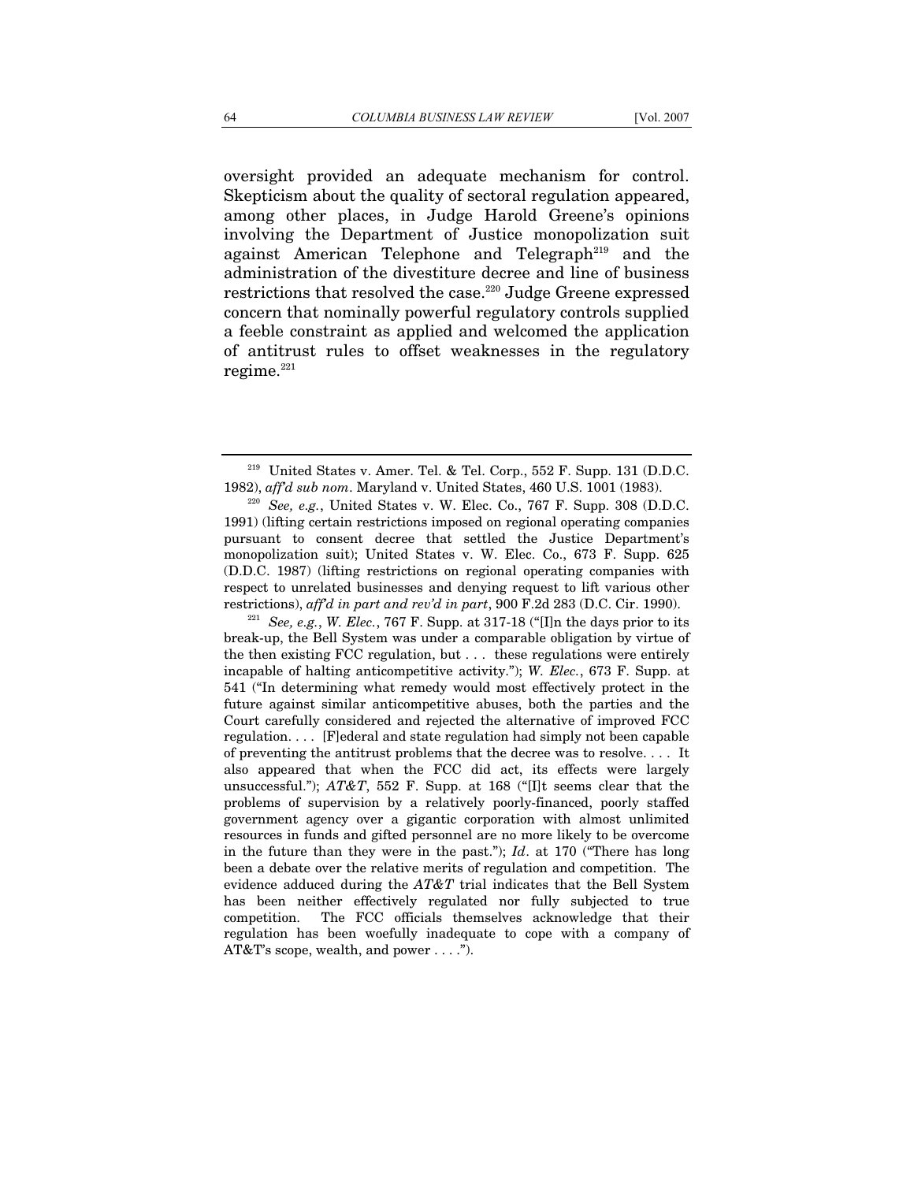oversight provided an adequate mechanism for control. Skepticism about the quality of sectoral regulation appeared, among other places, in Judge Harold Greene's opinions involving the Department of Justice monopolization suit against American Telephone and Telegraph[219] and the administration of the divestiture decree and line of business restrictions that resolved the case.[220] Judge Greene expressed concern that nominally powerful regulatory controls supplied a feeble constraint as applied and welcomed the application of antitrust rules to offset weaknesses in the regulatory regime.[221]

---

[219] United States v. Amer. Tel. & Tel. Corp., 552 F. Supp. 131 (D.D.C. 1982), *aff'd sub nom*. Maryland v. United States, 460 U.S. 1001 (1983).

[220] *See, e.g.*, United States v. W. Elec. Co., 767 F. Supp. 308 (D.D.C. 1991) (lifting certain restrictions imposed on regional operating companies pursuant to consent decree that settled the Justice Department's monopolization suit); United States v. W. Elec. Co., 673 F. Supp. 625 (D.D.C. 1987) (lifting restrictions on regional operating companies with respect to unrelated businesses and denying request to lift various other restrictions), *aff'd in part and rev'd in part*, 900 F.2d 283 (D.C. Cir. 1990).

[221] *See, e.g.*, *W. Elec.*, 767 F. Supp. at 317-18 ("[I]n the days prior to its break-up, the Bell System was under a comparable obligation by virtue of the then existing FCC regulation, but . . . these regulations were entirely incapable of halting anticompetitive activity."); *W. Elec.*, 673 F. Supp. at 541 ("In determining what remedy would most effectively protect in the future against similar anticompetitive abuses, both the parties and the Court carefully considered and rejected the alternative of improved FCC regulation. . . . [F]ederal and state regulation had simply not been capable of preventing the antitrust problems that the decree was to resolve. . . . It also appeared that when the FCC did act, its effects were largely unsuccessful."); *AT&T*, 552 F. Supp. at 168 ("[I]t seems clear that the problems of supervision by a relatively poorly-financed, poorly staffed government agency over a gigantic corporation with almost unlimited resources in funds and gifted personnel are no more likely to be overcome in the future than they were in the past."); *Id*. at 170 ("There has long been a debate over the relative merits of regulation and competition. The evidence adduced during the *AT&T* trial indicates that the Bell System has been neither effectively regulated nor fully subjected to true competition. The FCC officials themselves acknowledge that their regulation has been woefully inadequate to cope with a company of AT&T's scope, wealth, and power . . . .").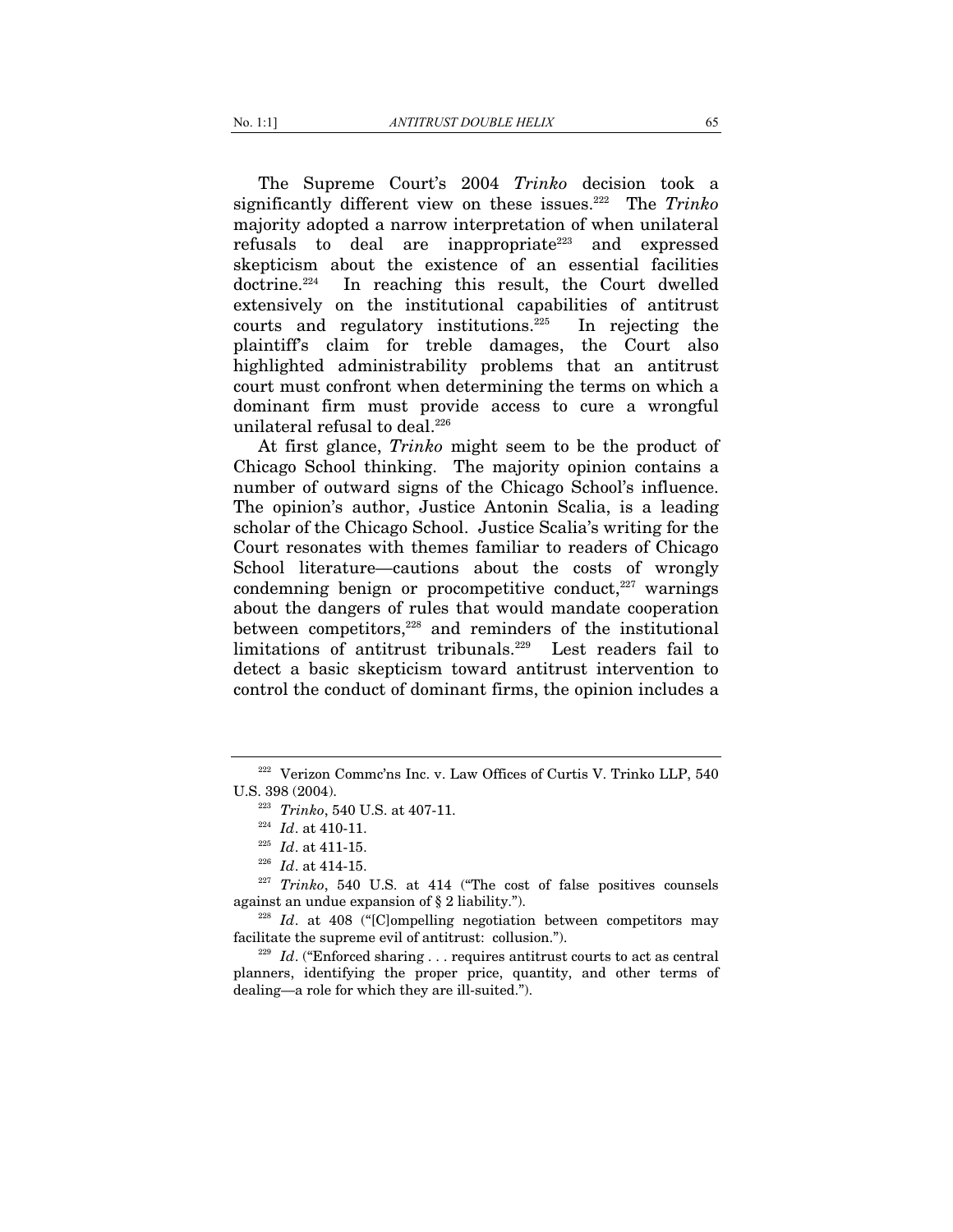The Supreme Court's 2004 *Trinko* decision took a significantly different view on these issues.[222] The *Trinko* majority adopted a narrow interpretation of when unilateral refusals to deal are inappropriate[223] and expressed skepticism about the existence of an essential facilities doctrine.[224] In reaching this result, the Court dwelled extensively on the institutional capabilities of antitrust courts and regulatory institutions.[225] In rejecting the plaintiff's claim for treble damages, the Court also highlighted administrability problems that an antitrust court must confront when determining the terms on which a dominant firm must provide access to cure a wrongful unilateral refusal to deal.[226]

At first glance, *Trinko* might seem to be the product of Chicago School thinking. The majority opinion contains a number of outward signs of the Chicago School's influence. The opinion's author, Justice Antonin Scalia, is a leading scholar of the Chicago School. Justice Scalia's writing for the Court resonates with themes familiar to readers of Chicago School literature—cautions about the costs of wrongly condemning benign or procompetitive conduct,[227] warnings about the dangers of rules that would mandate cooperation between competitors,[228] and reminders of the institutional limitations of antitrust tribunals.[229] Lest readers fail to detect a basic skepticism toward antitrust intervention to control the conduct of dominant firms, the opinion includes a

---

[222] Verizon Commc'ns Inc. v. Law Offices of Curtis V. Trinko LLP, 540 U.S. 398 (2004).

[223] *Trinko*, 540 U.S. at 407-11.

[224] *Id*. at 410-11.

[225] *Id*. at 411-15.

[226] *Id*. at 414-15.

[227] *Trinko*, 540 U.S. at 414 ("The cost of false positives counsels against an undue expansion of § 2 liability.").

[228] *Id*. at 408 ("[C]ompelling negotiation between competitors may facilitate the supreme evil of antitrust: collusion.").

[229] *Id*. ("Enforced sharing . . . requires antitrust courts to act as central planners, identifying the proper price, quantity, and other terms of dealing—a role for which they are ill-suited.").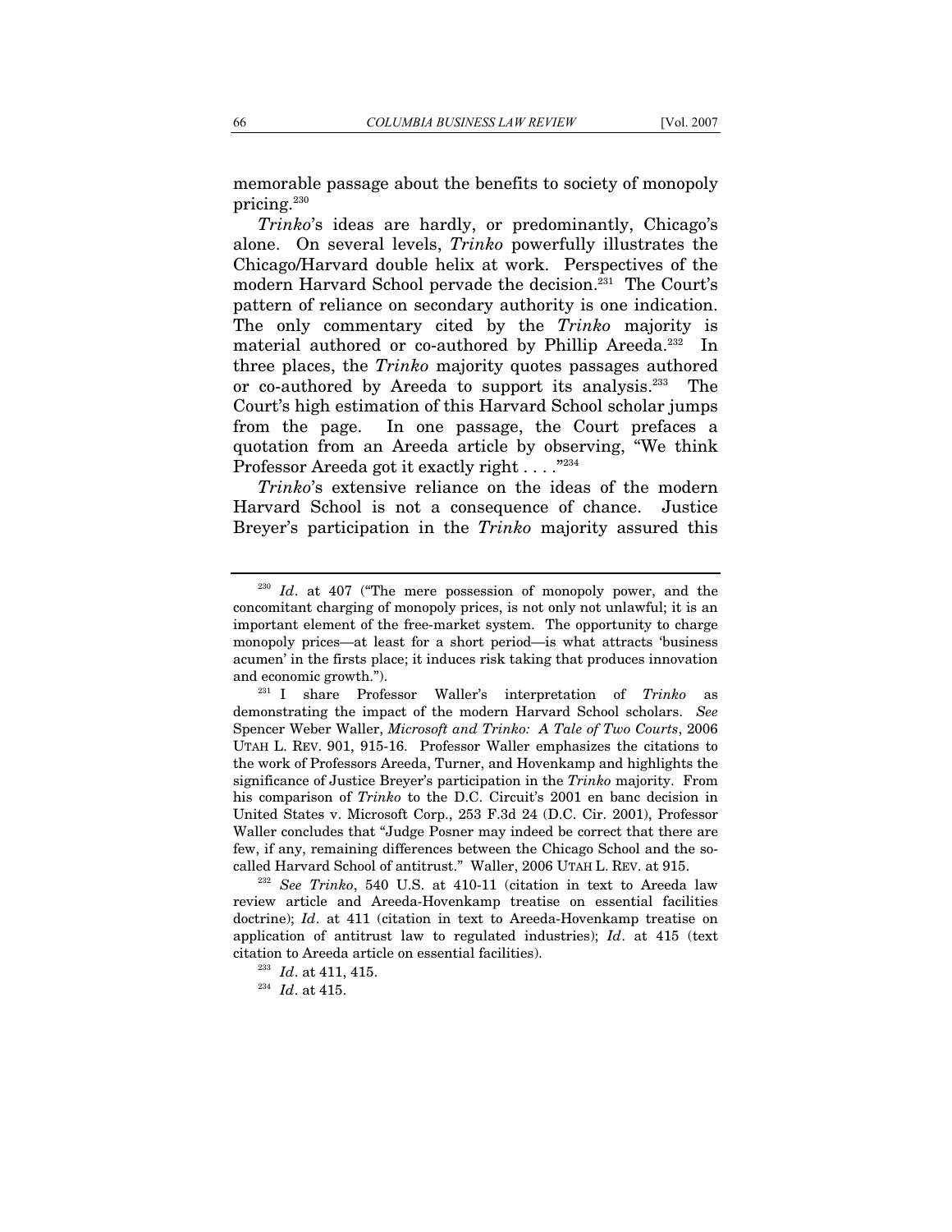memorable passage about the benefits to society of monopoly pricing.[230]

*Trinko*'s ideas are hardly, or predominantly, Chicago's alone. On several levels, *Trinko* powerfully illustrates the Chicago/Harvard double helix at work. Perspectives of the modern Harvard School pervade the decision.[231] The Court's pattern of reliance on secondary authority is one indication. The only commentary cited by the *Trinko* majority is material authored or co-authored by Phillip Areeda.[232] In three places, the *Trinko* majority quotes passages authored or co-authored by Areeda to support its analysis.[233] The Court's high estimation of this Harvard School scholar jumps from the page. In one passage, the Court prefaces a quotation from an Areeda article by observing, "We think Professor Areeda got it exactly right . . . ."[234]

*Trinko*'s extensive reliance on the ideas of the modern Harvard School is not a consequence of chance. Justice Breyer's participation in the *Trinko* majority assured this

---

[230] *Id*. at 407 ("The mere possession of monopoly power, and the concomitant charging of monopoly prices, is not only not unlawful; it is an important element of the free-market system. The opportunity to charge monopoly prices—at least for a short period—is what attracts 'business acumen' in the firsts place; it induces risk taking that produces innovation and economic growth.").

[231] I share Professor Waller's interpretation of *Trinko* as demonstrating the impact of the modern Harvard School scholars. *See* Spencer Weber Waller, *Microsoft and Trinko: A Tale of Two Courts*, 2006 UTAH L. REV. 901, 915-16. Professor Waller emphasizes the citations to the work of Professors Areeda, Turner, and Hovenkamp and highlights the significance of Justice Breyer's participation in the *Trinko* majority. From his comparison of *Trinko* to the D.C. Circuit's 2001 en banc decision in United States v. Microsoft Corp., 253 F.3d 24 (D.C. Cir. 2001), Professor Waller concludes that "Judge Posner may indeed be correct that there are few, if any, remaining differences between the Chicago School and the so-called Harvard School of antitrust." Waller, 2006 UTAH L. REV. at 915.

[232] *See Trinko*, 540 U.S. at 410-11 (citation in text to Areeda law review article and Areeda-Hovenkamp treatise on essential facilities doctrine); *Id*. at 411 (citation in text to Areeda-Hovenkamp treatise on application of antitrust law to regulated industries); *Id*. at 415 (text citation to Areeda article on essential facilities).

[233] *Id*. at 411, 415.

[234] *Id*. at 415.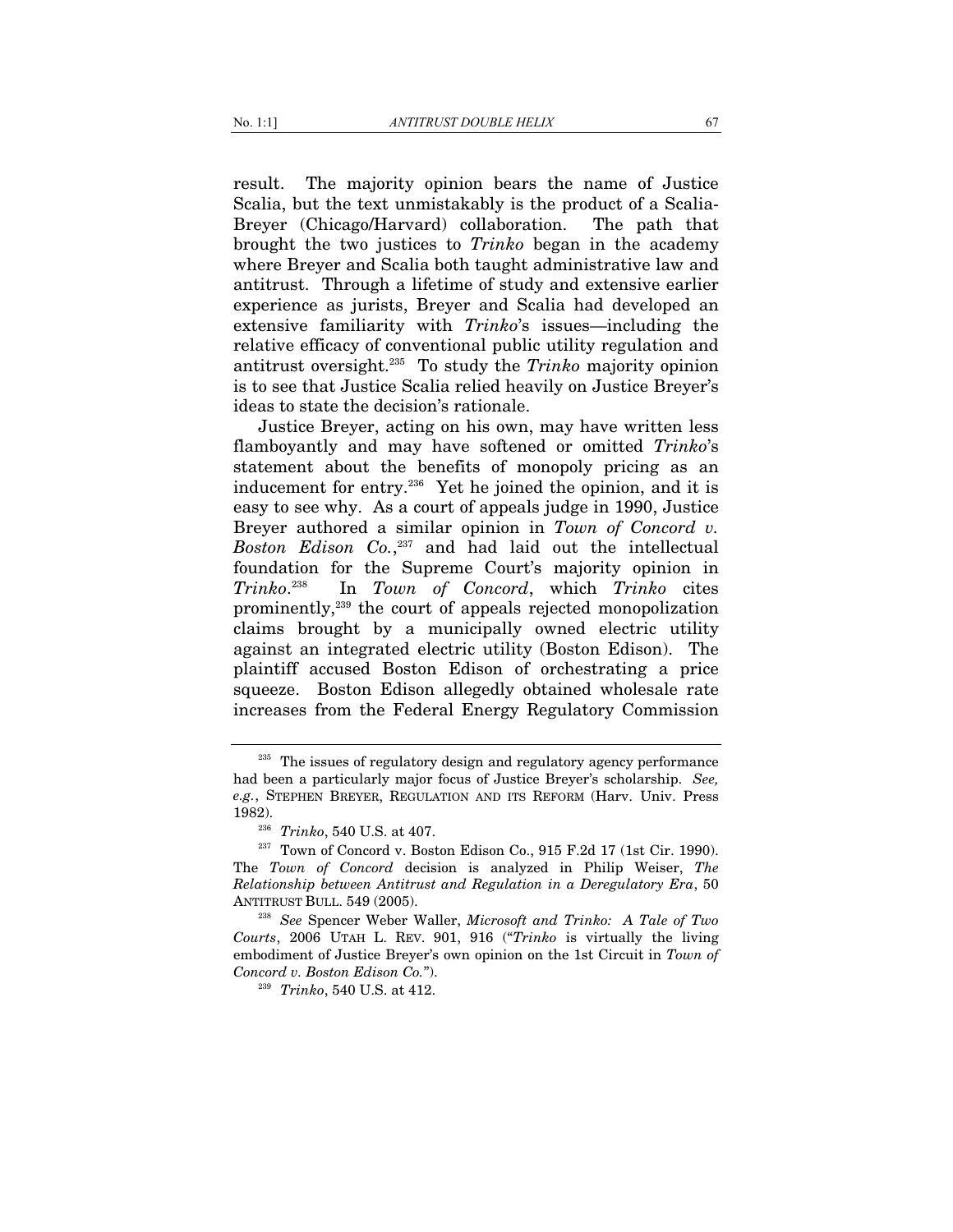result. The majority opinion bears the name of Justice Scalia, but the text unmistakably is the product of a Scalia-Breyer (Chicago/Harvard) collaboration. The path that brought the two justices to *Trinko* began in the academy where Breyer and Scalia both taught administrative law and antitrust. Through a lifetime of study and extensive earlier experience as jurists, Breyer and Scalia had developed an extensive familiarity with *Trinko*'s issues—including the relative efficacy of conventional public utility regulation and antitrust oversight.[235] To study the *Trinko* majority opinion is to see that Justice Scalia relied heavily on Justice Breyer's ideas to state the decision's rationale.

Justice Breyer, acting on his own, may have written less flamboyantly and may have softened or omitted *Trinko*'s statement about the benefits of monopoly pricing as an inducement for entry.[236] Yet he joined the opinion, and it is easy to see why. As a court of appeals judge in 1990, Justice Breyer authored a similar opinion in *Town of Concord v. Boston Edison Co.*,[237] and had laid out the intellectual foundation for the Supreme Court's majority opinion in *Trinko*.[238] In *Town of Concord*, which *Trinko* cites prominently,[239] the court of appeals rejected monopolization claims brought by a municipally owned electric utility against an integrated electric utility (Boston Edison). The plaintiff accused Boston Edison of orchestrating a price squeeze. Boston Edison allegedly obtained wholesale rate increases from the Federal Energy Regulatory Commission

---

[235] The issues of regulatory design and regulatory agency performance had been a particularly major focus of Justice Breyer's scholarship. *See, e.g.*, STEPHEN BREYER, REGULATION AND ITS REFORM (Harv. Univ. Press 1982).

[236] *Trinko*, 540 U.S. at 407.

[237] Town of Concord v. Boston Edison Co., 915 F.2d 17 (1st Cir. 1990). The *Town of Concord* decision is analyzed in Philip Weiser, *The Relationship between Antitrust and Regulation in a Deregulatory Era*, 50 ANTITRUST BULL. 549 (2005).

[238] *See* Spencer Weber Waller, *Microsoft and Trinko: A Tale of Two Courts*, 2006 UTAH L. REV. 901, 916 ("*Trinko* is virtually the living embodiment of Justice Breyer's own opinion on the 1st Circuit in *Town of Concord v. Boston Edison Co.*").

[239] *Trinko*, 540 U.S. at 412.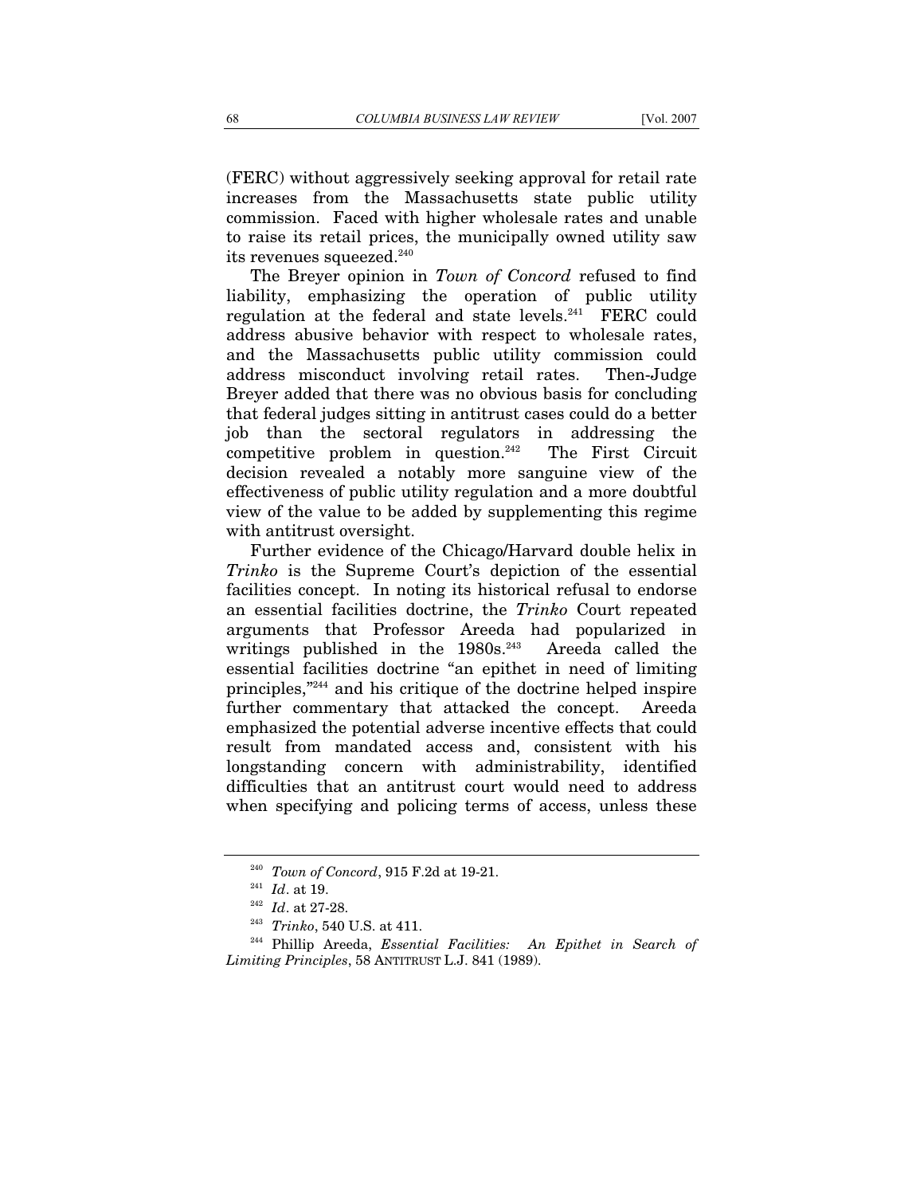(FERC) without aggressively seeking approval for retail rate increases from the Massachusetts state public utility commission. Faced with higher wholesale rates and unable to raise its retail prices, the municipally owned utility saw its revenues squeezed.[240]

The Breyer opinion in *Town of Concord* refused to find liability, emphasizing the operation of public utility regulation at the federal and state levels.[241] FERC could address abusive behavior with respect to wholesale rates, and the Massachusetts public utility commission could address misconduct involving retail rates. Then-Judge Breyer added that there was no obvious basis for concluding that federal judges sitting in antitrust cases could do a better job than the sectoral regulators in addressing the competitive problem in question.[242] The First Circuit decision revealed a notably more sanguine view of the effectiveness of public utility regulation and a more doubtful view of the value to be added by supplementing this regime with antitrust oversight.

Further evidence of the Chicago/Harvard double helix in *Trinko* is the Supreme Court's depiction of the essential facilities concept. In noting its historical refusal to endorse an essential facilities doctrine, the *Trinko* Court repeated arguments that Professor Areeda had popularized in writings published in the 1980s.[243] Areeda called the essential facilities doctrine "an epithet in need of limiting principles,"[244] and his critique of the doctrine helped inspire further commentary that attacked the concept. Areeda emphasized the potential adverse incentive effects that could result from mandated access and, consistent with his longstanding concern with administrability, identified difficulties that an antitrust court would need to address when specifying and policing terms of access, unless these

---

[240] *Town of Concord*, 915 F.2d at 19-21.

[241] *Id*. at 19.

[242] *Id*. at 27-28.

[243] *Trinko*, 540 U.S. at 411.

[244] Phillip Areeda, *Essential Facilities: An Epithet in Search of Limiting Principles*, 58 ANTITRUST L.J. 841 (1989).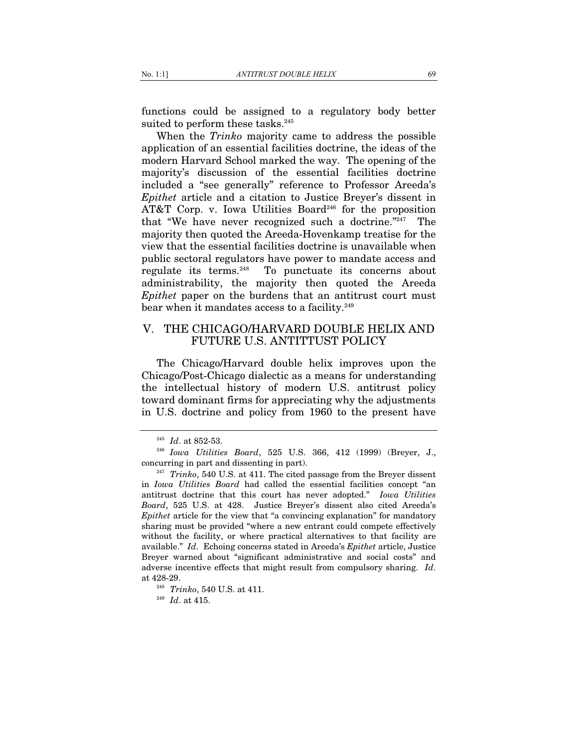functions could be assigned to a regulatory body better suited to perform these tasks.[245]

When the *Trinko* majority came to address the possible application of an essential facilities doctrine, the ideas of the modern Harvard School marked the way. The opening of the majority's discussion of the essential facilities doctrine included a "see generally" reference to Professor Areeda's *Epithet* article and a citation to Justice Breyer's dissent in AT&T Corp. v. Iowa Utilities Board[246] for the proposition that "We have never recognized such a doctrine."[247] The majority then quoted the Areeda-Hovenkamp treatise for the view that the essential facilities doctrine is unavailable when public sectoral regulators have power to mandate access and regulate its terms.[248] To punctuate its concerns about administrability, the majority then quoted the Areeda *Epithet* paper on the burdens that an antitrust court must bear when it mandates access to a facility.[249]

## V. THE CHICAGO/HARVARD DOUBLE HELIX AND FUTURE U.S. ANTITTUST POLICY

The Chicago/Harvard double helix improves upon the Chicago/Post-Chicago dialectic as a means for understanding the intellectual history of modern U.S. antitrust policy toward dominant firms for appreciating why the adjustments in U.S. doctrine and policy from 1960 to the present have

---

[245] *Id*. at 852-53.

[246] *Iowa Utilities Board*, 525 U.S. 366, 412 (1999) (Breyer, J., concurring in part and dissenting in part).

[247] *Trinko*, 540 U.S. at 411. The cited passage from the Breyer dissent in *Iowa Utilities Board* had called the essential facilities concept "an antitrust doctrine that this court has never adopted." *Iowa Utilities Board*, 525 U.S. at 428. Justice Breyer's dissent also cited Areeda's *Epithet* article for the view that "a convincing explanation" for mandatory sharing must be provided "where a new entrant could compete effectively without the facility, or where practical alternatives to that facility are available." *Id*. Echoing concerns stated in Areeda's *Epithet* article, Justice Breyer warned about "significant administrative and social costs" and adverse incentive effects that might result from compulsory sharing. *Id*. at 428-29.

[248] *Trinko*, 540 U.S. at 411.

[249] *Id*. at 415.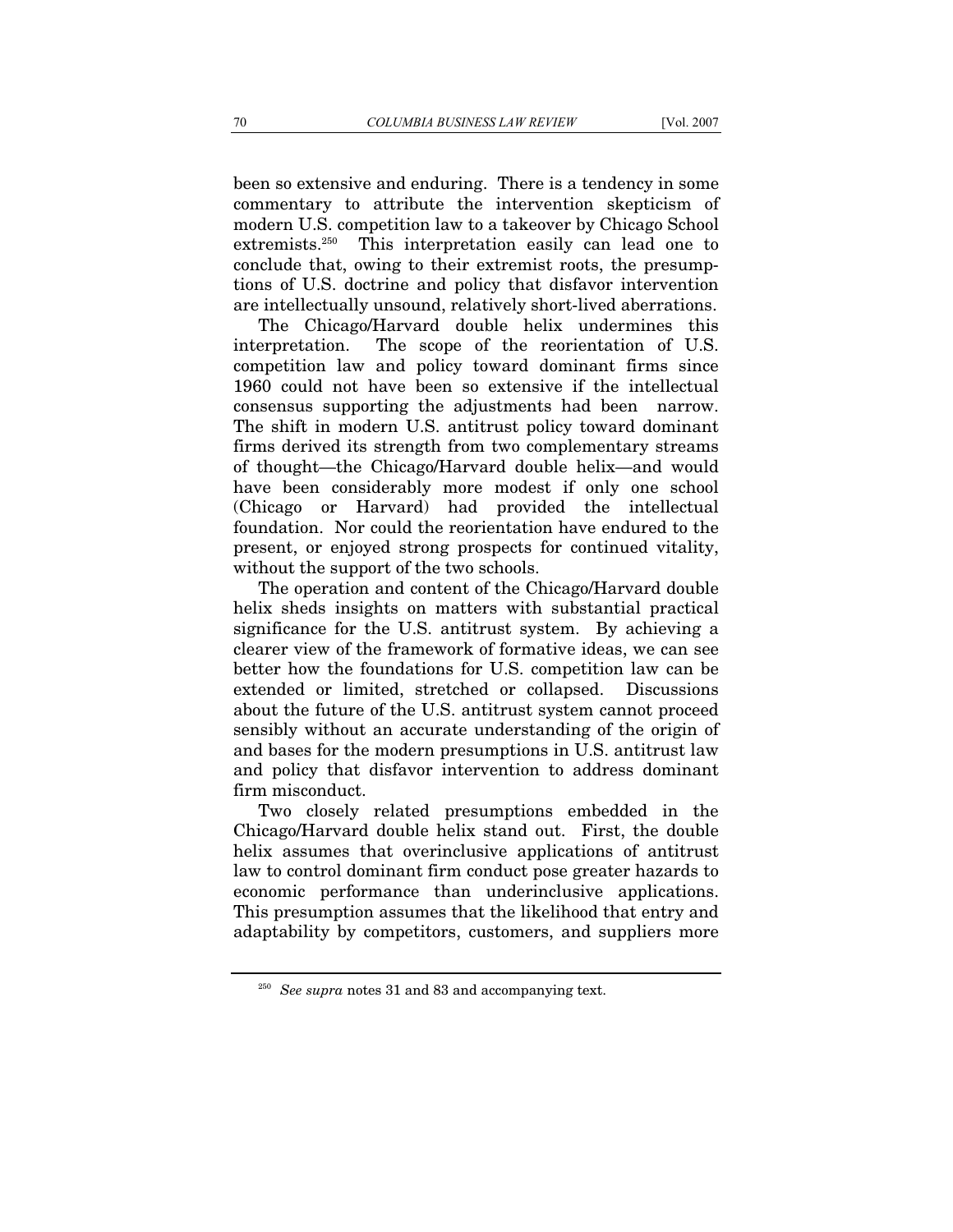been so extensive and enduring. There is a tendency in some commentary to attribute the intervention skepticism of modern U.S. competition law to a takeover by Chicago School extremists.[250] This interpretation easily can lead one to conclude that, owing to their extremist roots, the presumptions of U.S. doctrine and policy that disfavor intervention are intellectually unsound, relatively short-lived aberrations.

The Chicago/Harvard double helix undermines this interpretation. The scope of the reorientation of U.S. competition law and policy toward dominant firms since 1960 could not have been so extensive if the intellectual consensus supporting the adjustments had been narrow. The shift in modern U.S. antitrust policy toward dominant firms derived its strength from two complementary streams of thought—the Chicago/Harvard double helix—and would have been considerably more modest if only one school (Chicago or Harvard) had provided the intellectual foundation. Nor could the reorientation have endured to the present, or enjoyed strong prospects for continued vitality, without the support of the two schools.

The operation and content of the Chicago/Harvard double helix sheds insights on matters with substantial practical significance for the U.S. antitrust system. By achieving a clearer view of the framework of formative ideas, we can see better how the foundations for U.S. competition law can be extended or limited, stretched or collapsed. Discussions about the future of the U.S. antitrust system cannot proceed sensibly without an accurate understanding of the origin of and bases for the modern presumptions in U.S. antitrust law and policy that disfavor intervention to address dominant firm misconduct.

Two closely related presumptions embedded in the Chicago/Harvard double helix stand out. First, the double helix assumes that overinclusive applications of antitrust law to control dominant firm conduct pose greater hazards to economic performance than underinclusive applications. This presumption assumes that the likelihood that entry and adaptability by competitors, customers, and suppliers more

[250] *See supra* notes 31 and 83 and accompanying text.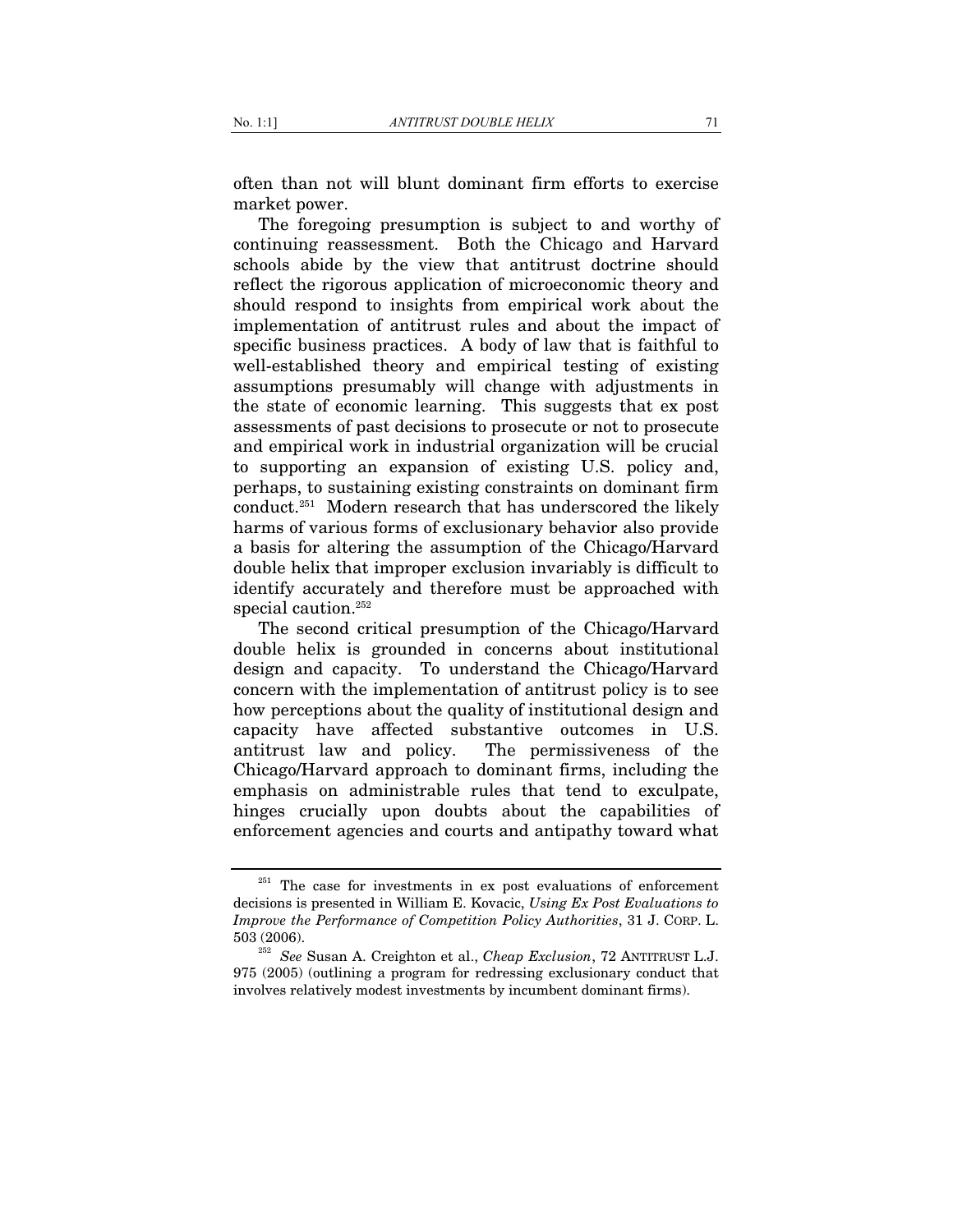often than not will blunt dominant firm efforts to exercise market power.

The foregoing presumption is subject to and worthy of continuing reassessment. Both the Chicago and Harvard schools abide by the view that antitrust doctrine should reflect the rigorous application of microeconomic theory and should respond to insights from empirical work about the implementation of antitrust rules and about the impact of specific business practices. A body of law that is faithful to well-established theory and empirical testing of existing assumptions presumably will change with adjustments in the state of economic learning. This suggests that ex post assessments of past decisions to prosecute or not to prosecute and empirical work in industrial organization will be crucial to supporting an expansion of existing U.S. policy and, perhaps, to sustaining existing constraints on dominant firm conduct.[251] Modern research that has underscored the likely harms of various forms of exclusionary behavior also provide a basis for altering the assumption of the Chicago/Harvard double helix that improper exclusion invariably is difficult to identify accurately and therefore must be approached with special caution.[252]

The second critical presumption of the Chicago/Harvard double helix is grounded in concerns about institutional design and capacity. To understand the Chicago/Harvard concern with the implementation of antitrust policy is to see how perceptions about the quality of institutional design and capacity have affected substantive outcomes in U.S. antitrust law and policy. The permissiveness of the Chicago/Harvard approach to dominant firms, including the emphasis on administrable rules that tend to exculpate, hinges crucially upon doubts about the capabilities of enforcement agencies and courts and antipathy toward what

---

[251] The case for investments in ex post evaluations of enforcement decisions is presented in William E. Kovacic, *Using Ex Post Evaluations to Improve the Performance of Competition Policy Authorities*, 31 J. CORP. L. 503 (2006).

[252] *See* Susan A. Creighton et al., *Cheap Exclusion*, 72 ANTITRUST L.J. 975 (2005) (outlining a program for redressing exclusionary conduct that involves relatively modest investments by incumbent dominant firms).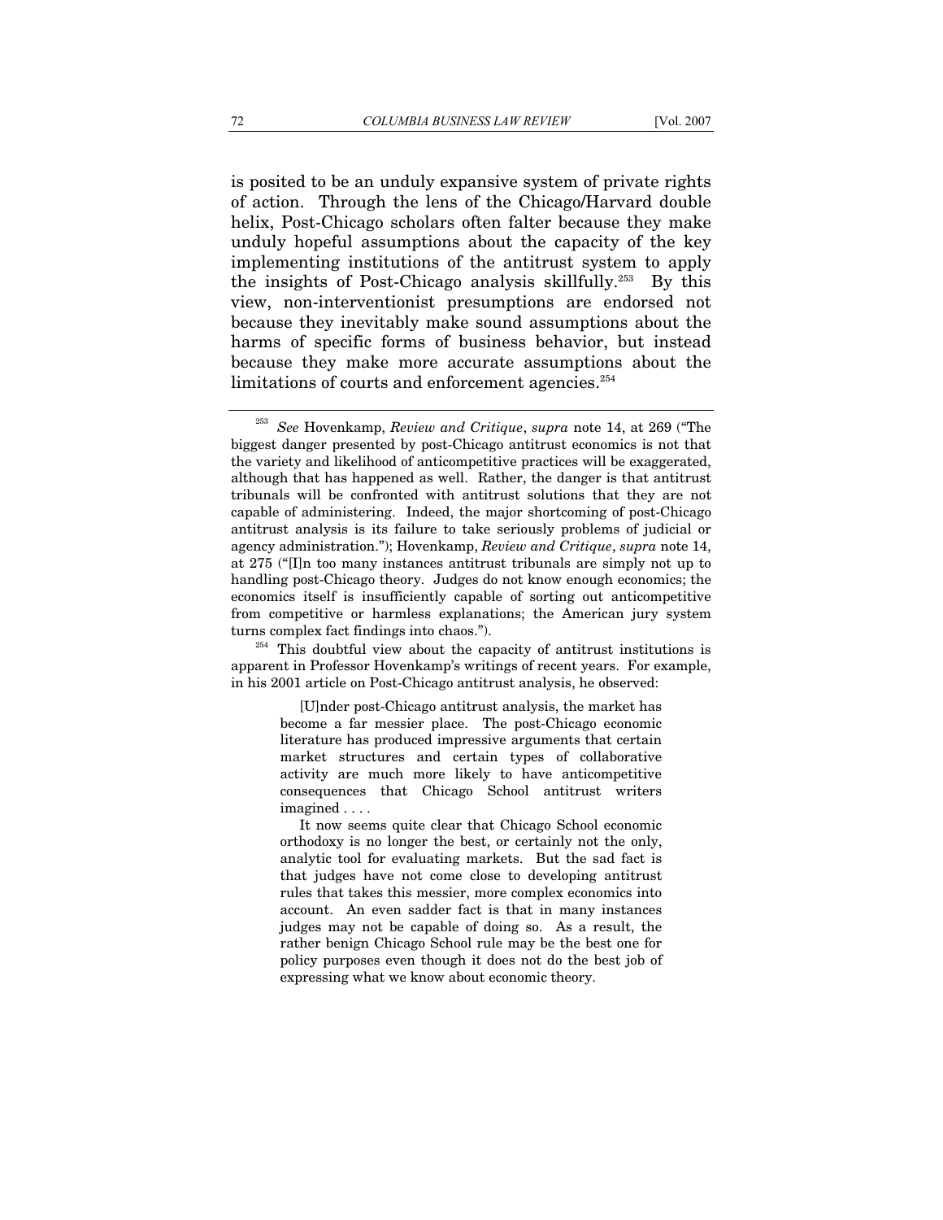is posited to be an unduly expansive system of private rights of action. Through the lens of the Chicago/Harvard double helix, Post-Chicago scholars often falter because they make unduly hopeful assumptions about the capacity of the key implementing institutions of the antitrust system to apply the insights of Post-Chicago analysis skillfully.[253] By this view, non-interventionist presumptions are endorsed not because they inevitably make sound assumptions about the harms of specific forms of business behavior, but instead because they make more accurate assumptions about the limitations of courts and enforcement agencies.[254]

---

[253] *See* Hovenkamp, *Review and Critique*, *supra* note 14, at 269 ("The biggest danger presented by post-Chicago antitrust economics is not that the variety and likelihood of anticompetitive practices will be exaggerated, although that has happened as well. Rather, the danger is that antitrust tribunals will be confronted with antitrust solutions that they are not capable of administering. Indeed, the major shortcoming of post-Chicago antitrust analysis is its failure to take seriously problems of judicial or agency administration."); Hovenkamp, *Review and Critique*, *supra* note 14, at 275 ("[I]n too many instances antitrust tribunals are simply not up to handling post-Chicago theory. Judges do not know enough economics; the economics itself is insufficiently capable of sorting out anticompetitive from competitive or harmless explanations; the American jury system turns complex fact findings into chaos.").

[254] This doubtful view about the capacity of antitrust institutions is apparent in Professor Hovenkamp's writings of recent years. For example, in his 2001 article on Post-Chicago antitrust analysis, he observed:

> [U]nder post-Chicago antitrust analysis, the market has become a far messier place. The post-Chicago economic literature has produced impressive arguments that certain market structures and certain types of collaborative activity are much more likely to have anticompetitive consequences that Chicago School antitrust writers imagined . . . .
>
> It now seems quite clear that Chicago School economic orthodoxy is no longer the best, or certainly not the only, analytic tool for evaluating markets. But the sad fact is that judges have not come close to developing antitrust rules that takes this messier, more complex economics into account. An even sadder fact is that in many instances judges may not be capable of doing so. As a result, the rather benign Chicago School rule may be the best one for policy purposes even though it does not do the best job of expressing what we know about economic theory.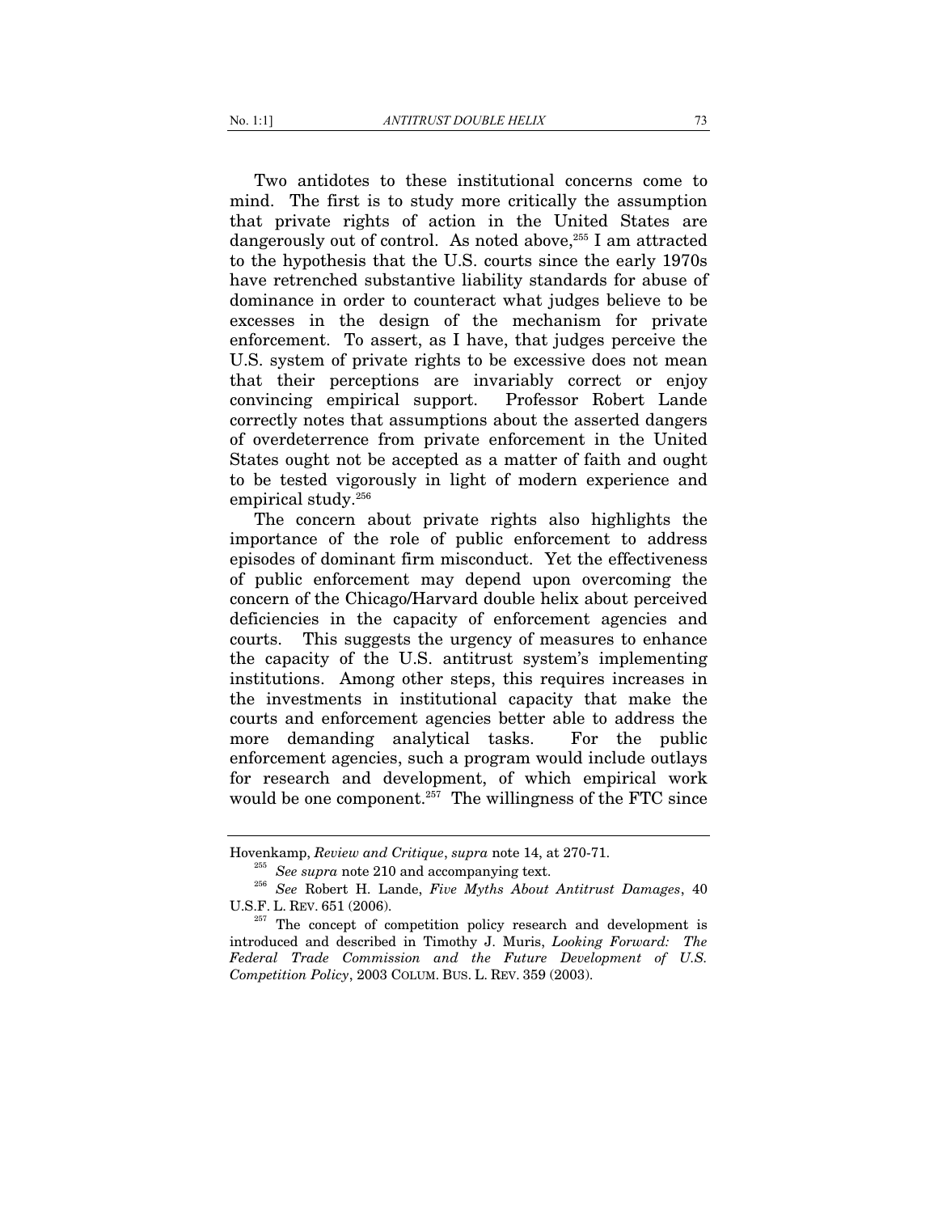Two antidotes to these institutional concerns come to mind. The first is to study more critically the assumption that private rights of action in the United States are dangerously out of control. As noted above,[255] I am attracted to the hypothesis that the U.S. courts since the early 1970s have retrenched substantive liability standards for abuse of dominance in order to counteract what judges believe to be excesses in the design of the mechanism for private enforcement. To assert, as I have, that judges perceive the U.S. system of private rights to be excessive does not mean that their perceptions are invariably correct or enjoy convincing empirical support. Professor Robert Lande correctly notes that assumptions about the asserted dangers of overdeterrence from private enforcement in the United States ought not be accepted as a matter of faith and ought to be tested vigorously in light of modern experience and empirical study.[256]

The concern about private rights also highlights the importance of the role of public enforcement to address episodes of dominant firm misconduct. Yet the effectiveness of public enforcement may depend upon overcoming the concern of the Chicago/Harvard double helix about perceived deficiencies in the capacity of enforcement agencies and courts. This suggests the urgency of measures to enhance the capacity of the U.S. antitrust system's implementing institutions. Among other steps, this requires increases in the investments in institutional capacity that make the courts and enforcement agencies better able to address the more demanding analytical tasks. For the public enforcement agencies, such a program would include outlays for research and development, of which empirical work would be one component.[257] The willingness of the FTC since

---

Hovenkamp, *Review and Critique*, *supra* note 14, at 270-71.

[255] *See supra* note 210 and accompanying text.

[256] *See* Robert H. Lande, *Five Myths About Antitrust Damages*, 40 U.S.F. L. REV. 651 (2006).

[257] The concept of competition policy research and development is introduced and described in Timothy J. Muris, *Looking Forward: The Federal Trade Commission and the Future Development of U.S. Competition Policy*, 2003 COLUM. BUS. L. REV. 359 (2003).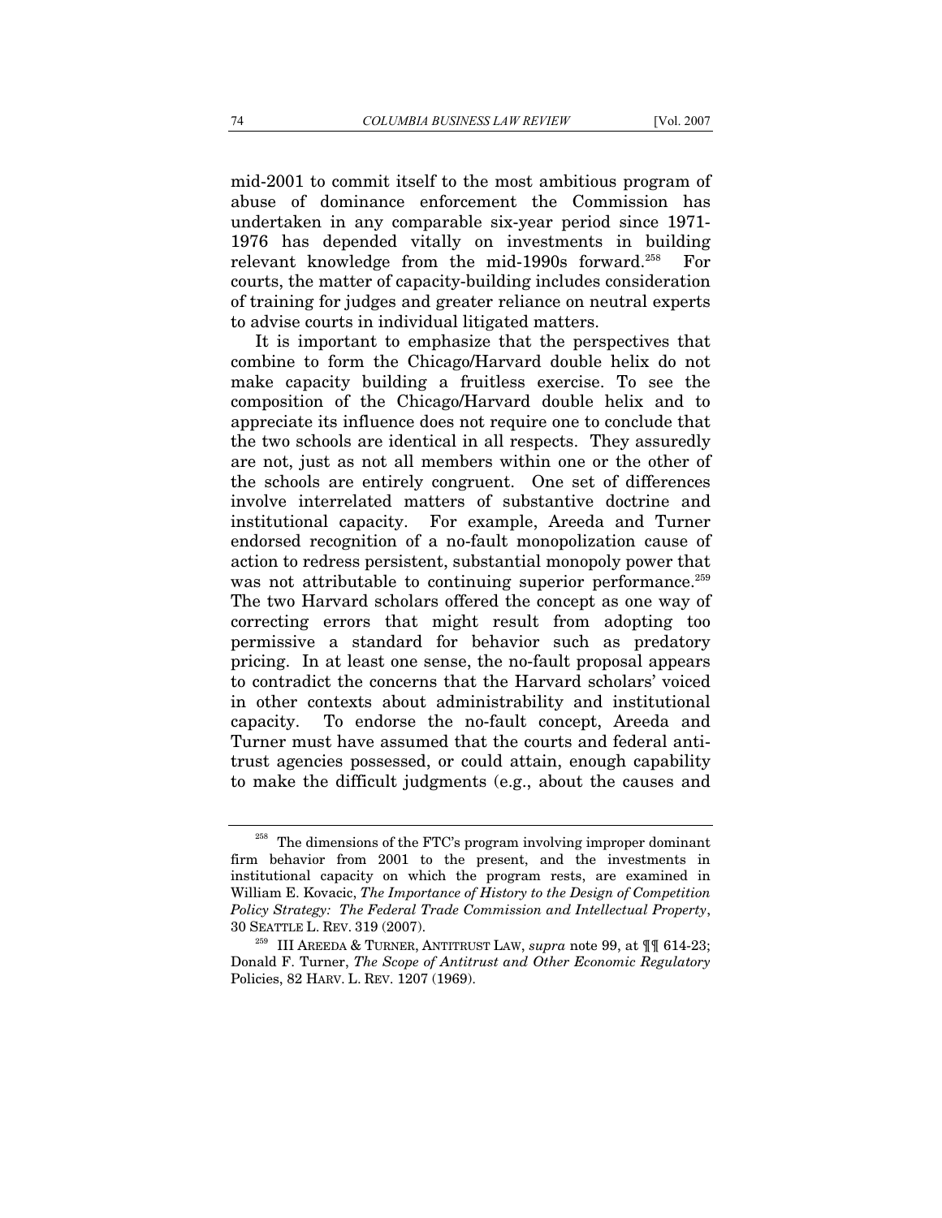mid-2001 to commit itself to the most ambitious program of abuse of dominance enforcement the Commission has undertaken in any comparable six-year period since 1971-1976 has depended vitally on investments in building relevant knowledge from the mid-1990s forward.[258] For courts, the matter of capacity-building includes consideration of training for judges and greater reliance on neutral experts to advise courts in individual litigated matters.

It is important to emphasize that the perspectives that combine to form the Chicago/Harvard double helix do not make capacity building a fruitless exercise. To see the composition of the Chicago/Harvard double helix and to appreciate its influence does not require one to conclude that the two schools are identical in all respects. They assuredly are not, just as not all members within one or the other of the schools are entirely congruent. One set of differences involve interrelated matters of substantive doctrine and institutional capacity. For example, Areeda and Turner endorsed recognition of a no-fault monopolization cause of action to redress persistent, substantial monopoly power that was not attributable to continuing superior performance.[259] The two Harvard scholars offered the concept as one way of correcting errors that might result from adopting too permissive a standard for behavior such as predatory pricing. In at least one sense, the no-fault proposal appears to contradict the concerns that the Harvard scholars' voiced in other contexts about administrability and institutional capacity. To endorse the no-fault concept, Areeda and Turner must have assumed that the courts and federal antitrust agencies possessed, or could attain, enough capability to make the difficult judgments (e.g., about the causes and

---

[258] The dimensions of the FTC's program involving improper dominant firm behavior from 2001 to the present, and the investments in institutional capacity on which the program rests, are examined in William E. Kovacic, *The Importance of History to the Design of Competition Policy Strategy: The Federal Trade Commission and Intellectual Property*, 30 SEATTLE L. REV. 319 (2007).

[259] III AREEDA & TURNER, ANTITRUST LAW, *supra* note 99, at ¶¶ 614-23; Donald F. Turner, *The Scope of Antitrust and Other Economic Regulatory* Policies, 82 HARV. L. REV. 1207 (1969).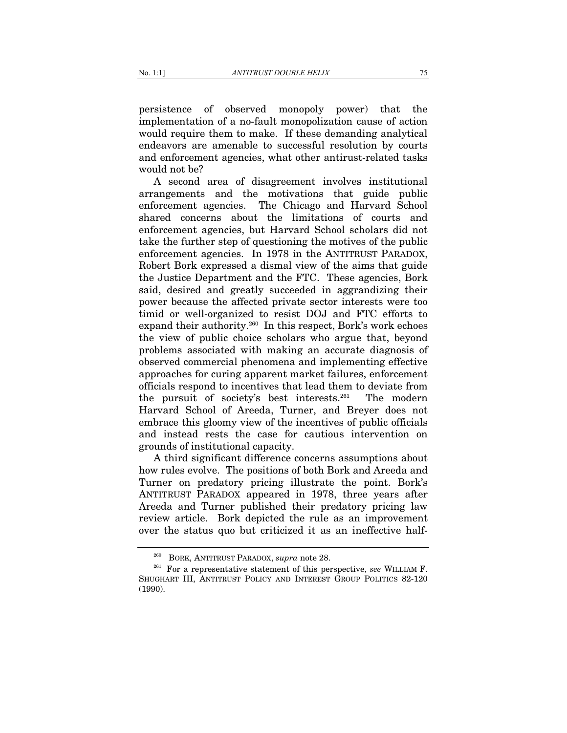persistence of observed monopoly power) that the implementation of a no-fault monopolization cause of action would require them to make. If these demanding analytical endeavors are amenable to successful resolution by courts and enforcement agencies, what other antirust-related tasks would not be?

A second area of disagreement involves institutional arrangements and the motivations that guide public enforcement agencies. The Chicago and Harvard School shared concerns about the limitations of courts and enforcement agencies, but Harvard School scholars did not take the further step of questioning the motives of the public enforcement agencies. In 1978 in the ANTITRUST PARADOX, Robert Bork expressed a dismal view of the aims that guide the Justice Department and the FTC. These agencies, Bork said, desired and greatly succeeded in aggrandizing their power because the affected private sector interests were too timid or well-organized to resist DOJ and FTC efforts to expand their authority.[260] In this respect, Bork's work echoes the view of public choice scholars who argue that, beyond problems associated with making an accurate diagnosis of observed commercial phenomena and implementing effective approaches for curing apparent market failures, enforcement officials respond to incentives that lead them to deviate from the pursuit of society's best interests.[261] The modern Harvard School of Areeda, Turner, and Breyer does not embrace this gloomy view of the incentives of public officials and instead rests the case for cautious intervention on grounds of institutional capacity.

A third significant difference concerns assumptions about how rules evolve. The positions of both Bork and Areeda and Turner on predatory pricing illustrate the point. Bork's ANTITRUST PARADOX appeared in 1978, three years after Areeda and Turner published their predatory pricing law review article. Bork depicted the rule as an improvement over the status quo but criticized it as an ineffective half-

---

[260] BORK, ANTITRUST PARADOX, *supra* note 28.

[261] For a representative statement of this perspective, *see* WILLIAM F. SHUGHART III, ANTITRUST POLICY AND INTEREST GROUP POLITICS 82-120 (1990).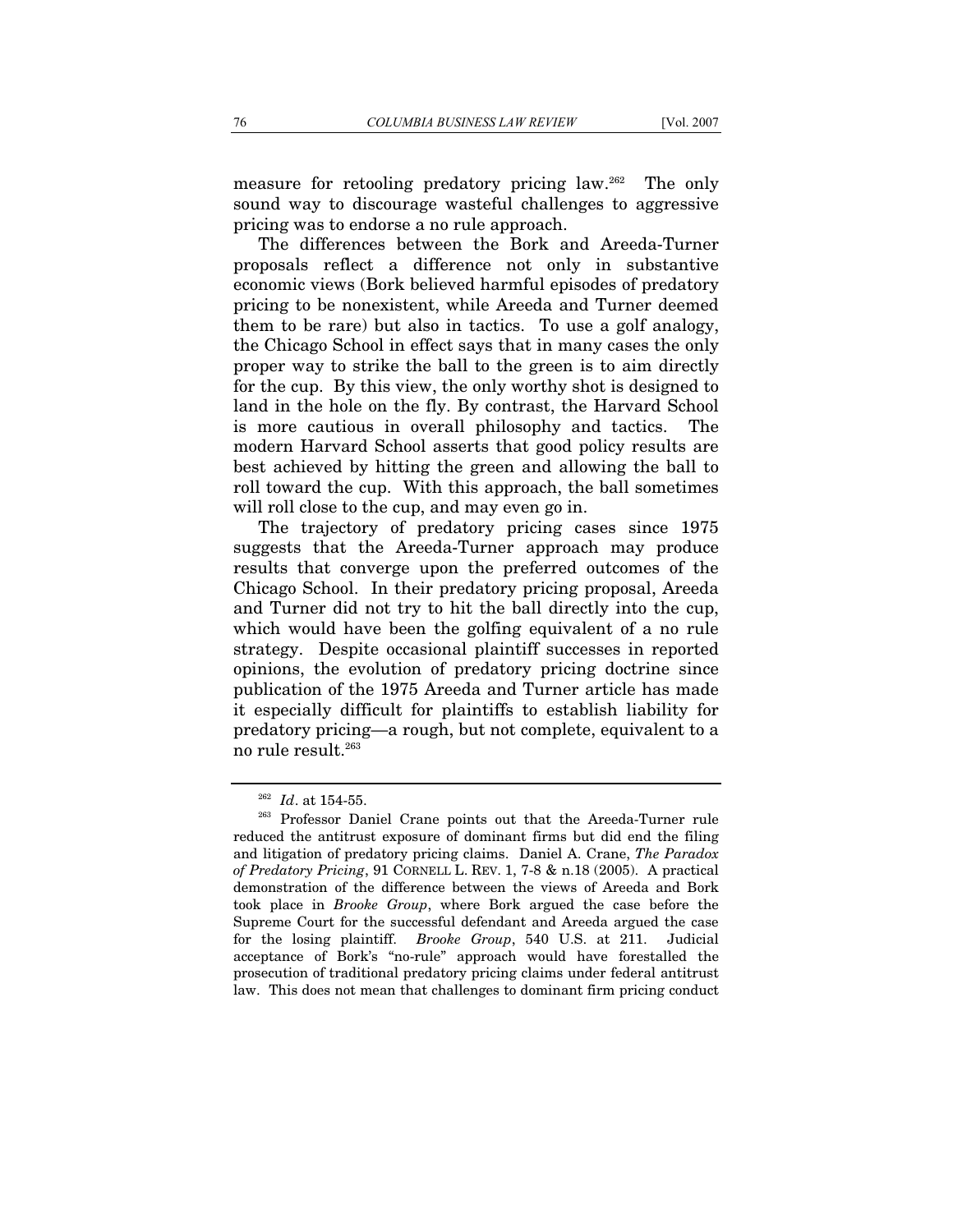measure for retooling predatory pricing law.[262] The only sound way to discourage wasteful challenges to aggressive pricing was to endorse a no rule approach.

The differences between the Bork and Areeda-Turner proposals reflect a difference not only in substantive economic views (Bork believed harmful episodes of predatory pricing to be nonexistent, while Areeda and Turner deemed them to be rare) but also in tactics. To use a golf analogy, the Chicago School in effect says that in many cases the only proper way to strike the ball to the green is to aim directly for the cup. By this view, the only worthy shot is designed to land in the hole on the fly. By contrast, the Harvard School is more cautious in overall philosophy and tactics. The modern Harvard School asserts that good policy results are best achieved by hitting the green and allowing the ball to roll toward the cup. With this approach, the ball sometimes will roll close to the cup, and may even go in.

The trajectory of predatory pricing cases since 1975 suggests that the Areeda-Turner approach may produce results that converge upon the preferred outcomes of the Chicago School. In their predatory pricing proposal, Areeda and Turner did not try to hit the ball directly into the cup, which would have been the golfing equivalent of a no rule strategy. Despite occasional plaintiff successes in reported opinions, the evolution of predatory pricing doctrine since publication of the 1975 Areeda and Turner article has made it especially difficult for plaintiffs to establish liability for predatory pricing—a rough, but not complete, equivalent to a no rule result.[263]

---

[262] *Id*. at 154-55.

[263] Professor Daniel Crane points out that the Areeda-Turner rule reduced the antitrust exposure of dominant firms but did end the filing and litigation of predatory pricing claims. Daniel A. Crane, *The Paradox of Predatory Pricing*, 91 CORNELL L. REV. 1, 7-8 & n.18 (2005). A practical demonstration of the difference between the views of Areeda and Bork took place in *Brooke Group*, where Bork argued the case before the Supreme Court for the successful defendant and Areeda argued the case for the losing plaintiff. *Brooke Group*, 540 U.S. at 211. Judicial acceptance of Bork's "no-rule" approach would have forestalled the prosecution of traditional predatory pricing claims under federal antitrust law. This does not mean that challenges to dominant firm pricing conduct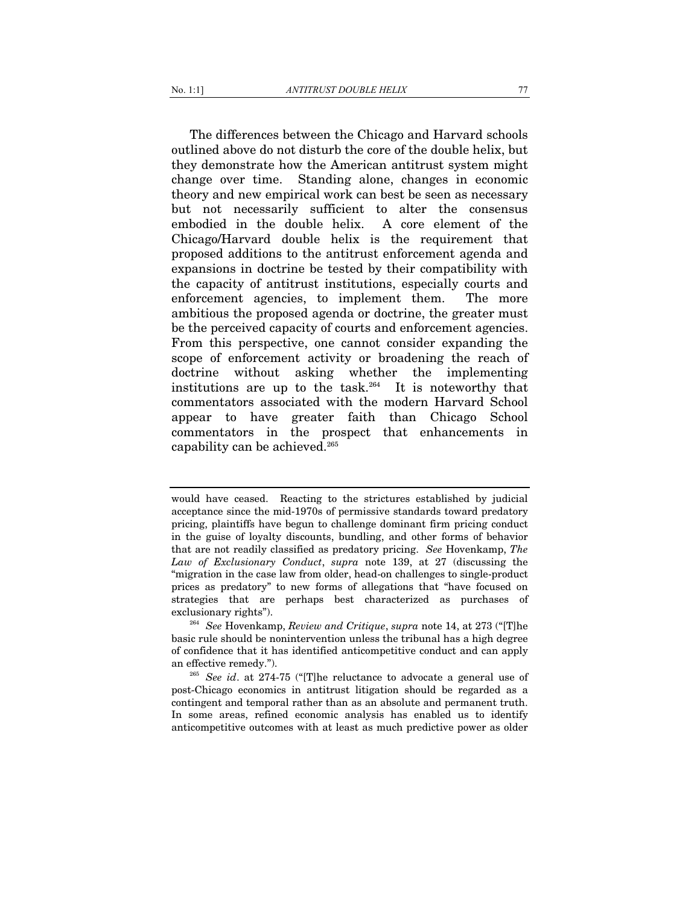The differences between the Chicago and Harvard schools outlined above do not disturb the core of the double helix, but they demonstrate how the American antitrust system might change over time. Standing alone, changes in economic theory and new empirical work can best be seen as necessary but not necessarily sufficient to alter the consensus embodied in the double helix. A core element of the Chicago/Harvard double helix is the requirement that proposed additions to the antitrust enforcement agenda and expansions in doctrine be tested by their compatibility with the capacity of antitrust institutions, especially courts and enforcement agencies, to implement them. The more ambitious the proposed agenda or doctrine, the greater must be the perceived capacity of courts and enforcement agencies. From this perspective, one cannot consider expanding the scope of enforcement activity or broadening the reach of doctrine without asking whether the implementing institutions are up to the task.[264] It is noteworthy that commentators associated with the modern Harvard School appear to have greater faith than Chicago School commentators in the prospect that enhancements in capability can be achieved.[265]

---

would have ceased. Reacting to the strictures established by judicial acceptance since the mid-1970s of permissive standards toward predatory pricing, plaintiffs have begun to challenge dominant firm pricing conduct in the guise of loyalty discounts, bundling, and other forms of behavior that are not readily classified as predatory pricing. *See* Hovenkamp, *The Law of Exclusionary Conduct*, *supra* note 139, at 27 (discussing the "migration in the case law from older, head-on challenges to single-product prices as predatory" to new forms of allegations that "have focused on strategies that are perhaps best characterized as purchases of exclusionary rights").

[264] *See* Hovenkamp, *Review and Critique*, *supra* note 14, at 273 ("[T]he basic rule should be nonintervention unless the tribunal has a high degree of confidence that it has identified anticompetitive conduct and can apply an effective remedy.").

[265] *See id*. at 274-75 ("[T]he reluctance to advocate a general use of post-Chicago economics in antitrust litigation should be regarded as a contingent and temporal rather than as an absolute and permanent truth. In some areas, refined economic analysis has enabled us to identify anticompetitive outcomes with at least as much predictive power as older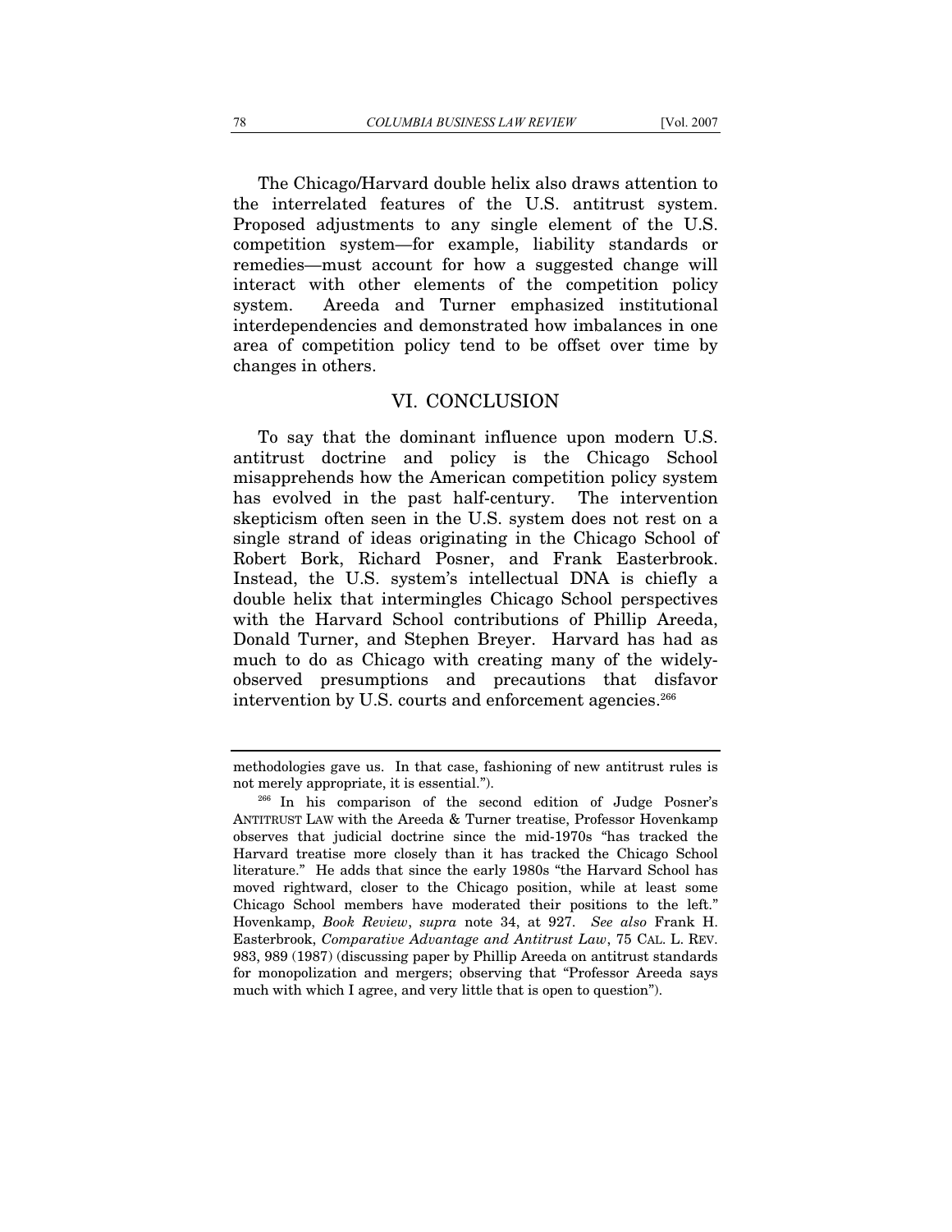The Chicago/Harvard double helix also draws attention to the interrelated features of the U.S. antitrust system. Proposed adjustments to any single element of the U.S. competition system—for example, liability standards or remedies—must account for how a suggested change will interact with other elements of the competition policy system. Areeda and Turner emphasized institutional interdependencies and demonstrated how imbalances in one area of competition policy tend to be offset over time by changes in others.

## VI. CONCLUSION

To say that the dominant influence upon modern U.S. antitrust doctrine and policy is the Chicago School misapprehends how the American competition policy system has evolved in the past half-century. The intervention skepticism often seen in the U.S. system does not rest on a single strand of ideas originating in the Chicago School of Robert Bork, Richard Posner, and Frank Easterbrook. Instead, the U.S. system's intellectual DNA is chiefly a double helix that intermingles Chicago School perspectives with the Harvard School contributions of Phillip Areeda, Donald Turner, and Stephen Breyer. Harvard has had as much to do as Chicago with creating many of the widely-observed presumptions and precautions that disfavor intervention by U.S. courts and enforcement agencies.[266]

---

methodologies gave us. In that case, fashioning of new antitrust rules is not merely appropriate, it is essential.").

[266] In his comparison of the second edition of Judge Posner's ANTITRUST LAW with the Areeda & Turner treatise, Professor Hovenkamp observes that judicial doctrine since the mid-1970s "has tracked the Harvard treatise more closely than it has tracked the Chicago School literature." He adds that since the early 1980s "the Harvard School has moved rightward, closer to the Chicago position, while at least some Chicago School members have moderated their positions to the left." Hovenkamp, *Book Review*, *supra* note 34, at 927. *See also* Frank H. Easterbrook, *Comparative Advantage and Antitrust Law*, 75 CAL. L. REV. 983, 989 (1987) (discussing paper by Phillip Areeda on antitrust standards for monopolization and mergers; observing that "Professor Areeda says much with which I agree, and very little that is open to question").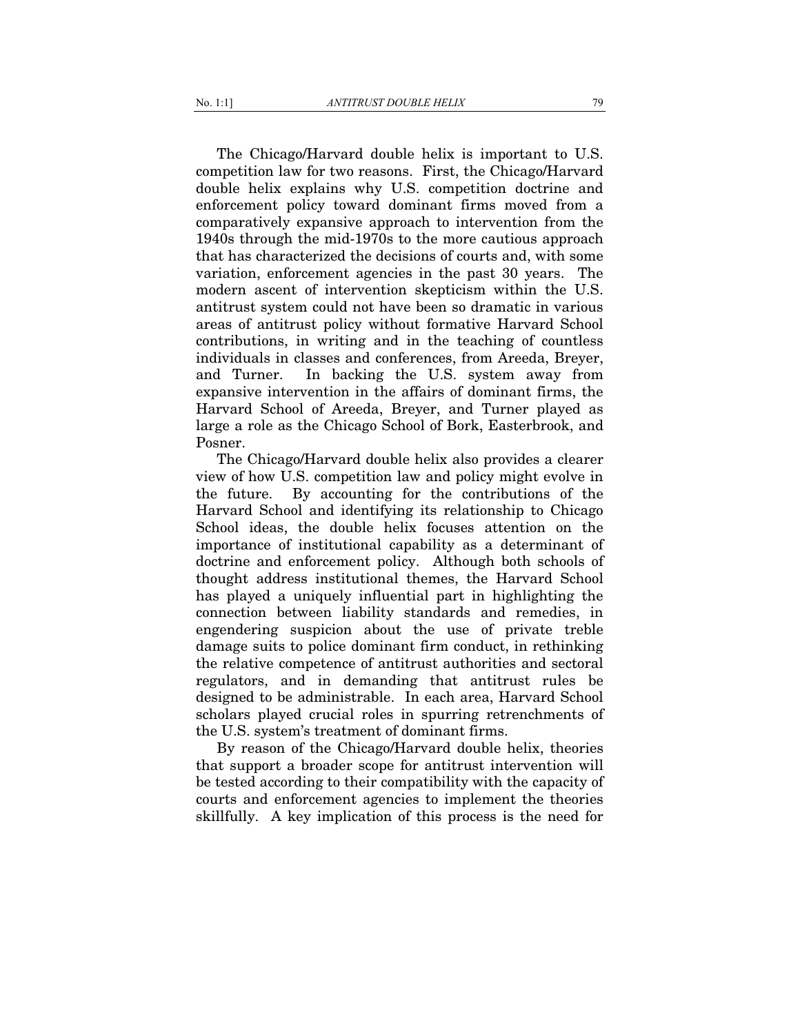The Chicago/Harvard double helix is important to U.S. competition law for two reasons. First, the Chicago/Harvard double helix explains why U.S. competition doctrine and enforcement policy toward dominant firms moved from a comparatively expansive approach to intervention from the 1940s through the mid-1970s to the more cautious approach that has characterized the decisions of courts and, with some variation, enforcement agencies in the past 30 years. The modern ascent of intervention skepticism within the U.S. antitrust system could not have been so dramatic in various areas of antitrust policy without formative Harvard School contributions, in writing and in the teaching of countless individuals in classes and conferences, from Areeda, Breyer, and Turner. In backing the U.S. system away from expansive intervention in the affairs of dominant firms, the Harvard School of Areeda, Breyer, and Turner played as large a role as the Chicago School of Bork, Easterbrook, and Posner.

The Chicago/Harvard double helix also provides a clearer view of how U.S. competition law and policy might evolve in the future. By accounting for the contributions of the Harvard School and identifying its relationship to Chicago School ideas, the double helix focuses attention on the importance of institutional capability as a determinant of doctrine and enforcement policy. Although both schools of thought address institutional themes, the Harvard School has played a uniquely influential part in highlighting the connection between liability standards and remedies, in engendering suspicion about the use of private treble damage suits to police dominant firm conduct, in rethinking the relative competence of antitrust authorities and sectoral regulators, and in demanding that antitrust rules be designed to be administrable. In each area, Harvard School scholars played crucial roles in spurring retrenchments of the U.S. system's treatment of dominant firms.

By reason of the Chicago/Harvard double helix, theories that support a broader scope for antitrust intervention will be tested according to their compatibility with the capacity of courts and enforcement agencies to implement the theories skillfully. A key implication of this process is the need for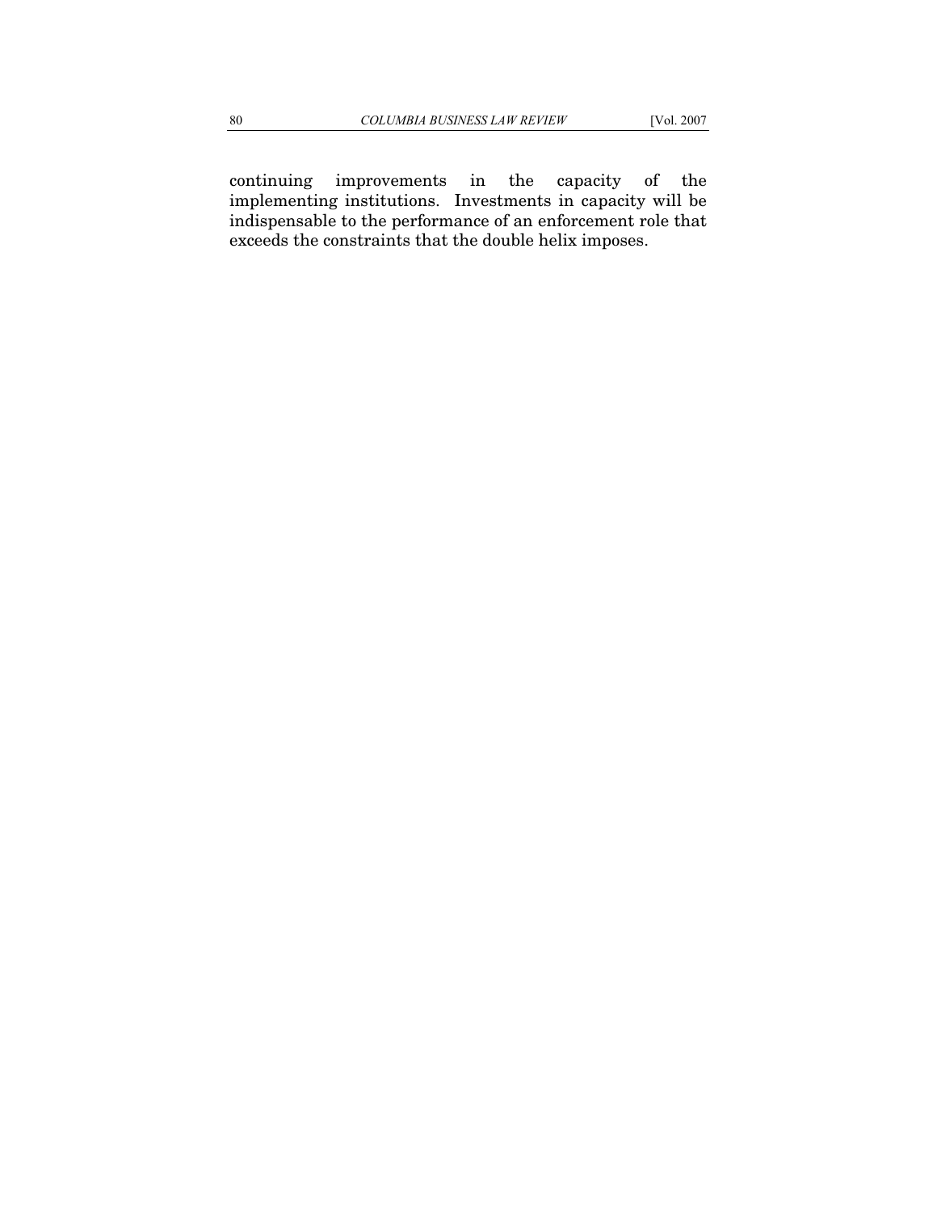continuing improvements in the capacity of the implementing institutions. Investments in capacity will be indispensable to the performance of an enforcement role that exceeds the constraints that the double helix imposes.